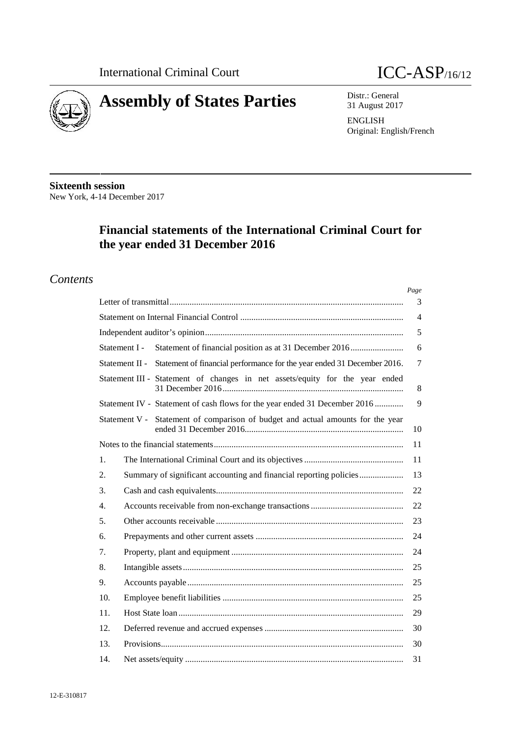International Criminal Court

ICC-ASP/16/12

# Assembly of States Parties

Distr.: General
31 August 2017

ENGLISH
Original: English/French

**Sixteenth session**
New York, 4-14 December 2017

## Financial statements of the International Criminal Court for the year ended 31 December 2016

### *Contents*

| | | Page |
|---|---|---|
| Letter of transmittal | | 3 |
| Statement on Internal Financial Control | | 4 |
| Independent auditor's opinion | | 5 |
| Statement I - | Statement of financial position as at 31 December 2016 | 6 |
| Statement II - | Statement of financial performance for the year ended 31 December 2016 | 7 |
| Statement III - | Statement of changes in net assets/equity for the year ended 31 December 2016 | 8 |
| Statement IV - | Statement of cash flows for the year ended 31 December 2016 | 9 |
| Statement V - | Statement of comparison of budget and actual amounts for the year ended 31 December 2016 | 10 |
| Notes to the financial statements | | 11 |
| 1. | The International Criminal Court and its objectives | 11 |
| 2. | Summary of significant accounting and financial reporting policies | 13 |
| 3. | Cash and cash equivalents | 22 |
| 4. | Accounts receivable from non-exchange transactions | 22 |
| 5. | Other accounts receivable | 23 |
| 6. | Prepayments and other current assets | 24 |
| 7. | Property, plant and equipment | 24 |
| 8. | Intangible assets | 25 |
| 9. | Accounts payable | 25 |
| 10. | Employee benefit liabilities | 25 |
| 11. | Host State loan | 29 |
| 12. | Deferred revenue and accrued expenses | 30 |
| 13. | Provisions | 30 |
| 14. | Net assets/equity | 31 |

12-E-310817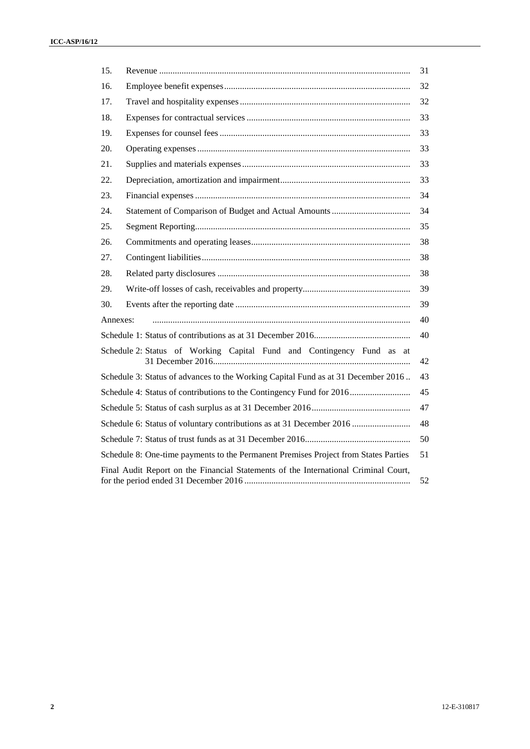| | | |
|---|---|---|
| 15. | Revenue | 31 |
| 16. | Employee benefit expenses | 32 |
| 17. | Travel and hospitality expenses | 32 |
| 18. | Expenses for contractual services | 33 |
| 19. | Expenses for counsel fees | 33 |
| 20. | Operating expenses | 33 |
| 21. | Supplies and materials expenses | 33 |
| 22. | Depreciation, amortization and impairment | 33 |
| 23. | Financial expenses | 34 |
| 24. | Statement of Comparison of Budget and Actual Amounts | 34 |
| 25. | Segment Reporting | 35 |
| 26. | Commitments and operating leases | 38 |
| 27. | Contingent liabilities | 38 |
| 28. | Related party disclosures | 38 |
| 29. | Write-off losses of cash, receivables and property | 39 |
| 30. | Events after the reporting date | 39 |
| Annexes: | | 40 |
| Schedule 1: Status of contributions as at 31 December 2016 | | 40 |
| Schedule 2: Status of Working Capital Fund and Contingency Fund as at 31 December 2016 | | 42 |
| Schedule 3: Status of advances to the Working Capital Fund as at 31 December 2016 | | 43 |
| Schedule 4: Status of contributions to the Contingency Fund for 2016 | | 45 |
| Schedule 5: Status of cash surplus as at 31 December 2016 | | 47 |
| Schedule 6: Status of voluntary contributions as at 31 December 2016 | | 48 |
| Schedule 7: Status of trust funds as at 31 December 2016 | | 50 |
| Schedule 8: One-time payments to the Permanent Premises Project from States Parties | | 51 |
| Final Audit Report on the Financial Statements of the International Criminal Court, for the period ended 31 December 2016 | | 52 |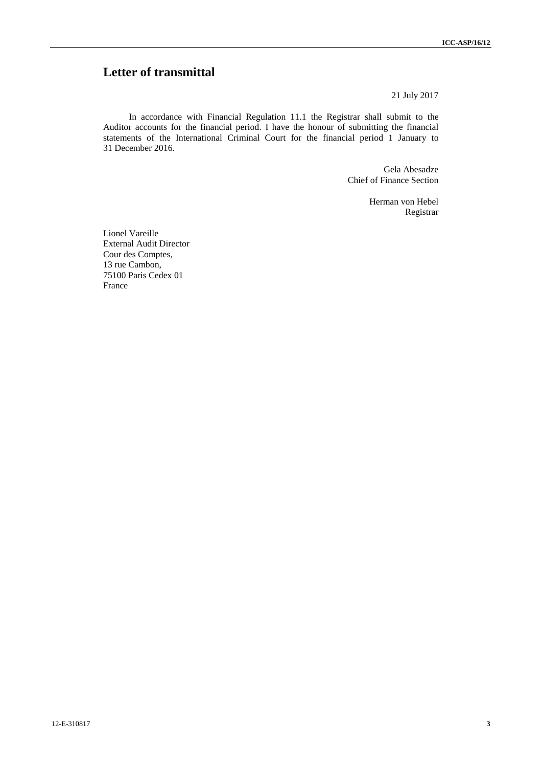# Letter of transmittal

21 July 2017

In accordance with Financial Regulation 11.1 the Registrar shall submit to the Auditor accounts for the financial period. I have the honour of submitting the financial statements of the International Criminal Court for the financial period 1 January to 31 December 2016.

Gela Abesadze
Chief of Finance Section

Herman von Hebel
Registrar

Lionel Vareille
External Audit Director
Cour des Comptes,
13 rue Cambon,
75100 Paris Cedex 01
France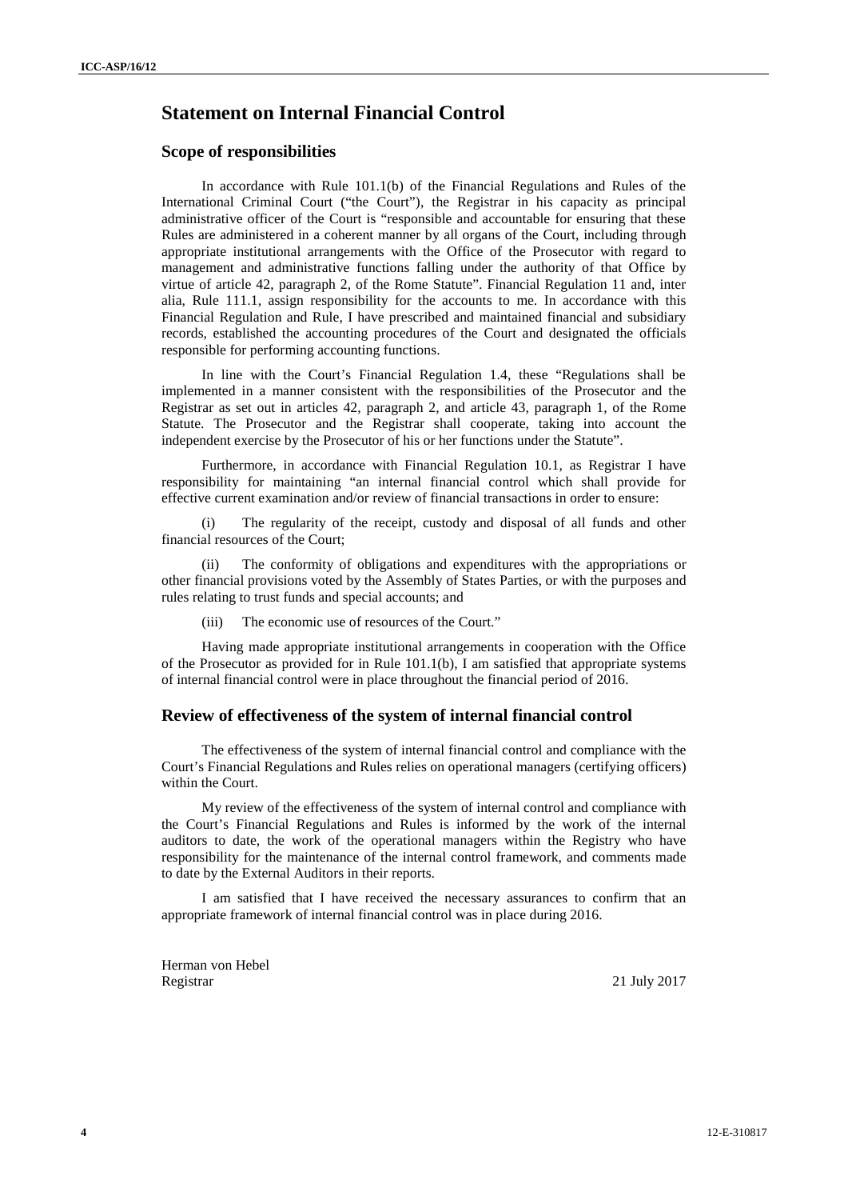# Statement on Internal Financial Control

## Scope of responsibilities

In accordance with Rule 101.1(b) of the Financial Regulations and Rules of the International Criminal Court ("the Court"), the Registrar in his capacity as principal administrative officer of the Court is "responsible and accountable for ensuring that these Rules are administered in a coherent manner by all organs of the Court, including through appropriate institutional arrangements with the Office of the Prosecutor with regard to management and administrative functions falling under the authority of that Office by virtue of article 42, paragraph 2, of the Rome Statute". Financial Regulation 11 and, inter alia, Rule 111.1, assign responsibility for the accounts to me. In accordance with this Financial Regulation and Rule, I have prescribed and maintained financial and subsidiary records, established the accounting procedures of the Court and designated the officials responsible for performing accounting functions.

In line with the Court's Financial Regulation 1.4, these "Regulations shall be implemented in a manner consistent with the responsibilities of the Prosecutor and the Registrar as set out in articles 42, paragraph 2, and article 43, paragraph 1, of the Rome Statute. The Prosecutor and the Registrar shall cooperate, taking into account the independent exercise by the Prosecutor of his or her functions under the Statute".

Furthermore, in accordance with Financial Regulation 10.1, as Registrar I have responsibility for maintaining "an internal financial control which shall provide for effective current examination and/or review of financial transactions in order to ensure:

(i) The regularity of the receipt, custody and disposal of all funds and other financial resources of the Court;

(ii) The conformity of obligations and expenditures with the appropriations or other financial provisions voted by the Assembly of States Parties, or with the purposes and rules relating to trust funds and special accounts; and

(iii) The economic use of resources of the Court."

Having made appropriate institutional arrangements in cooperation with the Office of the Prosecutor as provided for in Rule 101.1(b), I am satisfied that appropriate systems of internal financial control were in place throughout the financial period of 2016.

## Review of effectiveness of the system of internal financial control

The effectiveness of the system of internal financial control and compliance with the Court's Financial Regulations and Rules relies on operational managers (certifying officers) within the Court.

My review of the effectiveness of the system of internal control and compliance with the Court's Financial Regulations and Rules is informed by the work of the internal auditors to date, the work of the operational managers within the Registry who have responsibility for the maintenance of the internal control framework, and comments made to date by the External Auditors in their reports.

I am satisfied that I have received the necessary assurances to confirm that an appropriate framework of internal financial control was in place during 2016.

Herman von Hebel
Registrar

21 July 2017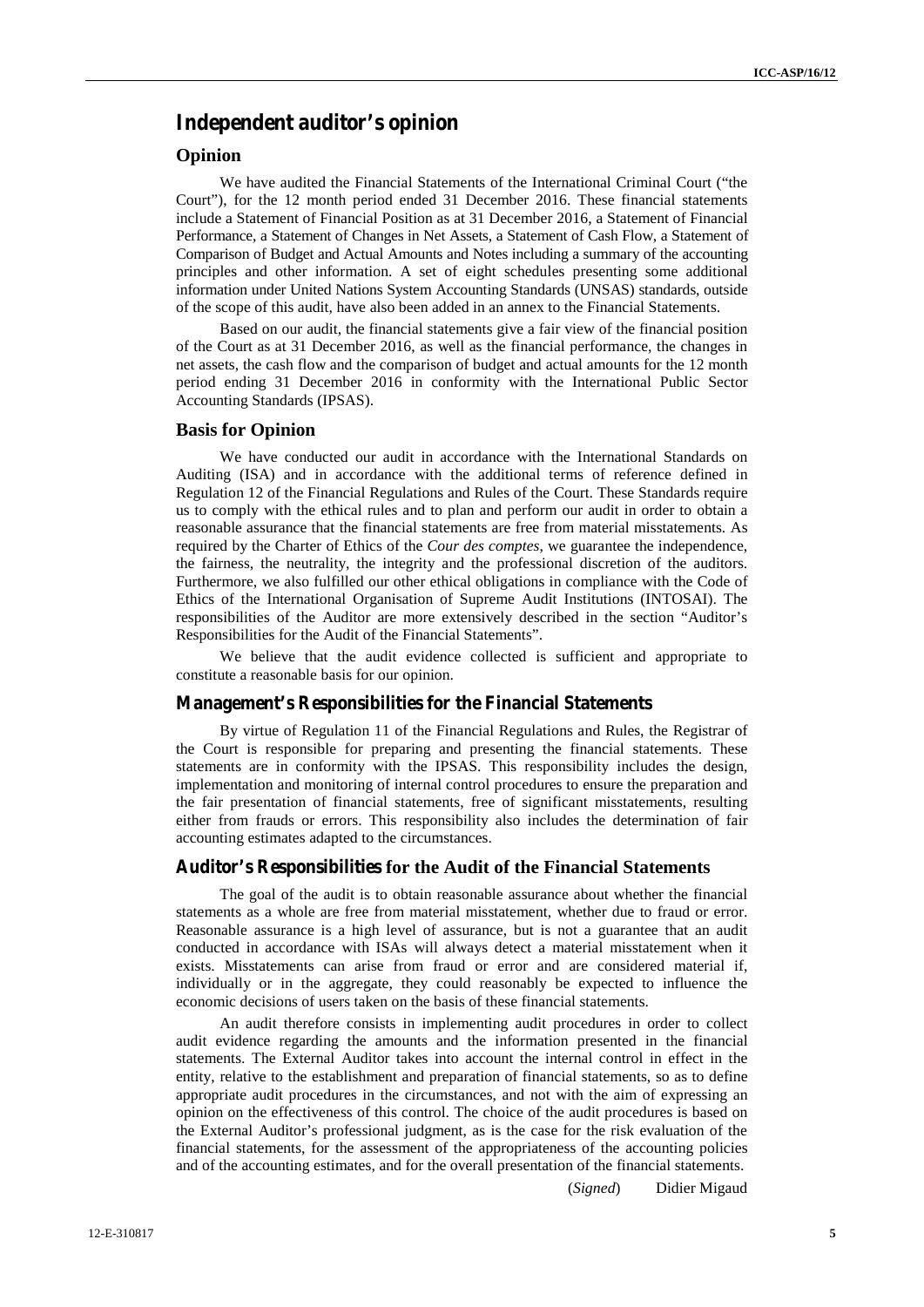# Independent auditor's opinion

## Opinion

We have audited the Financial Statements of the International Criminal Court ("the Court"), for the 12 month period ended 31 December 2016. These financial statements include a Statement of Financial Position as at 31 December 2016, a Statement of Financial Performance, a Statement of Changes in Net Assets, a Statement of Cash Flow, a Statement of Comparison of Budget and Actual Amounts and Notes including a summary of the accounting principles and other information. A set of eight schedules presenting some additional information under United Nations System Accounting Standards (UNSAS) standards, outside of the scope of this audit, have also been added in an annex to the Financial Statements.

Based on our audit, the financial statements give a fair view of the financial position of the Court as at 31 December 2016, as well as the financial performance, the changes in net assets, the cash flow and the comparison of budget and actual amounts for the 12 month period ending 31 December 2016 in conformity with the International Public Sector Accounting Standards (IPSAS).

## Basis for Opinion

We have conducted our audit in accordance with the International Standards on Auditing (ISA) and in accordance with the additional terms of reference defined in Regulation 12 of the Financial Regulations and Rules of the Court. These Standards require us to comply with the ethical rules and to plan and perform our audit in order to obtain a reasonable assurance that the financial statements are free from material misstatements. As required by the Charter of Ethics of the *Cour des comptes*, we guarantee the independence, the fairness, the neutrality, the integrity and the professional discretion of the auditors. Furthermore, we also fulfilled our other ethical obligations in compliance with the Code of Ethics of the International Organisation of Supreme Audit Institutions (INTOSAI). The responsibilities of the Auditor are more extensively described in the section "Auditor's Responsibilities for the Audit of the Financial Statements".

We believe that the audit evidence collected is sufficient and appropriate to constitute a reasonable basis for our opinion.

## Management's Responsibilities for the Financial Statements

By virtue of Regulation 11 of the Financial Regulations and Rules, the Registrar of the Court is responsible for preparing and presenting the financial statements. These statements are in conformity with the IPSAS. This responsibility includes the design, implementation and monitoring of internal control procedures to ensure the preparation and the fair presentation of financial statements, free of significant misstatements, resulting either from frauds or errors. This responsibility also includes the determination of fair accounting estimates adapted to the circumstances.

## Auditor's Responsibilities for the Audit of the Financial Statements

The goal of the audit is to obtain reasonable assurance about whether the financial statements as a whole are free from material misstatement, whether due to fraud or error. Reasonable assurance is a high level of assurance, but is not a guarantee that an audit conducted in accordance with ISAs will always detect a material misstatement when it exists. Misstatements can arise from fraud or error and are considered material if, individually or in the aggregate, they could reasonably be expected to influence the economic decisions of users taken on the basis of these financial statements.

An audit therefore consists in implementing audit procedures in order to collect audit evidence regarding the amounts and the information presented in the financial statements. The External Auditor takes into account the internal control in effect in the entity, relative to the establishment and preparation of financial statements, so as to define appropriate audit procedures in the circumstances, and not with the aim of expressing an opinion on the effectiveness of this control. The choice of the audit procedures is based on the External Auditor's professional judgment, as is the case for the risk evaluation of the financial statements, for the assessment of the appropriateness of the accounting policies and of the accounting estimates, and for the overall presentation of the financial statements.

(*Signed*) Didier Migaud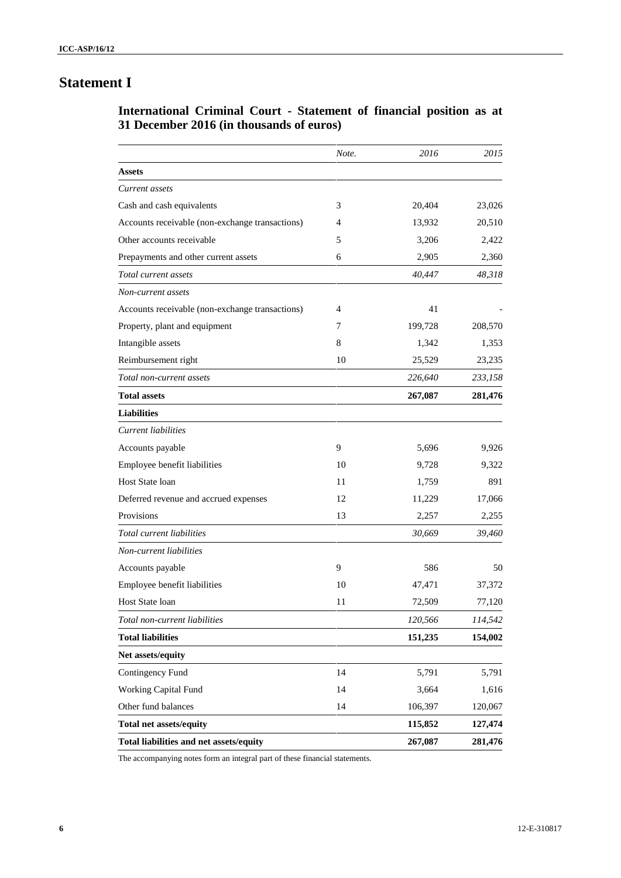# Statement I

## International Criminal Court - Statement of financial position as at 31 December 2016 (in thousands of euros)

| | *Note.* | *2016* | *2015* |
|---|---|---|---|
| **Assets** | | | |
| *Current assets* | | | |
| Cash and cash equivalents | 3 | 20,404 | 23,026 |
| Accounts receivable (non-exchange transactions) | 4 | 13,932 | 20,510 |
| Other accounts receivable | 5 | 3,206 | 2,422 |
| Prepayments and other current assets | 6 | 2,905 | 2,360 |
| *Total current assets* | | *40,447* | *48,318* |
| *Non-current assets* | | | |
| Accounts receivable (non-exchange transactions) | 4 | 41 | - |
| Property, plant and equipment | 7 | 199,728 | 208,570 |
| Intangible assets | 8 | 1,342 | 1,353 |
| Reimbursement right | 10 | 25,529 | 23,235 |
| *Total non-current assets* | | *226,640* | *233,158* |
| **Total assets** | | **267,087** | **281,476** |
| **Liabilities** | | | |
| *Current liabilities* | | | |
| Accounts payable | 9 | 5,696 | 9,926 |
| Employee benefit liabilities | 10 | 9,728 | 9,322 |
| Host State loan | 11 | 1,759 | 891 |
| Deferred revenue and accrued expenses | 12 | 11,229 | 17,066 |
| Provisions | 13 | 2,257 | 2,255 |
| *Total current liabilities* | | *30,669* | *39,460* |
| *Non-current liabilities* | | | |
| Accounts payable | 9 | 586 | 50 |
| Employee benefit liabilities | 10 | 47,471 | 37,372 |
| Host State loan | 11 | 72,509 | 77,120 |
| *Total non-current liabilities* | | *120,566* | *114,542* |
| **Total liabilities** | | **151,235** | **154,002** |
| **Net assets/equity** | | | |
| Contingency Fund | 14 | 5,791 | 5,791 |
| Working Capital Fund | 14 | 3,664 | 1,616 |
| Other fund balances | 14 | 106,397 | 120,067 |
| **Total net assets/equity** | | **115,852** | **127,474** |
| **Total liabilities and net assets/equity** | | **267,087** | **281,476** |

The accompanying notes form an integral part of these financial statements.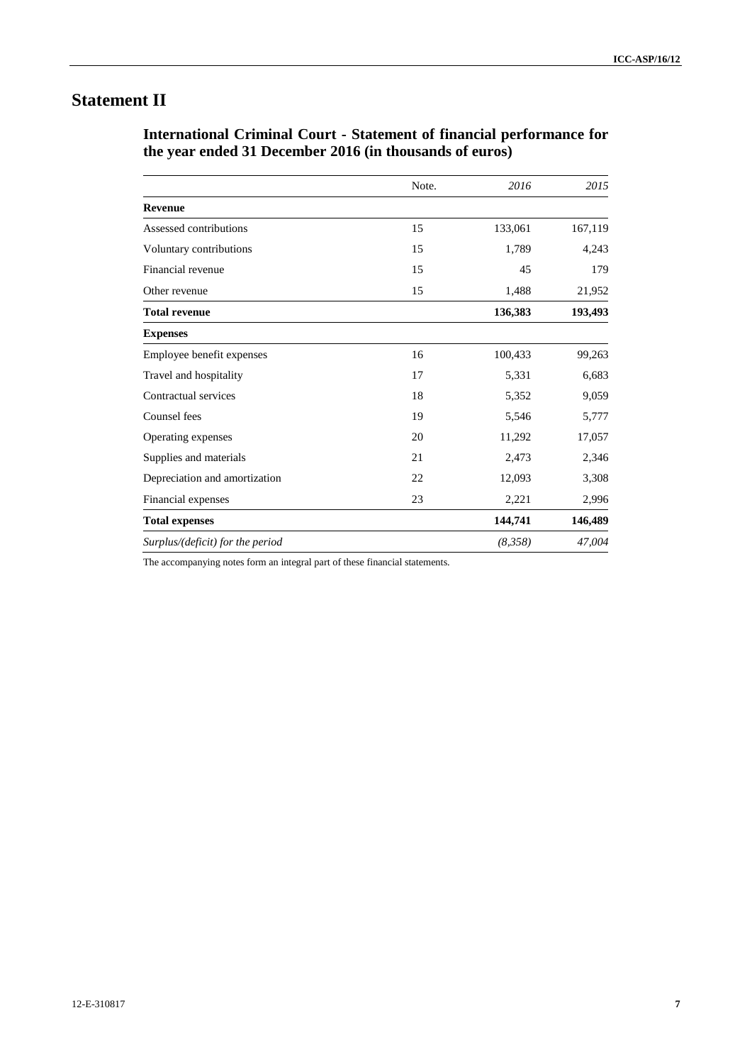# Statement II

## International Criminal Court - Statement of financial performance for the year ended 31 December 2016 (in thousands of euros)

| | Note. | *2016* | *2015* |
|---|---|---|---|
| **Revenue** | | | |
| Assessed contributions | 15 | 133,061 | 167,119 |
| Voluntary contributions | 15 | 1,789 | 4,243 |
| Financial revenue | 15 | 45 | 179 |
| Other revenue | 15 | 1,488 | 21,952 |
| **Total revenue** | | **136,383** | **193,493** |
| **Expenses** | | | |
| Employee benefit expenses | 16 | 100,433 | 99,263 |
| Travel and hospitality | 17 | 5,331 | 6,683 |
| Contractual services | 18 | 5,352 | 9,059 |
| Counsel fees | 19 | 5,546 | 5,777 |
| Operating expenses | 20 | 11,292 | 17,057 |
| Supplies and materials | 21 | 2,473 | 2,346 |
| Depreciation and amortization | 22 | 12,093 | 3,308 |
| Financial expenses | 23 | 2,221 | 2,996 |
| **Total expenses** | | **144,741** | **146,489** |
| *Surplus/(deficit) for the period* | | *(8,358)* | *47,004* |

The accompanying notes form an integral part of these financial statements.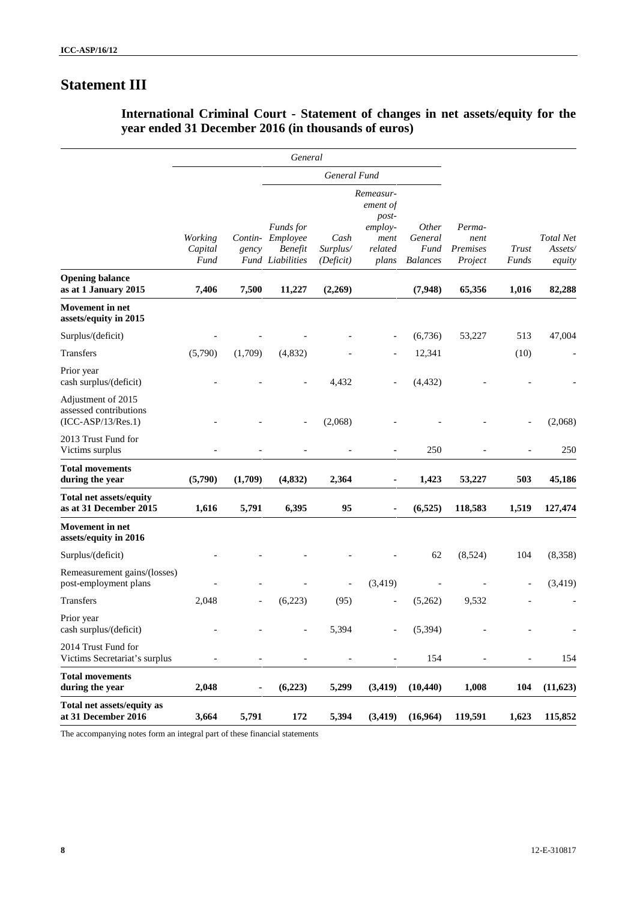# Statement III

## International Criminal Court - Statement of changes in net assets/equity for the year ended 31 December 2016 (in thousands of euros)

| | General | | | | | | | | |
|---|---|---|---|---|---|---|---|---|---|
| | | | General Fund | | | | | | |
| | *Working Capital Fund* | *Contingency Fund* | *Funds for Employee Benefit Liabilities* | *Cash Surplus/ (Deficit)* | *Remeasurement of post-employment related plans* | *Other General Fund Balances* | *Permanent Premises Project* | *Trust Funds* | *Total Net Assets/ equity* |
| **Opening balance as at 1 January 2015** | **7,406** | **7,500** | **11,227** | **(2,269)** | | **(7,948)** | **65,356** | **1,016** | **82,288** |
| **Movement in net assets/equity in 2015** | | | | | | | | | |
| Surplus/(deficit) | - | - | - | - | - | (6,736) | 53,227 | 513 | 47,004 |
| Transfers | (5,790) | (1,709) | (4,832) | - | - | 12,341 | | (10) | - |
| Prior year cash surplus/(deficit) | - | - | - | 4,432 | - | (4,432) | - | - | - |
| Adjustment of 2015 assessed contributions (ICC-ASP/13/Res.1) | - | - | - | (2,068) | - | - | - | - | (2,068) |
| 2013 Trust Fund for Victims surplus | - | - | - | - | - | 250 | - | - | 250 |
| **Total movements during the year** | **(5,790)** | **(1,709)** | **(4,832)** | **2,364** | **-** | **1,423** | **53,227** | **503** | **45,186** |
| **Total net assets/equity as at 31 December 2015** | **1,616** | **5,791** | **6,395** | **95** | **-** | **(6,525)** | **118,583** | **1,519** | **127,474** |
| **Movement in net assets/equity in 2016** | | | | | | | | | |
| Surplus/(deficit) | - | - | - | - | - | 62 | (8,524) | 104 | (8,358) |
| Remeasurement gains/(losses) post-employment plans | - | - | - | - | (3,419) | - | - | - | (3,419) |
| Transfers | 2,048 | - | (6,223) | (95) | - | (5,262) | 9,532 | - | - |
| Prior year cash surplus/(deficit) | - | - | - | 5,394 | - | (5,394) | - | - | - |
| 2014 Trust Fund for Victims Secretariat's surplus | - | - | - | - | - | 154 | - | - | 154 |
| **Total movements during the year** | **2,048** | **-** | **(6,223)** | **5,299** | **(3,419)** | **(10,440)** | **1,008** | **104** | **(11,623)** |
| **Total net assets/equity as at 31 December 2016** | **3,664** | **5,791** | **172** | **5,394** | **(3,419)** | **(16,964)** | **119,591** | **1,623** | **115,852** |

The accompanying notes form an integral part of these financial statements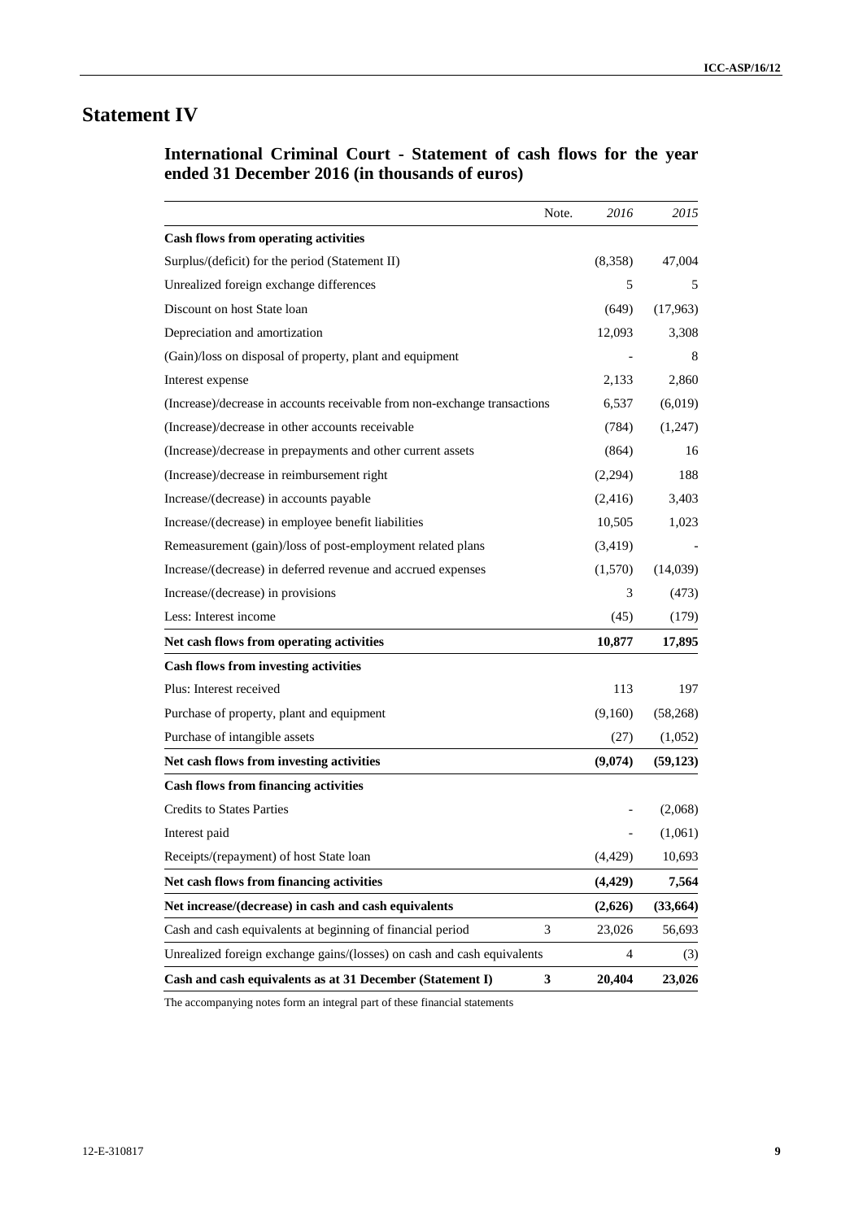# Statement IV

## International Criminal Court - Statement of cash flows for the year ended 31 December 2016 (in thousands of euros)

| | Note. | *2016* | *2015* |
|---|---|---|---|
| **Cash flows from operating activities** | | | |
| Surplus/(deficit) for the period (Statement II) | | (8,358) | 47,004 |
| Unrealized foreign exchange differences | | 5 | 5 |
| Discount on host State loan | | (649) | (17,963) |
| Depreciation and amortization | | 12,093 | 3,308 |
| (Gain)/loss on disposal of property, plant and equipment | | - | 8 |
| Interest expense | | 2,133 | 2,860 |
| (Increase)/decrease in accounts receivable from non-exchange transactions | | 6,537 | (6,019) |
| (Increase)/decrease in other accounts receivable | | (784) | (1,247) |
| (Increase)/decrease in prepayments and other current assets | | (864) | 16 |
| (Increase)/decrease in reimbursement right | | (2,294) | 188 |
| Increase/(decrease) in accounts payable | | (2,416) | 3,403 |
| Increase/(decrease) in employee benefit liabilities | | 10,505 | 1,023 |
| Remeasurement (gain)/loss of post-employment related plans | | (3,419) | - |
| Increase/(decrease) in deferred revenue and accrued expenses | | (1,570) | (14,039) |
| Increase/(decrease) in provisions | | 3 | (473) |
| Less: Interest income | | (45) | (179) |
| **Net cash flows from operating activities** | | **10,877** | **17,895** |
| **Cash flows from investing activities** | | | |
| Plus: Interest received | | 113 | 197 |
| Purchase of property, plant and equipment | | (9,160) | (58,268) |
| Purchase of intangible assets | | (27) | (1,052) |
| **Net cash flows from investing activities** | | **(9,074)** | **(59,123)** |
| **Cash flows from financing activities** | | | |
| Credits to States Parties | | - | (2,068) |
| Interest paid | | - | (1,061) |
| Receipts/(repayment) of host State loan | | (4,429) | 10,693 |
| **Net cash flows from financing activities** | | **(4,429)** | **7,564** |
| **Net increase/(decrease) in cash and cash equivalents** | | **(2,626)** | **(33,664)** |
| Cash and cash equivalents at beginning of financial period | 3 | 23,026 | 56,693 |
| Unrealized foreign exchange gains/(losses) on cash and cash equivalents | | 4 | (3) |
| **Cash and cash equivalents as at 31 December (Statement I)** | **3** | **20,404** | **23,026** |

The accompanying notes form an integral part of these financial statements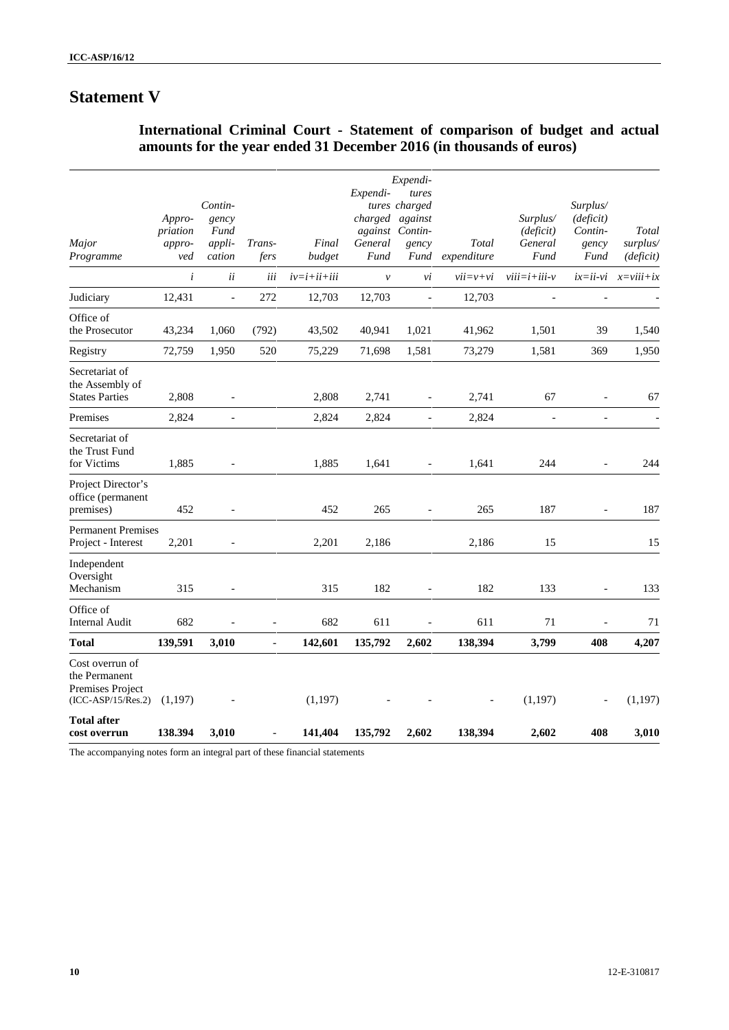# Statement V

## International Criminal Court - Statement of comparison of budget and actual amounts for the year ended 31 December 2016 (in thousands of euros)

| *Major Programme* | *Appropriation approved* | *Contingency Fund application* | *Transfers* | *Final budget* | *Expenditures charged against General Fund* | *Expenditures charged against Contingency Fund* | *Total expenditure* | *Surplus/ (deficit) General Fund* | *Surplus/ (deficit) Contingency Fund* | *Total surplus/ (deficit)* |
|---|---|---|---|---|---|---|---|---|---|---|
| | *i* | *ii* | *iii* | *iv=i+ii+iii* | *v* | *vi* | *vii=v+vi* | *viii=i+iii-v* | *ix=ii-vi* | *x=viii+ix* |
| Judiciary | 12,431 | - | 272 | 12,703 | 12,703 | - | 12,703 | - | - | - |
| Office of the Prosecutor | 43,234 | 1,060 | (792) | 43,502 | 40,941 | 1,021 | 41,962 | 1,501 | 39 | 1,540 |
| Registry | 72,759 | 1,950 | 520 | 75,229 | 71,698 | 1,581 | 73,279 | 1,581 | 369 | 1,950 |
| Secretariat of the Assembly of States Parties | 2,808 | - | | 2,808 | 2,741 | - | 2,741 | 67 | - | 67 |
| Premises | 2,824 | - | | 2,824 | 2,824 | - | 2,824 | - | - | - |
| Secretariat of the Trust Fund for Victims | 1,885 | - | | 1,885 | 1,641 | - | 1,641 | 244 | - | 244 |
| Project Director's office (permanent premises) | 452 | - | | 452 | 265 | - | 265 | 187 | - | 187 |
| Permanent Premises Project - Interest | 2,201 | - | | 2,201 | 2,186 | | 2,186 | 15 | | 15 |
| Independent Oversight Mechanism | 315 | - | | 315 | 182 | - | 182 | 133 | - | 133 |
| Office of Internal Audit | 682 | - | - | 682 | 611 | - | 611 | 71 | - | 71 |
| **Total** | **139,591** | **3,010** | **-** | **142,601** | **135,792** | **2,602** | **138,394** | **3,799** | **408** | **4,207** |
| Cost overrun of the Permanent Premises Project (ICC-ASP/15/Res.2) | (1,197) | - | | (1,197) | - | - | - | (1,197) | - | (1,197) |
| **Total after cost overrun** | **138.394** | **3,010** | **-** | **141,404** | **135,792** | **2,602** | **138,394** | **2,602** | **408** | **3,010** |

The accompanying notes form an integral part of these financial statements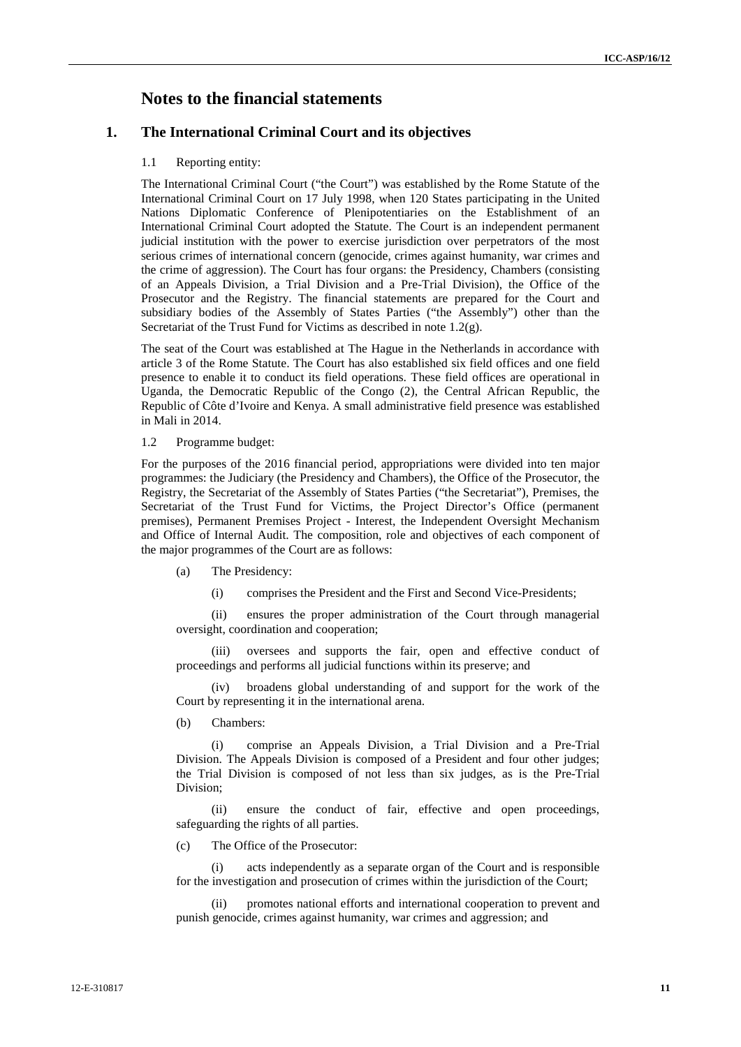# Notes to the financial statements

## 1. The International Criminal Court and its objectives

1.1 Reporting entity:

The International Criminal Court ("the Court") was established by the Rome Statute of the International Criminal Court on 17 July 1998, when 120 States participating in the United Nations Diplomatic Conference of Plenipotentiaries on the Establishment of an International Criminal Court adopted the Statute. The Court is an independent permanent judicial institution with the power to exercise jurisdiction over perpetrators of the most serious crimes of international concern (genocide, crimes against humanity, war crimes and the crime of aggression). The Court has four organs: the Presidency, Chambers (consisting of an Appeals Division, a Trial Division and a Pre-Trial Division), the Office of the Prosecutor and the Registry. The financial statements are prepared for the Court and subsidiary bodies of the Assembly of States Parties ("the Assembly") other than the Secretariat of the Trust Fund for Victims as described in note 1.2(g).

The seat of the Court was established at The Hague in the Netherlands in accordance with article 3 of the Rome Statute. The Court has also established six field offices and one field presence to enable it to conduct its field operations. These field offices are operational in Uganda, the Democratic Republic of the Congo (2), the Central African Republic, the Republic of Côte d'Ivoire and Kenya. A small administrative field presence was established in Mali in 2014.

1.2 Programme budget:

For the purposes of the 2016 financial period, appropriations were divided into ten major programmes: the Judiciary (the Presidency and Chambers), the Office of the Prosecutor, the Registry, the Secretariat of the Assembly of States Parties ("the Secretariat"), Premises, the Secretariat of the Trust Fund for Victims, the Project Director's Office (permanent premises), Permanent Premises Project - Interest, the Independent Oversight Mechanism and Office of Internal Audit. The composition, role and objectives of each component of the major programmes of the Court are as follows:

(a) The Presidency:

(i) comprises the President and the First and Second Vice-Presidents;

(ii) ensures the proper administration of the Court through managerial oversight, coordination and cooperation;

(iii) oversees and supports the fair, open and effective conduct of proceedings and performs all judicial functions within its preserve; and

(iv) broadens global understanding of and support for the work of the Court by representing it in the international arena.

(b) Chambers:

(i) comprise an Appeals Division, a Trial Division and a Pre-Trial Division. The Appeals Division is composed of a President and four other judges; the Trial Division is composed of not less than six judges, as is the Pre-Trial Division;

(ii) ensure the conduct of fair, effective and open proceedings, safeguarding the rights of all parties.

(c) The Office of the Prosecutor:

(i) acts independently as a separate organ of the Court and is responsible for the investigation and prosecution of crimes within the jurisdiction of the Court;

(ii) promotes national efforts and international cooperation to prevent and punish genocide, crimes against humanity, war crimes and aggression; and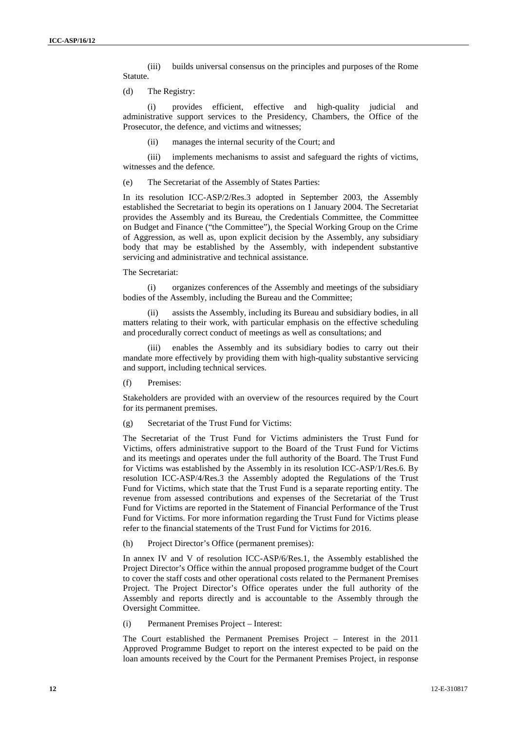(iii) builds universal consensus on the principles and purposes of the Rome Statute.

(d) The Registry:

(i) provides efficient, effective and high-quality judicial and administrative support services to the Presidency, Chambers, the Office of the Prosecutor, the defence, and victims and witnesses;

(ii) manages the internal security of the Court; and

(iii) implements mechanisms to assist and safeguard the rights of victims, witnesses and the defence.

(e) The Secretariat of the Assembly of States Parties:

In its resolution ICC-ASP/2/Res.3 adopted in September 2003, the Assembly established the Secretariat to begin its operations on 1 January 2004. The Secretariat provides the Assembly and its Bureau, the Credentials Committee, the Committee on Budget and Finance ("the Committee"), the Special Working Group on the Crime of Aggression, as well as, upon explicit decision by the Assembly, any subsidiary body that may be established by the Assembly, with independent substantive servicing and administrative and technical assistance.

The Secretariat:

(i) organizes conferences of the Assembly and meetings of the subsidiary bodies of the Assembly, including the Bureau and the Committee;

(ii) assists the Assembly, including its Bureau and subsidiary bodies, in all matters relating to their work, with particular emphasis on the effective scheduling and procedurally correct conduct of meetings as well as consultations; and

(iii) enables the Assembly and its subsidiary bodies to carry out their mandate more effectively by providing them with high-quality substantive servicing and support, including technical services.

(f) Premises:

Stakeholders are provided with an overview of the resources required by the Court for its permanent premises.

(g) Secretariat of the Trust Fund for Victims:

The Secretariat of the Trust Fund for Victims administers the Trust Fund for Victims, offers administrative support to the Board of the Trust Fund for Victims and its meetings and operates under the full authority of the Board. The Trust Fund for Victims was established by the Assembly in its resolution ICC-ASP/1/Res.6. By resolution ICC-ASP/4/Res.3 the Assembly adopted the Regulations of the Trust Fund for Victims, which state that the Trust Fund is a separate reporting entity. The revenue from assessed contributions and expenses of the Secretariat of the Trust Fund for Victims are reported in the Statement of Financial Performance of the Trust Fund for Victims. For more information regarding the Trust Fund for Victims please refer to the financial statements of the Trust Fund for Victims for 2016.

(h) Project Director's Office (permanent premises):

In annex IV and V of resolution ICC-ASP/6/Res.1, the Assembly established the Project Director's Office within the annual proposed programme budget of the Court to cover the staff costs and other operational costs related to the Permanent Premises Project. The Project Director's Office operates under the full authority of the Assembly and reports directly and is accountable to the Assembly through the Oversight Committee.

(i) Permanent Premises Project – Interest:

The Court established the Permanent Premises Project – Interest in the 2011 Approved Programme Budget to report on the interest expected to be paid on the loan amounts received by the Court for the Permanent Premises Project, in response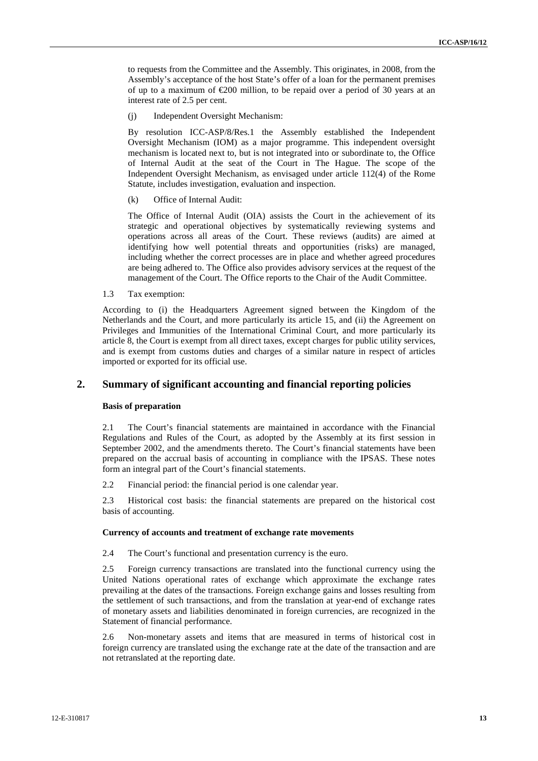to requests from the Committee and the Assembly. This originates, in 2008, from the Assembly's acceptance of the host State's offer of a loan for the permanent premises of up to a maximum of €200 million, to be repaid over a period of 30 years at an interest rate of 2.5 per cent.

(j) Independent Oversight Mechanism:

By resolution ICC-ASP/8/Res.1 the Assembly established the Independent Oversight Mechanism (IOM) as a major programme. This independent oversight mechanism is located next to, but is not integrated into or subordinate to, the Office of Internal Audit at the seat of the Court in The Hague. The scope of the Independent Oversight Mechanism, as envisaged under article 112(4) of the Rome Statute, includes investigation, evaluation and inspection.

(k) Office of Internal Audit:

The Office of Internal Audit (OIA) assists the Court in the achievement of its strategic and operational objectives by systematically reviewing systems and operations across all areas of the Court. These reviews (audits) are aimed at identifying how well potential threats and opportunities (risks) are managed, including whether the correct processes are in place and whether agreed procedures are being adhered to. The Office also provides advisory services at the request of the management of the Court. The Office reports to the Chair of the Audit Committee.

1.3 Tax exemption:

According to (i) the Headquarters Agreement signed between the Kingdom of the Netherlands and the Court, and more particularly its article 15, and (ii) the Agreement on Privileges and Immunities of the International Criminal Court, and more particularly its article 8, the Court is exempt from all direct taxes, except charges for public utility services, and is exempt from customs duties and charges of a similar nature in respect of articles imported or exported for its official use.

## 2. Summary of significant accounting and financial reporting policies

**Basis of preparation**

2.1 The Court's financial statements are maintained in accordance with the Financial Regulations and Rules of the Court, as adopted by the Assembly at its first session in September 2002, and the amendments thereto. The Court's financial statements have been prepared on the accrual basis of accounting in compliance with the IPSAS. These notes form an integral part of the Court's financial statements.

2.2 Financial period: the financial period is one calendar year.

2.3 Historical cost basis: the financial statements are prepared on the historical cost basis of accounting.

**Currency of accounts and treatment of exchange rate movements**

2.4 The Court's functional and presentation currency is the euro.

2.5 Foreign currency transactions are translated into the functional currency using the United Nations operational rates of exchange which approximate the exchange rates prevailing at the dates of the transactions. Foreign exchange gains and losses resulting from the settlement of such transactions, and from the translation at year-end of exchange rates of monetary assets and liabilities denominated in foreign currencies, are recognized in the Statement of financial performance.

2.6 Non-monetary assets and items that are measured in terms of historical cost in foreign currency are translated using the exchange rate at the date of the transaction and are not retranslated at the reporting date.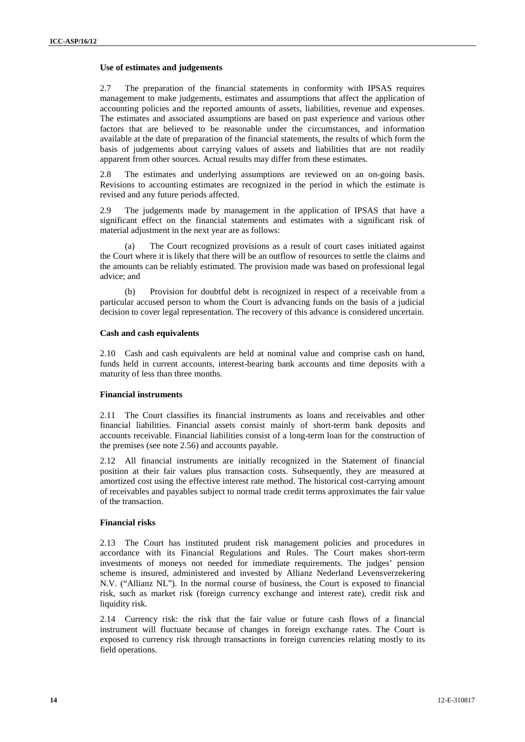**Use of estimates and judgements**

2.7 The preparation of the financial statements in conformity with IPSAS requires management to make judgements, estimates and assumptions that affect the application of accounting policies and the reported amounts of assets, liabilities, revenue and expenses. The estimates and associated assumptions are based on past experience and various other factors that are believed to be reasonable under the circumstances, and information available at the date of preparation of the financial statements, the results of which form the basis of judgements about carrying values of assets and liabilities that are not readily apparent from other sources. Actual results may differ from these estimates.

2.8 The estimates and underlying assumptions are reviewed on an on-going basis. Revisions to accounting estimates are recognized in the period in which the estimate is revised and any future periods affected.

2.9 The judgements made by management in the application of IPSAS that have a significant effect on the financial statements and estimates with a significant risk of material adjustment in the next year are as follows:

(a) The Court recognized provisions as a result of court cases initiated against the Court where it is likely that there will be an outflow of resources to settle the claims and the amounts can be reliably estimated. The provision made was based on professional legal advice; and

(b) Provision for doubtful debt is recognized in respect of a receivable from a particular accused person to whom the Court is advancing funds on the basis of a judicial decision to cover legal representation. The recovery of this advance is considered uncertain.

**Cash and cash equivalents**

2.10 Cash and cash equivalents are held at nominal value and comprise cash on hand, funds held in current accounts, interest-bearing bank accounts and time deposits with a maturity of less than three months.

**Financial instruments**

2.11 The Court classifies its financial instruments as loans and receivables and other financial liabilities. Financial assets consist mainly of short-term bank deposits and accounts receivable. Financial liabilities consist of a long-term loan for the construction of the premises (see note 2.56) and accounts payable.

2.12 All financial instruments are initially recognized in the Statement of financial position at their fair values plus transaction costs. Subsequently, they are measured at amortized cost using the effective interest rate method. The historical cost-carrying amount of receivables and payables subject to normal trade credit terms approximates the fair value of the transaction.

**Financial risks**

2.13 The Court has instituted prudent risk management policies and procedures in accordance with its Financial Regulations and Rules. The Court makes short-term investments of moneys not needed for immediate requirements. The judges' pension scheme is insured, administered and invested by Allianz Nederland Levensverzekering N.V. ("Allianz NL"). In the normal course of business, the Court is exposed to financial risk, such as market risk (foreign currency exchange and interest rate), credit risk and liquidity risk.

2.14 Currency risk: the risk that the fair value or future cash flows of a financial instrument will fluctuate because of changes in foreign exchange rates. The Court is exposed to currency risk through transactions in foreign currencies relating mostly to its field operations.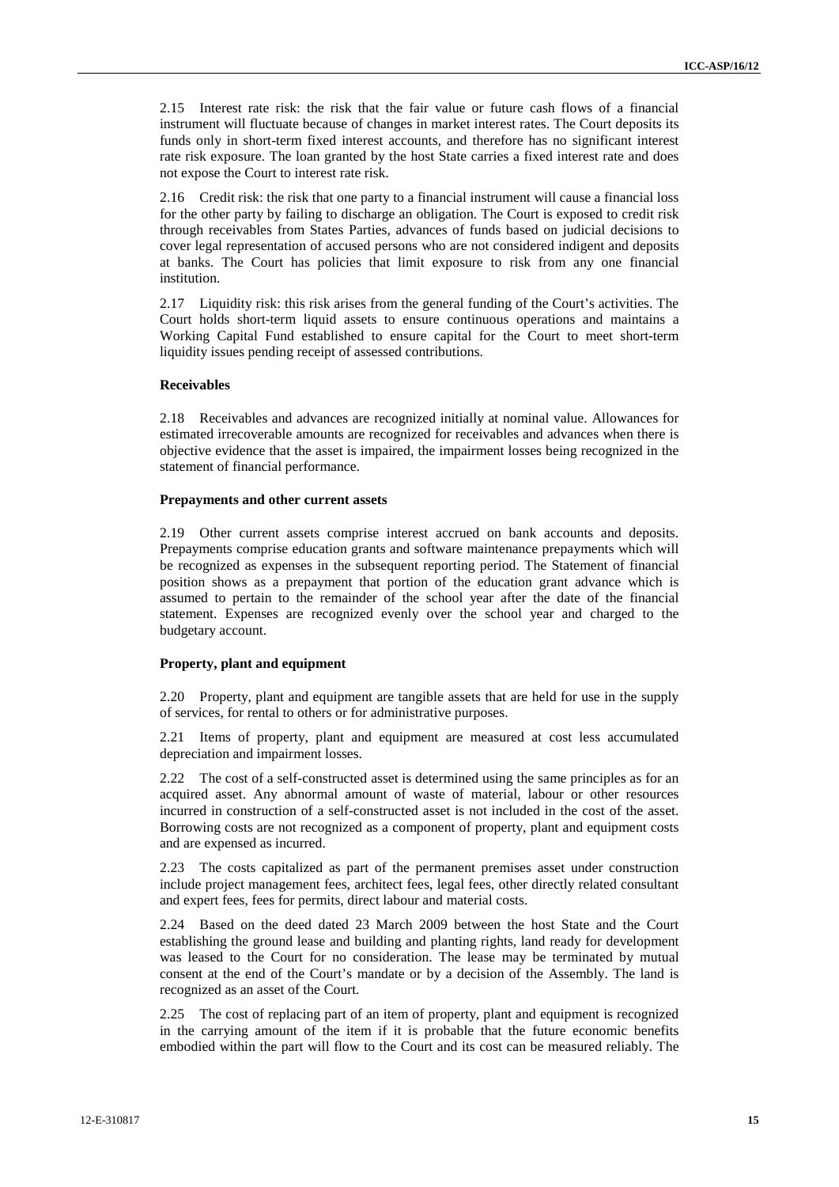2.15 Interest rate risk: the risk that the fair value or future cash flows of a financial instrument will fluctuate because of changes in market interest rates. The Court deposits its funds only in short-term fixed interest accounts, and therefore has no significant interest rate risk exposure. The loan granted by the host State carries a fixed interest rate and does not expose the Court to interest rate risk.

2.16 Credit risk: the risk that one party to a financial instrument will cause a financial loss for the other party by failing to discharge an obligation. The Court is exposed to credit risk through receivables from States Parties, advances of funds based on judicial decisions to cover legal representation of accused persons who are not considered indigent and deposits at banks. The Court has policies that limit exposure to risk from any one financial institution.

2.17 Liquidity risk: this risk arises from the general funding of the Court's activities. The Court holds short-term liquid assets to ensure continuous operations and maintains a Working Capital Fund established to ensure capital for the Court to meet short-term liquidity issues pending receipt of assessed contributions.

**Receivables**

2.18 Receivables and advances are recognized initially at nominal value. Allowances for estimated irrecoverable amounts are recognized for receivables and advances when there is objective evidence that the asset is impaired, the impairment losses being recognized in the statement of financial performance.

**Prepayments and other current assets**

2.19 Other current assets comprise interest accrued on bank accounts and deposits. Prepayments comprise education grants and software maintenance prepayments which will be recognized as expenses in the subsequent reporting period. The Statement of financial position shows as a prepayment that portion of the education grant advance which is assumed to pertain to the remainder of the school year after the date of the financial statement. Expenses are recognized evenly over the school year and charged to the budgetary account.

**Property, plant and equipment**

2.20 Property, plant and equipment are tangible assets that are held for use in the supply of services, for rental to others or for administrative purposes.

2.21 Items of property, plant and equipment are measured at cost less accumulated depreciation and impairment losses.

2.22 The cost of a self-constructed asset is determined using the same principles as for an acquired asset. Any abnormal amount of waste of material, labour or other resources incurred in construction of a self-constructed asset is not included in the cost of the asset. Borrowing costs are not recognized as a component of property, plant and equipment costs and are expensed as incurred.

2.23 The costs capitalized as part of the permanent premises asset under construction include project management fees, architect fees, legal fees, other directly related consultant and expert fees, fees for permits, direct labour and material costs.

2.24 Based on the deed dated 23 March 2009 between the host State and the Court establishing the ground lease and building and planting rights, land ready for development was leased to the Court for no consideration. The lease may be terminated by mutual consent at the end of the Court's mandate or by a decision of the Assembly. The land is recognized as an asset of the Court.

2.25 The cost of replacing part of an item of property, plant and equipment is recognized in the carrying amount of the item if it is probable that the future economic benefits embodied within the part will flow to the Court and its cost can be measured reliably. The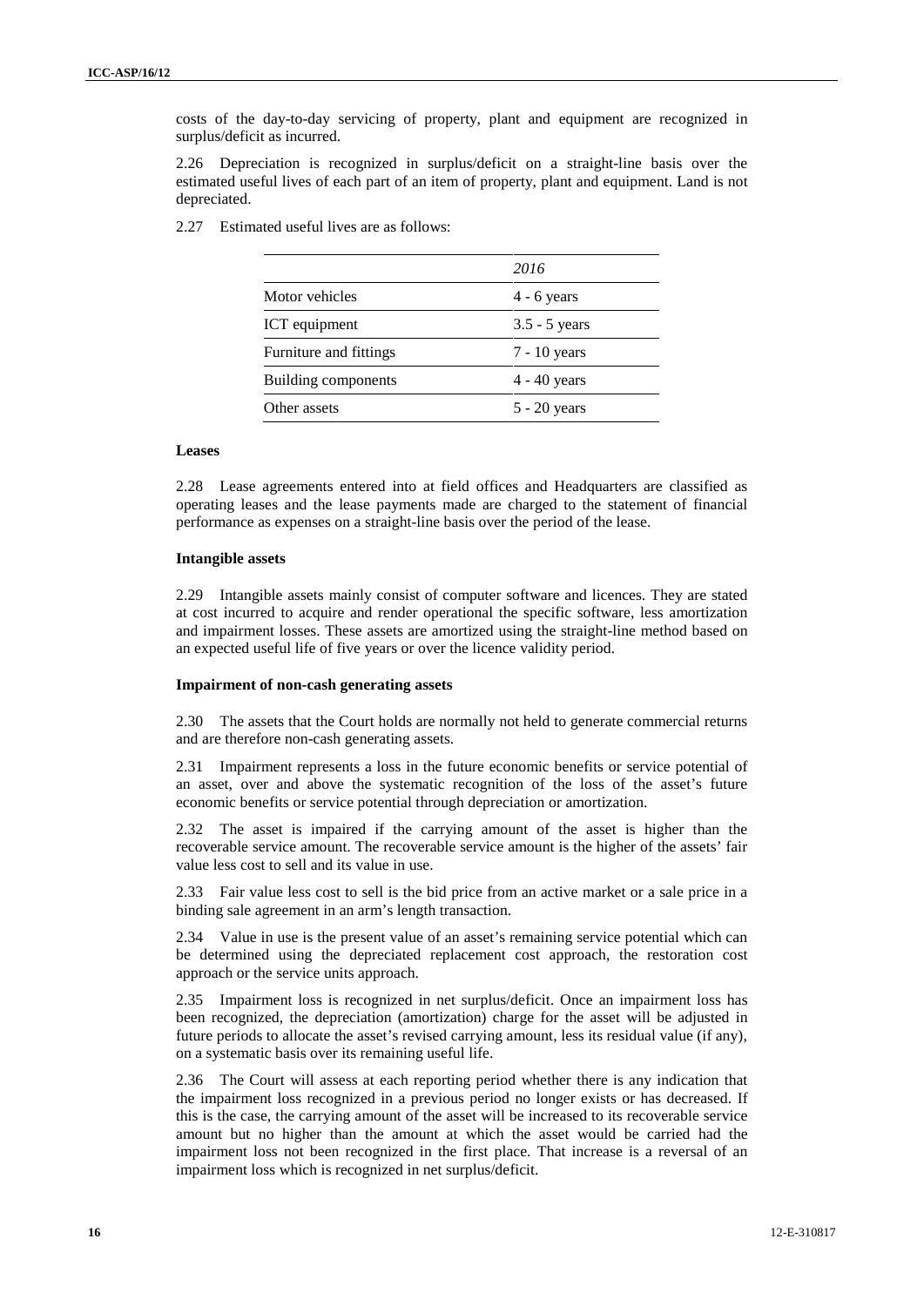costs of the day-to-day servicing of property, plant and equipment are recognized in surplus/deficit as incurred.

2.26 Depreciation is recognized in surplus/deficit on a straight-line basis over the estimated useful lives of each part of an item of property, plant and equipment. Land is not depreciated.

2.27 Estimated useful lives are as follows:

| | *2016* |
|---|---|
| Motor vehicles | 4 - 6 years |
| ICT equipment | 3.5 - 5 years |
| Furniture and fittings | 7 - 10 years |
| Building components | 4 - 40 years |
| Other assets | 5 - 20 years |

**Leases**

2.28 Lease agreements entered into at field offices and Headquarters are classified as operating leases and the lease payments made are charged to the statement of financial performance as expenses on a straight-line basis over the period of the lease.

**Intangible assets**

2.29 Intangible assets mainly consist of computer software and licences. They are stated at cost incurred to acquire and render operational the specific software, less amortization and impairment losses. These assets are amortized using the straight-line method based on an expected useful life of five years or over the licence validity period.

**Impairment of non-cash generating assets**

2.30 The assets that the Court holds are normally not held to generate commercial returns and are therefore non-cash generating assets.

2.31 Impairment represents a loss in the future economic benefits or service potential of an asset, over and above the systematic recognition of the loss of the asset's future economic benefits or service potential through depreciation or amortization.

2.32 The asset is impaired if the carrying amount of the asset is higher than the recoverable service amount. The recoverable service amount is the higher of the assets' fair value less cost to sell and its value in use.

2.33 Fair value less cost to sell is the bid price from an active market or a sale price in a binding sale agreement in an arm's length transaction.

2.34 Value in use is the present value of an asset's remaining service potential which can be determined using the depreciated replacement cost approach, the restoration cost approach or the service units approach.

2.35 Impairment loss is recognized in net surplus/deficit. Once an impairment loss has been recognized, the depreciation (amortization) charge for the asset will be adjusted in future periods to allocate the asset's revised carrying amount, less its residual value (if any), on a systematic basis over its remaining useful life.

2.36 The Court will assess at each reporting period whether there is any indication that the impairment loss recognized in a previous period no longer exists or has decreased. If this is the case, the carrying amount of the asset will be increased to its recoverable service amount but no higher than the amount at which the asset would be carried had the impairment loss not been recognized in the first place. That increase is a reversal of an impairment loss which is recognized in net surplus/deficit.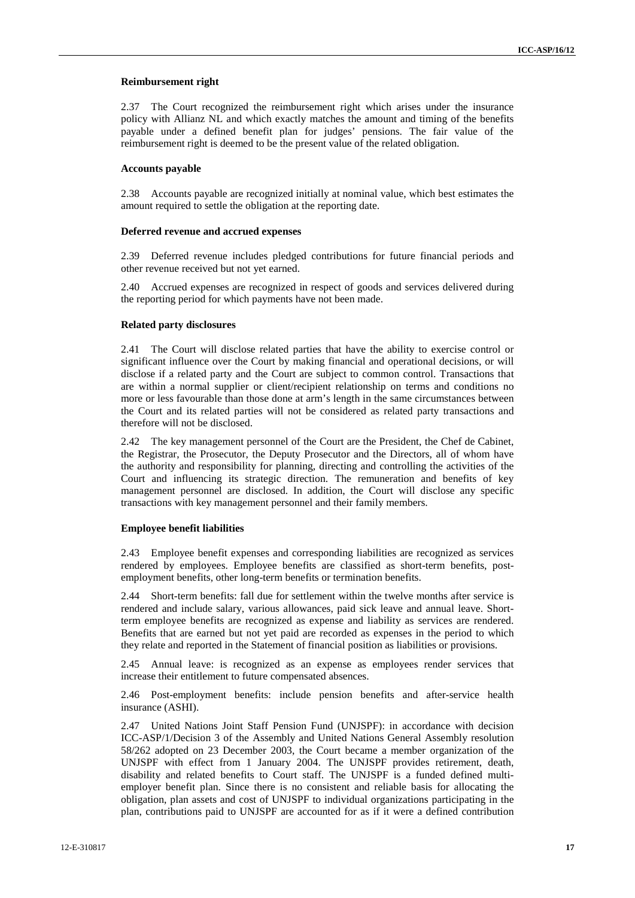### Reimbursement right

2.37 The Court recognized the reimbursement right which arises under the insurance policy with Allianz NL and which exactly matches the amount and timing of the benefits payable under a defined benefit plan for judges' pensions. The fair value of the reimbursement right is deemed to be the present value of the related obligation.

### Accounts payable

2.38 Accounts payable are recognized initially at nominal value, which best estimates the amount required to settle the obligation at the reporting date.

### Deferred revenue and accrued expenses

2.39 Deferred revenue includes pledged contributions for future financial periods and other revenue received but not yet earned.

2.40 Accrued expenses are recognized in respect of goods and services delivered during the reporting period for which payments have not been made.

### Related party disclosures

2.41 The Court will disclose related parties that have the ability to exercise control or significant influence over the Court by making financial and operational decisions, or will disclose if a related party and the Court are subject to common control. Transactions that are within a normal supplier or client/recipient relationship on terms and conditions no more or less favourable than those done at arm's length in the same circumstances between the Court and its related parties will not be considered as related party transactions and therefore will not be disclosed.

2.42 The key management personnel of the Court are the President, the Chef de Cabinet, the Registrar, the Prosecutor, the Deputy Prosecutor and the Directors, all of whom have the authority and responsibility for planning, directing and controlling the activities of the Court and influencing its strategic direction. The remuneration and benefits of key management personnel are disclosed. In addition, the Court will disclose any specific transactions with key management personnel and their family members.

### Employee benefit liabilities

2.43 Employee benefit expenses and corresponding liabilities are recognized as services rendered by employees. Employee benefits are classified as short-term benefits, post-employment benefits, other long-term benefits or termination benefits.

2.44 Short-term benefits: fall due for settlement within the twelve months after service is rendered and include salary, various allowances, paid sick leave and annual leave. Short-term employee benefits are recognized as expense and liability as services are rendered. Benefits that are earned but not yet paid are recorded as expenses in the period to which they relate and reported in the Statement of financial position as liabilities or provisions.

2.45 Annual leave: is recognized as an expense as employees render services that increase their entitlement to future compensated absences.

2.46 Post-employment benefits: include pension benefits and after-service health insurance (ASHI).

2.47 United Nations Joint Staff Pension Fund (UNJSPF): in accordance with decision ICC-ASP/1/Decision 3 of the Assembly and United Nations General Assembly resolution 58/262 adopted on 23 December 2003, the Court became a member organization of the UNJSPF with effect from 1 January 2004. The UNJSPF provides retirement, death, disability and related benefits to Court staff. The UNJSPF is a funded defined multi-employer benefit plan. Since there is no consistent and reliable basis for allocating the obligation, plan assets and cost of UNJSPF to individual organizations participating in the plan, contributions paid to UNJSPF are accounted for as if it were a defined contribution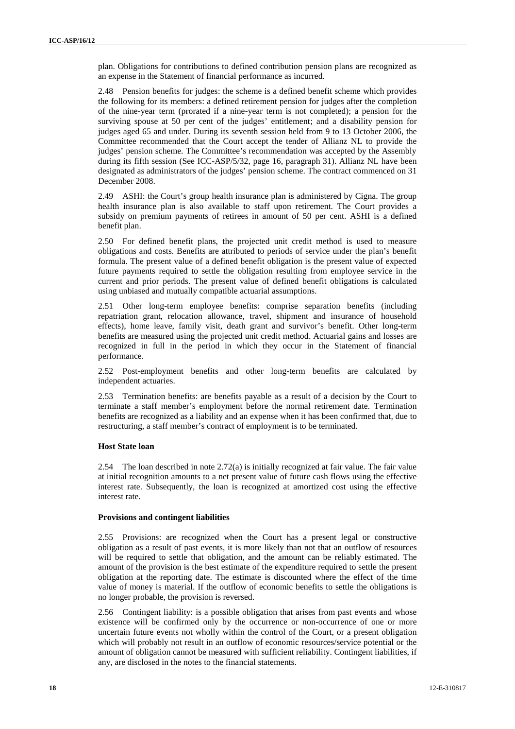plan. Obligations for contributions to defined contribution pension plans are recognized as an expense in the Statement of financial performance as incurred.

2.48 Pension benefits for judges: the scheme is a defined benefit scheme which provides the following for its members: a defined retirement pension for judges after the completion of the nine-year term (prorated if a nine-year term is not completed); a pension for the surviving spouse at 50 per cent of the judges' entitlement; and a disability pension for judges aged 65 and under. During its seventh session held from 9 to 13 October 2006, the Committee recommended that the Court accept the tender of Allianz NL to provide the judges' pension scheme. The Committee's recommendation was accepted by the Assembly during its fifth session (See ICC-ASP/5/32, page 16, paragraph 31). Allianz NL have been designated as administrators of the judges' pension scheme. The contract commenced on 31 December 2008.

2.49 ASHI: the Court's group health insurance plan is administered by Cigna. The group health insurance plan is also available to staff upon retirement. The Court provides a subsidy on premium payments of retirees in amount of 50 per cent. ASHI is a defined benefit plan.

2.50 For defined benefit plans, the projected unit credit method is used to measure obligations and costs. Benefits are attributed to periods of service under the plan's benefit formula. The present value of a defined benefit obligation is the present value of expected future payments required to settle the obligation resulting from employee service in the current and prior periods. The present value of defined benefit obligations is calculated using unbiased and mutually compatible actuarial assumptions.

2.51 Other long-term employee benefits: comprise separation benefits (including repatriation grant, relocation allowance, travel, shipment and insurance of household effects), home leave, family visit, death grant and survivor's benefit. Other long-term benefits are measured using the projected unit credit method. Actuarial gains and losses are recognized in full in the period in which they occur in the Statement of financial performance.

2.52 Post-employment benefits and other long-term benefits are calculated by independent actuaries.

2.53 Termination benefits: are benefits payable as a result of a decision by the Court to terminate a staff member's employment before the normal retirement date. Termination benefits are recognized as a liability and an expense when it has been confirmed that, due to restructuring, a staff member's contract of employment is to be terminated.

#### Host State loan

2.54 The loan described in note 2.72(a) is initially recognized at fair value. The fair value at initial recognition amounts to a net present value of future cash flows using the effective interest rate. Subsequently, the loan is recognized at amortized cost using the effective interest rate.

#### Provisions and contingent liabilities

2.55 Provisions: are recognized when the Court has a present legal or constructive obligation as a result of past events, it is more likely than not that an outflow of resources will be required to settle that obligation, and the amount can be reliably estimated. The amount of the provision is the best estimate of the expenditure required to settle the present obligation at the reporting date. The estimate is discounted where the effect of the time value of money is material. If the outflow of economic benefits to settle the obligations is no longer probable, the provision is reversed.

2.56 Contingent liability: is a possible obligation that arises from past events and whose existence will be confirmed only by the occurrence or non-occurrence of one or more uncertain future events not wholly within the control of the Court, or a present obligation which will probably not result in an outflow of economic resources/service potential or the amount of obligation cannot be measured with sufficient reliability. Contingent liabilities, if any, are disclosed in the notes to the financial statements.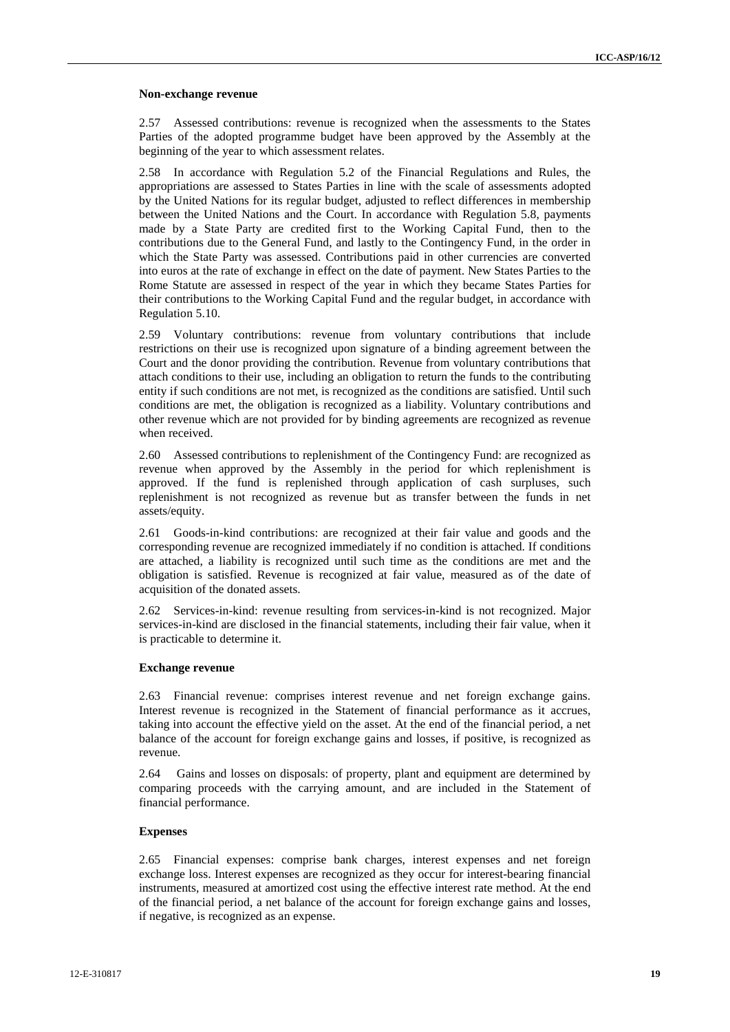**Non-exchange revenue**

2.57 Assessed contributions: revenue is recognized when the assessments to the States Parties of the adopted programme budget have been approved by the Assembly at the beginning of the year to which assessment relates.

2.58 In accordance with Regulation 5.2 of the Financial Regulations and Rules, the appropriations are assessed to States Parties in line with the scale of assessments adopted by the United Nations for its regular budget, adjusted to reflect differences in membership between the United Nations and the Court. In accordance with Regulation 5.8, payments made by a State Party are credited first to the Working Capital Fund, then to the contributions due to the General Fund, and lastly to the Contingency Fund, in the order in which the State Party was assessed. Contributions paid in other currencies are converted into euros at the rate of exchange in effect on the date of payment. New States Parties to the Rome Statute are assessed in respect of the year in which they became States Parties for their contributions to the Working Capital Fund and the regular budget, in accordance with Regulation 5.10.

2.59 Voluntary contributions: revenue from voluntary contributions that include restrictions on their use is recognized upon signature of a binding agreement between the Court and the donor providing the contribution. Revenue from voluntary contributions that attach conditions to their use, including an obligation to return the funds to the contributing entity if such conditions are not met, is recognized as the conditions are satisfied. Until such conditions are met, the obligation is recognized as a liability. Voluntary contributions and other revenue which are not provided for by binding agreements are recognized as revenue when received.

2.60 Assessed contributions to replenishment of the Contingency Fund: are recognized as revenue when approved by the Assembly in the period for which replenishment is approved. If the fund is replenished through application of cash surpluses, such replenishment is not recognized as revenue but as transfer between the funds in net assets/equity.

2.61 Goods-in-kind contributions: are recognized at their fair value and goods and the corresponding revenue are recognized immediately if no condition is attached. If conditions are attached, a liability is recognized until such time as the conditions are met and the obligation is satisfied. Revenue is recognized at fair value, measured as of the date of acquisition of the donated assets.

2.62 Services-in-kind: revenue resulting from services-in-kind is not recognized. Major services-in-kind are disclosed in the financial statements, including their fair value, when it is practicable to determine it.

**Exchange revenue**

2.63 Financial revenue: comprises interest revenue and net foreign exchange gains. Interest revenue is recognized in the Statement of financial performance as it accrues, taking into account the effective yield on the asset. At the end of the financial period, a net balance of the account for foreign exchange gains and losses, if positive, is recognized as revenue.

2.64 Gains and losses on disposals: of property, plant and equipment are determined by comparing proceeds with the carrying amount, and are included in the Statement of financial performance.

**Expenses**

2.65 Financial expenses: comprise bank charges, interest expenses and net foreign exchange loss. Interest expenses are recognized as they occur for interest-bearing financial instruments, measured at amortized cost using the effective interest rate method. At the end of the financial period, a net balance of the account for foreign exchange gains and losses, if negative, is recognized as an expense.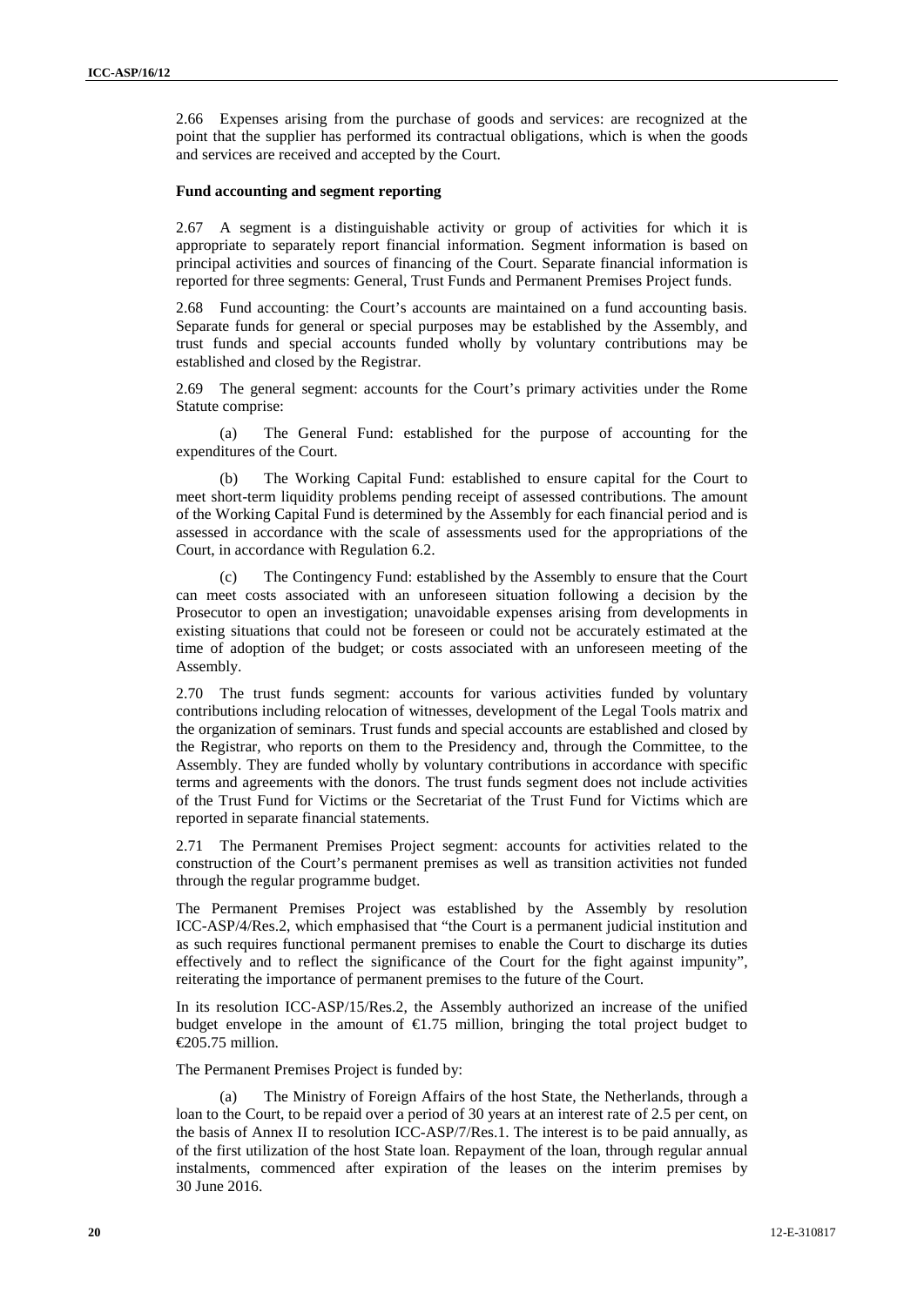2.66 Expenses arising from the purchase of goods and services: are recognized at the point that the supplier has performed its contractual obligations, which is when the goods and services are received and accepted by the Court.

**Fund accounting and segment reporting**

2.67 A segment is a distinguishable activity or group of activities for which it is appropriate to separately report financial information. Segment information is based on principal activities and sources of financing of the Court. Separate financial information is reported for three segments: General, Trust Funds and Permanent Premises Project funds.

2.68 Fund accounting: the Court's accounts are maintained on a fund accounting basis. Separate funds for general or special purposes may be established by the Assembly, and trust funds and special accounts funded wholly by voluntary contributions may be established and closed by the Registrar.

2.69 The general segment: accounts for the Court's primary activities under the Rome Statute comprise:

(a) The General Fund: established for the purpose of accounting for the expenditures of the Court.

(b) The Working Capital Fund: established to ensure capital for the Court to meet short-term liquidity problems pending receipt of assessed contributions. The amount of the Working Capital Fund is determined by the Assembly for each financial period and is assessed in accordance with the scale of assessments used for the appropriations of the Court, in accordance with Regulation 6.2.

(c) The Contingency Fund: established by the Assembly to ensure that the Court can meet costs associated with an unforeseen situation following a decision by the Prosecutor to open an investigation; unavoidable expenses arising from developments in existing situations that could not be foreseen or could not be accurately estimated at the time of adoption of the budget; or costs associated with an unforeseen meeting of the Assembly.

2.70 The trust funds segment: accounts for various activities funded by voluntary contributions including relocation of witnesses, development of the Legal Tools matrix and the organization of seminars. Trust funds and special accounts are established and closed by the Registrar, who reports on them to the Presidency and, through the Committee, to the Assembly. They are funded wholly by voluntary contributions in accordance with specific terms and agreements with the donors. The trust funds segment does not include activities of the Trust Fund for Victims or the Secretariat of the Trust Fund for Victims which are reported in separate financial statements.

2.71 The Permanent Premises Project segment: accounts for activities related to the construction of the Court's permanent premises as well as transition activities not funded through the regular programme budget.

The Permanent Premises Project was established by the Assembly by resolution ICC-ASP/4/Res.2, which emphasised that "the Court is a permanent judicial institution and as such requires functional permanent premises to enable the Court to discharge its duties effectively and to reflect the significance of the Court for the fight against impunity", reiterating the importance of permanent premises to the future of the Court.

In its resolution ICC-ASP/15/Res.2, the Assembly authorized an increase of the unified budget envelope in the amount of €1.75 million, bringing the total project budget to €205.75 million.

The Permanent Premises Project is funded by:

(a) The Ministry of Foreign Affairs of the host State, the Netherlands, through a loan to the Court, to be repaid over a period of 30 years at an interest rate of 2.5 per cent, on the basis of Annex II to resolution ICC-ASP/7/Res.1. The interest is to be paid annually, as of the first utilization of the host State loan. Repayment of the loan, through regular annual instalments, commenced after expiration of the leases on the interim premises by 30 June 2016.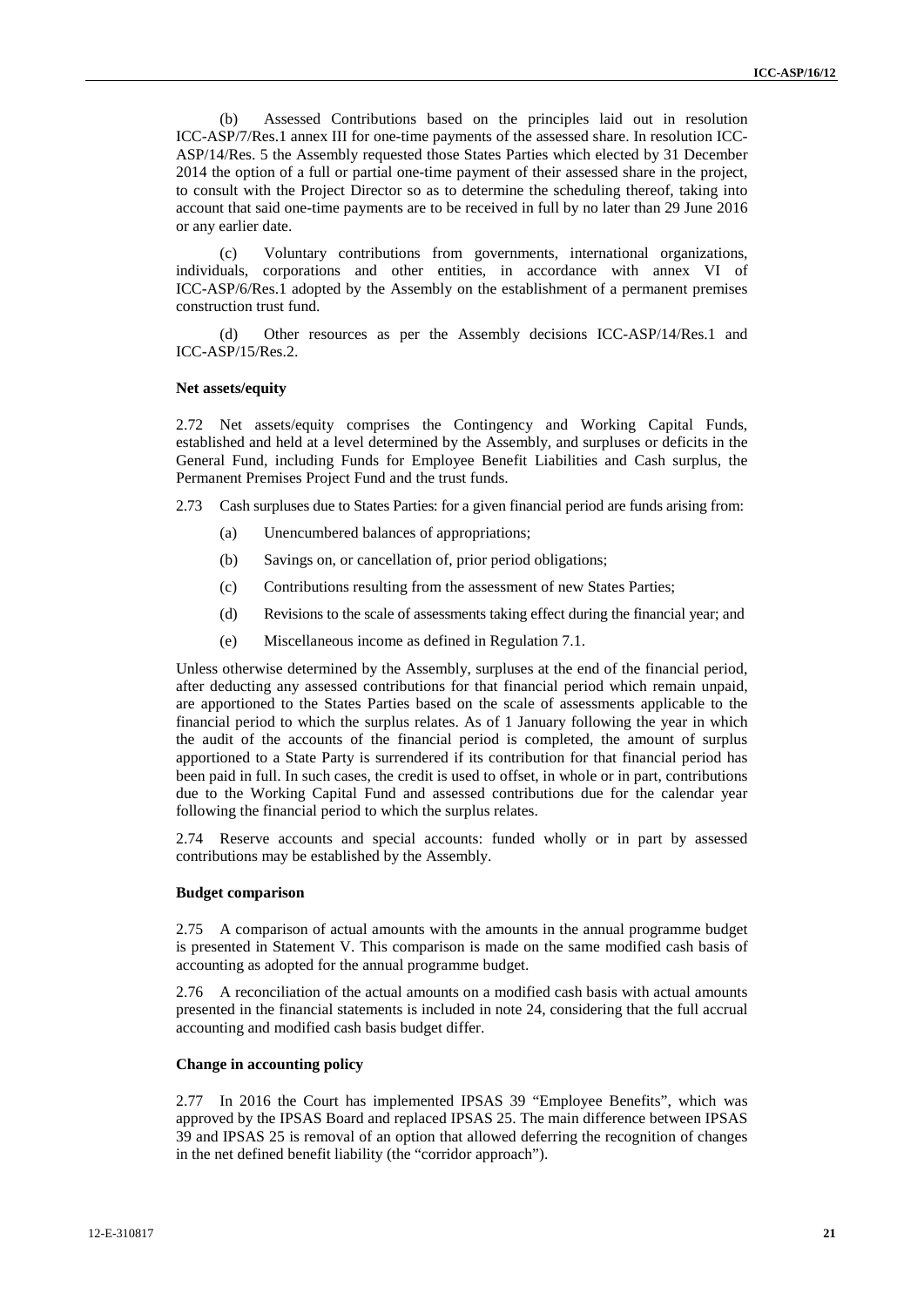(b) Assessed Contributions based on the principles laid out in resolution ICC-ASP/7/Res.1 annex III for one-time payments of the assessed share. In resolution ICC-ASP/14/Res. 5 the Assembly requested those States Parties which elected by 31 December 2014 the option of a full or partial one-time payment of their assessed share in the project, to consult with the Project Director so as to determine the scheduling thereof, taking into account that said one-time payments are to be received in full by no later than 29 June 2016 or any earlier date.

(c) Voluntary contributions from governments, international organizations, individuals, corporations and other entities, in accordance with annex VI of ICC-ASP/6/Res.1 adopted by the Assembly on the establishment of a permanent premises construction trust fund.

(d) Other resources as per the Assembly decisions ICC-ASP/14/Res.1 and ICC-ASP/15/Res.2.

#### Net assets/equity

2.72 Net assets/equity comprises the Contingency and Working Capital Funds, established and held at a level determined by the Assembly, and surpluses or deficits in the General Fund, including Funds for Employee Benefit Liabilities and Cash surplus, the Permanent Premises Project Fund and the trust funds.

2.73 Cash surpluses due to States Parties: for a given financial period are funds arising from:

(a) Unencumbered balances of appropriations;

(b) Savings on, or cancellation of, prior period obligations;

(c) Contributions resulting from the assessment of new States Parties;

(d) Revisions to the scale of assessments taking effect during the financial year; and

(e) Miscellaneous income as defined in Regulation 7.1.

Unless otherwise determined by the Assembly, surpluses at the end of the financial period, after deducting any assessed contributions for that financial period which remain unpaid, are apportioned to the States Parties based on the scale of assessments applicable to the financial period to which the surplus relates. As of 1 January following the year in which the audit of the accounts of the financial period is completed, the amount of surplus apportioned to a State Party is surrendered if its contribution for that financial period has been paid in full. In such cases, the credit is used to offset, in whole or in part, contributions due to the Working Capital Fund and assessed contributions due for the calendar year following the financial period to which the surplus relates.

2.74 Reserve accounts and special accounts: funded wholly or in part by assessed contributions may be established by the Assembly.

#### Budget comparison

2.75 A comparison of actual amounts with the amounts in the annual programme budget is presented in Statement V. This comparison is made on the same modified cash basis of accounting as adopted for the annual programme budget.

2.76 A reconciliation of the actual amounts on a modified cash basis with actual amounts presented in the financial statements is included in note 24, considering that the full accrual accounting and modified cash basis budget differ.

#### Change in accounting policy

2.77 In 2016 the Court has implemented IPSAS 39 "Employee Benefits", which was approved by the IPSAS Board and replaced IPSAS 25. The main difference between IPSAS 39 and IPSAS 25 is removal of an option that allowed deferring the recognition of changes in the net defined benefit liability (the "corridor approach").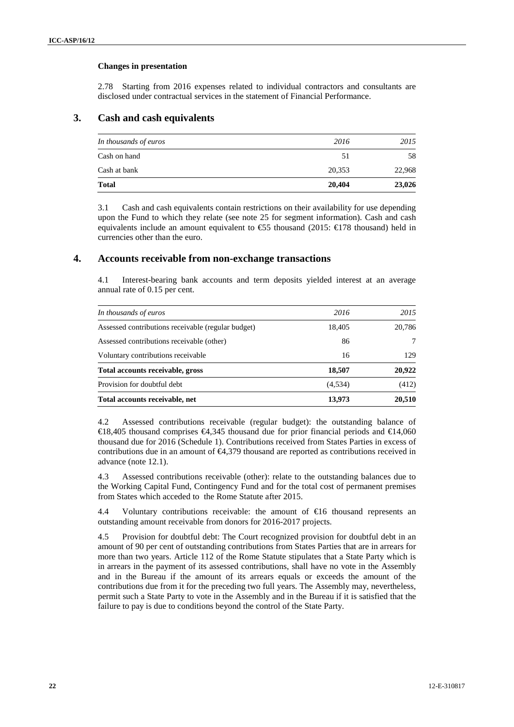### Changes in presentation

2.78 Starting from 2016 expenses related to individual contractors and consultants are disclosed under contractual services in the statement of Financial Performance.

## 3. Cash and cash equivalents

| *In thousands of euros* | *2016* | *2015* |
|---|---|---|
| Cash on hand | 51 | 58 |
| Cash at bank | 20,353 | 22,968 |
| **Total** | **20,404** | **23,026** |

3.1 Cash and cash equivalents contain restrictions on their availability for use depending upon the Fund to which they relate (see note 25 for segment information). Cash and cash equivalents include an amount equivalent to €55 thousand (2015: €178 thousand) held in currencies other than the euro.

## 4. Accounts receivable from non-exchange transactions

4.1 Interest-bearing bank accounts and term deposits yielded interest at an average annual rate of 0.15 per cent.

| *In thousands of euros* | *2016* | *2015* |
|---|---|---|
| Assessed contributions receivable (regular budget) | 18,405 | 20,786 |
| Assessed contributions receivable (other) | 86 | 7 |
| Voluntary contributions receivable | 16 | 129 |
| **Total accounts receivable, gross** | **18,507** | **20,922** |
| Provision for doubtful debt | (4,534) | (412) |
| **Total accounts receivable, net** | **13,973** | **20,510** |

4.2 Assessed contributions receivable (regular budget): the outstanding balance of €18,405 thousand comprises €4,345 thousand due for prior financial periods and €14,060 thousand due for 2016 (Schedule 1). Contributions received from States Parties in excess of contributions due in an amount of €4,379 thousand are reported as contributions received in advance (note 12.1).

4.3 Assessed contributions receivable (other): relate to the outstanding balances due to the Working Capital Fund, Contingency Fund and for the total cost of permanent premises from States which acceded to the Rome Statute after 2015.

4.4 Voluntary contributions receivable: the amount of €16 thousand represents an outstanding amount receivable from donors for 2016-2017 projects.

4.5 Provision for doubtful debt: The Court recognized provision for doubtful debt in an amount of 90 per cent of outstanding contributions from States Parties that are in arrears for more than two years. Article 112 of the Rome Statute stipulates that a State Party which is in arrears in the payment of its assessed contributions, shall have no vote in the Assembly and in the Bureau if the amount of its arrears equals or exceeds the amount of the contributions due from it for the preceding two full years. The Assembly may, nevertheless, permit such a State Party to vote in the Assembly and in the Bureau if it is satisfied that the failure to pay is due to conditions beyond the control of the State Party.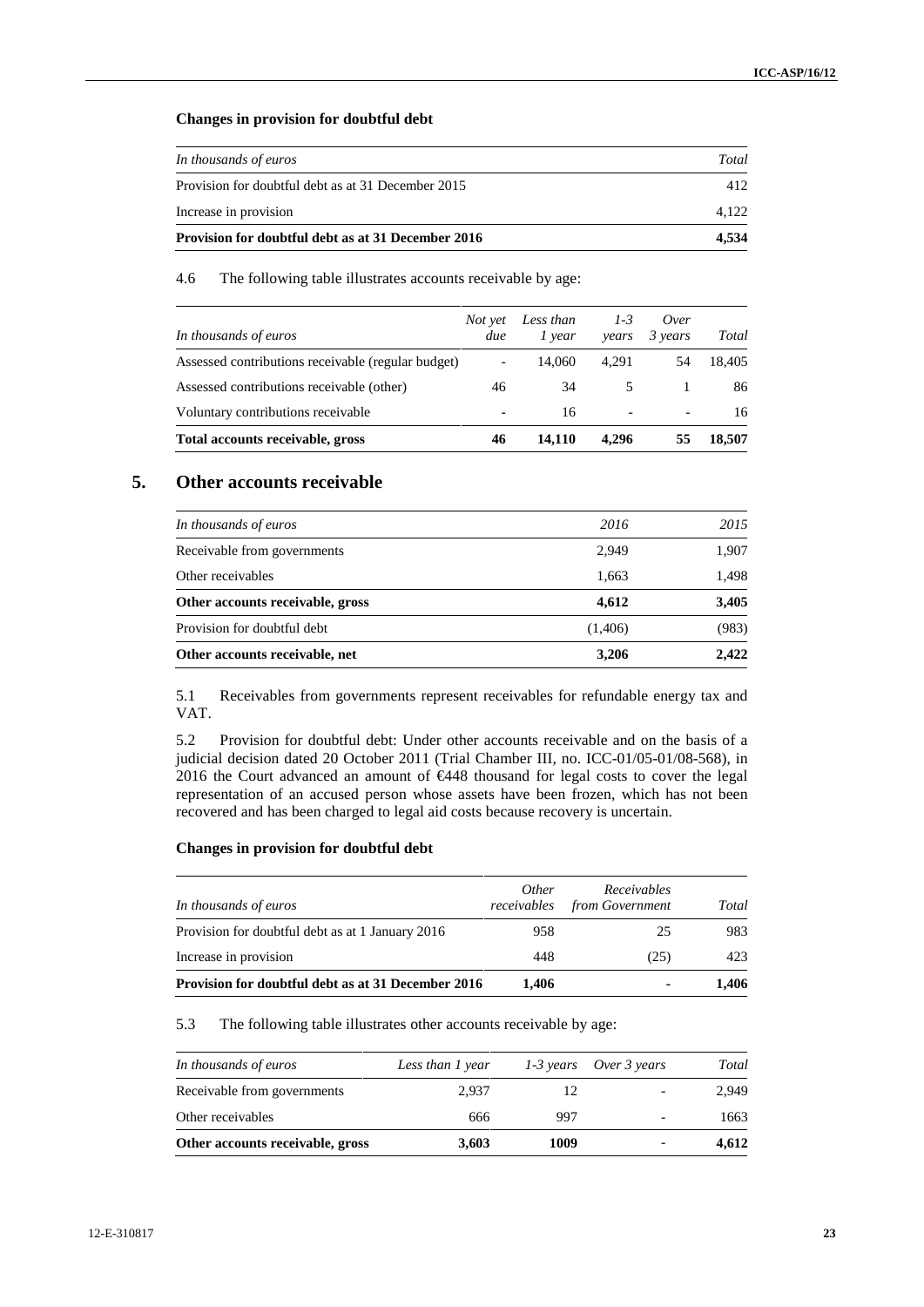**Changes in provision for doubtful debt**

| *In thousands of euros* | *Total* |
|---|---|
| Provision for doubtful debt as at 31 December 2015 | 412 |
| Increase in provision | 4,122 |
| **Provision for doubtful debt as at 31 December 2016** | **4,534** |

4.6 The following table illustrates accounts receivable by age:

| *In thousands of euros* | *Not yet due* | *Less than 1 year* | *1-3 years* | *Over 3 years* | *Total* |
|---|---|---|---|---|---|
| Assessed contributions receivable (regular budget) | - | 14,060 | 4,291 | 54 | 18,405 |
| Assessed contributions receivable (other) | 46 | 34 | 5 | 1 | 86 |
| Voluntary contributions receivable | - | 16 | - | - | 16 |
| **Total accounts receivable, gross** | **46** | **14,110** | **4,296** | **55** | **18,507** |

## 5. Other accounts receivable

| *In thousands of euros* | *2016* | *2015* |
|---|---|---|
| Receivable from governments | 2,949 | 1,907 |
| Other receivables | 1,663 | 1,498 |
| **Other accounts receivable, gross** | **4,612** | **3,405** |
| Provision for doubtful debt | (1,406) | (983) |
| **Other accounts receivable, net** | **3,206** | **2,422** |

5.1 Receivables from governments represent receivables for refundable energy tax and VAT.

5.2 Provision for doubtful debt: Under other accounts receivable and on the basis of a judicial decision dated 20 October 2011 (Trial Chamber III, no. ICC-01/05-01/08-568), in 2016 the Court advanced an amount of €448 thousand for legal costs to cover the legal representation of an accused person whose assets have been frozen, which has not been recovered and has been charged to legal aid costs because recovery is uncertain.

**Changes in provision for doubtful debt**

| *In thousands of euros* | *Other receivables* | *Receivables from Government* | *Total* |
|---|---|---|---|
| Provision for doubtful debt as at 1 January 2016 | 958 | 25 | 983 |
| Increase in provision | 448 | (25) | 423 |
| **Provision for doubtful debt as at 31 December 2016** | **1,406** | **-** | **1,406** |

5.3 The following table illustrates other accounts receivable by age:

| *In thousands of euros* | *Less than 1 year* | *1-3 years* | *Over 3 years* | *Total* |
|---|---|---|---|---|
| Receivable from governments | 2,937 | 12 | - | 2,949 |
| Other receivables | 666 | 997 | - | 1663 |
| **Other accounts receivable, gross** | **3,603** | **1009** | - | **4,612** |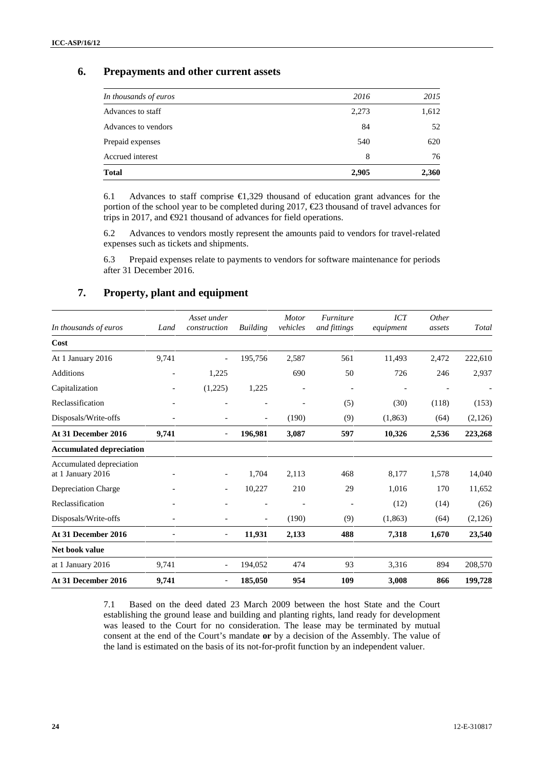## 6. Prepayments and other current assets

| *In thousands of euros* | *2016* | *2015* |
|---|---|---|
| Advances to staff | 2,273 | 1,612 |
| Advances to vendors | 84 | 52 |
| Prepaid expenses | 540 | 620 |
| Accrued interest | 8 | 76 |
| **Total** | **2,905** | **2,360** |

6.1 Advances to staff comprise €1,329 thousand of education grant advances for the portion of the school year to be completed during 2017, €23 thousand of travel advances for trips in 2017, and €921 thousand of advances for field operations.

6.2 Advances to vendors mostly represent the amounts paid to vendors for travel-related expenses such as tickets and shipments.

6.3 Prepaid expenses relate to payments to vendors for software maintenance for periods after 31 December 2016.

## 7. Property, plant and equipment

| *In thousands of euros* | *Land* | *Asset under construction* | *Building* | *Motor vehicles* | *Furniture and fittings* | *ICT equipment* | *Other assets* | *Total* |
|---|---|---|---|---|---|---|---|---|
| **Cost** | | | | | | | | |
| At 1 January 2016 | 9,741 | - | 195,756 | 2,587 | 561 | 11,493 | 2,472 | 222,610 |
| Additions | - | 1,225 | | 690 | 50 | 726 | 246 | 2,937 |
| Capitalization | - | (1,225) | 1,225 | - | - | - | - | - |
| Reclassification | - | - | - | - | (5) | (30) | (118) | (153) |
| Disposals/Write-offs | - | - | - | (190) | (9) | (1,863) | (64) | (2,126) |
| **At 31 December 2016** | **9,741** | - | **196,981** | **3,087** | **597** | **10,326** | **2,536** | **223,268** |
| **Accumulated depreciation** | | | | | | | | |
| Accumulated depreciation at 1 January 2016 | - | - | 1,704 | 2,113 | 468 | 8,177 | 1,578 | 14,040 |
| Depreciation Charge | - | - | 10,227 | 210 | 29 | 1,016 | 170 | 11,652 |
| Reclassification | - | - | - | - | - | (12) | (14) | (26) |
| Disposals/Write-offs | - | - | - | (190) | (9) | (1,863) | (64) | (2,126) |
| **At 31 December 2016** | - | - | **11,931** | **2,133** | **488** | **7,318** | **1,670** | **23,540** |
| **Net book value** | | | | | | | | |
| at 1 January 2016 | 9,741 | - | 194,052 | 474 | 93 | 3,316 | 894 | 208,570 |
| **At 31 December 2016** | **9,741** | - | **185,050** | **954** | **109** | **3,008** | **866** | **199,728** |

7.1 Based on the deed dated 23 March 2009 between the host State and the Court establishing the ground lease and building and planting rights, land ready for development was leased to the Court for no consideration. The lease may be terminated by mutual consent at the end of the Court's mandate **or** by a decision of the Assembly. The value of the land is estimated on the basis of its not-for-profit function by an independent valuer.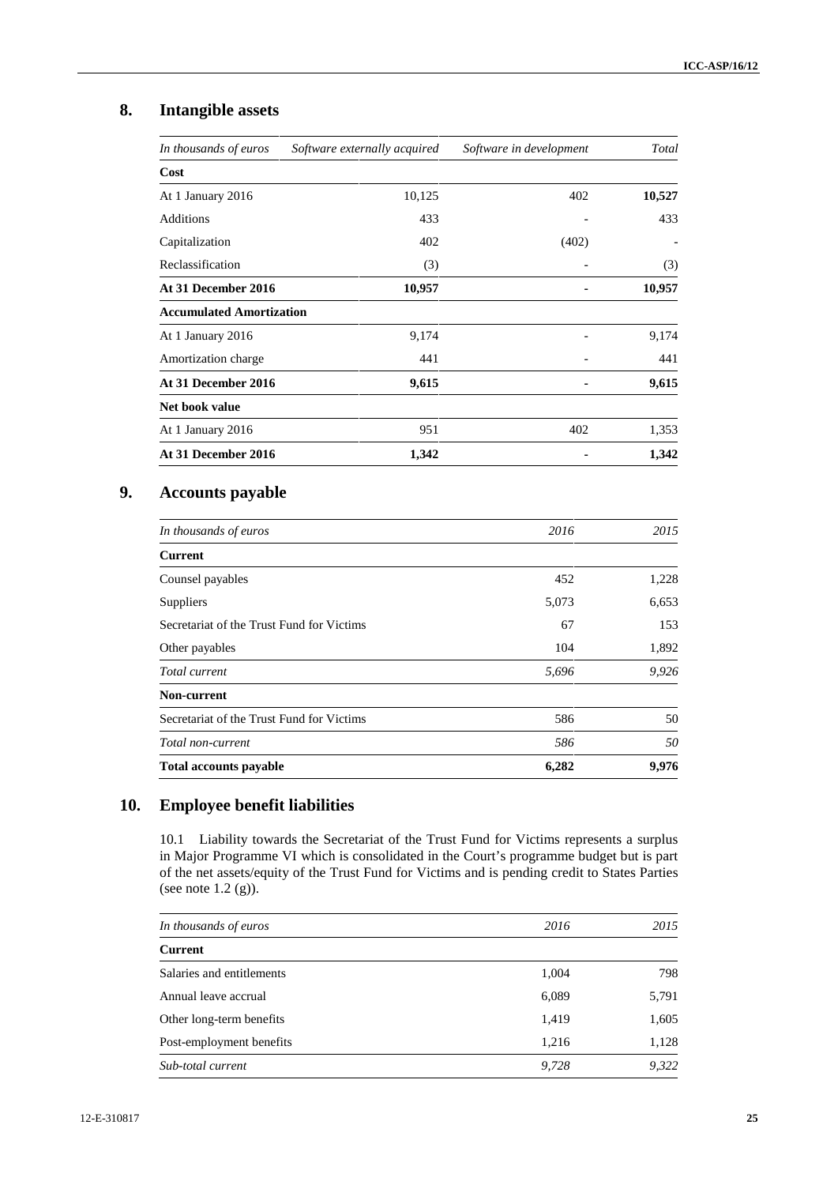## 8. Intangible assets

| *In thousands of euros* | *Software externally acquired* | *Software in development* | *Total* |
|---|---|---|---|
| **Cost** | | | |
| At 1 January 2016 | 10,125 | 402 | **10,527** |
| Additions | 433 | - | 433 |
| Capitalization | 402 | (402) | - |
| Reclassification | (3) | - | (3) |
| **At 31 December 2016** | **10,957** | **-** | **10,957** |
| **Accumulated Amortization** | | | |
| At 1 January 2016 | 9,174 | - | 9,174 |
| Amortization charge | 441 | - | 441 |
| **At 31 December 2016** | **9,615** | **-** | **9,615** |
| **Net book value** | | | |
| At 1 January 2016 | 951 | 402 | 1,353 |
| **At 31 December 2016** | **1,342** | **-** | **1,342** |

## 9. Accounts payable

| *In thousands of euros* | *2016* | *2015* |
|---|---|---|
| **Current** | | |
| Counsel payables | 452 | 1,228 |
| Suppliers | 5,073 | 6,653 |
| Secretariat of the Trust Fund for Victims | 67 | 153 |
| Other payables | 104 | 1,892 |
| *Total current* | *5,696* | *9,926* |
| **Non-current** | | |
| Secretariat of the Trust Fund for Victims | 586 | 50 |
| *Total non-current* | *586* | *50* |
| **Total accounts payable** | **6,282** | **9,976** |

## 10. Employee benefit liabilities

10.1 Liability towards the Secretariat of the Trust Fund for Victims represents a surplus in Major Programme VI which is consolidated in the Court's programme budget but is part of the net assets/equity of the Trust Fund for Victims and is pending credit to States Parties (see note 1.2 (g)).

| *In thousands of euros* | *2016* | *2015* |
|---|---|---|
| **Current** | | |
| Salaries and entitlements | 1,004 | 798 |
| Annual leave accrual | 6,089 | 5,791 |
| Other long-term benefits | 1,419 | 1,605 |
| Post-employment benefits | 1,216 | 1,128 |
| *Sub-total current* | *9,728* | *9,322* |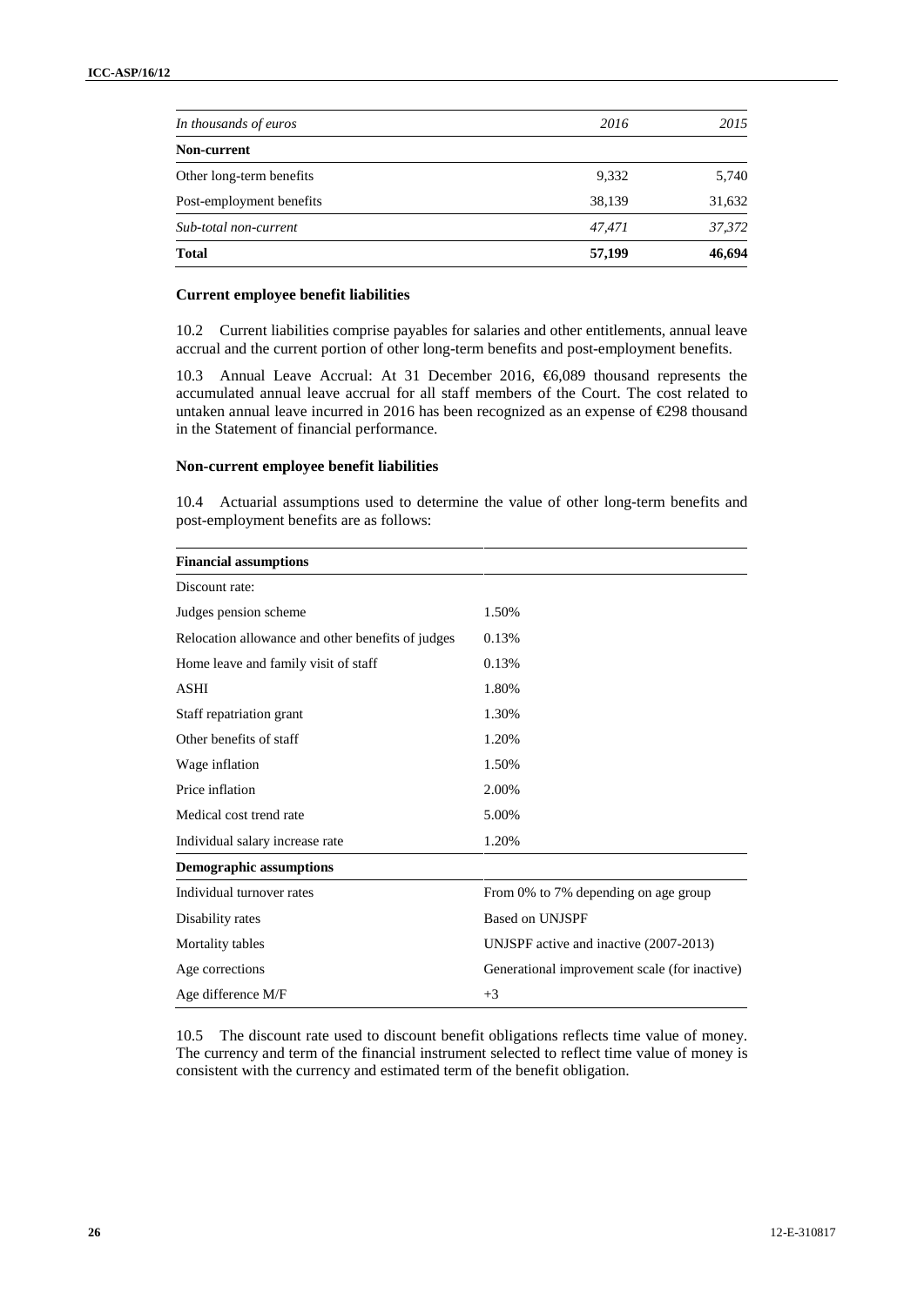| *In thousands of euros* | *2016* | *2015* |
|---|---|---|
| **Non-current** | | |
| Other long-term benefits | 9,332 | 5,740 |
| Post-employment benefits | 38,139 | 31,632 |
| *Sub-total non-current* | *47,471* | *37,372* |
| **Total** | **57,199** | **46,694** |

**Current employee benefit liabilities**

10.2 Current liabilities comprise payables for salaries and other entitlements, annual leave accrual and the current portion of other long-term benefits and post-employment benefits.

10.3 Annual Leave Accrual: At 31 December 2016, €6,089 thousand represents the accumulated annual leave accrual for all staff members of the Court. The cost related to untaken annual leave incurred in 2016 has been recognized as an expense of €298 thousand in the Statement of financial performance.

**Non-current employee benefit liabilities**

10.4 Actuarial assumptions used to determine the value of other long-term benefits and post-employment benefits are as follows:

| **Financial assumptions** | |
|---|---|
| Discount rate: | |
| Judges pension scheme | 1.50% |
| Relocation allowance and other benefits of judges | 0.13% |
| Home leave and family visit of staff | 0.13% |
| ASHI | 1.80% |
| Staff repatriation grant | 1.30% |
| Other benefits of staff | 1.20% |
| Wage inflation | 1.50% |
| Price inflation | 2.00% |
| Medical cost trend rate | 5.00% |
| Individual salary increase rate | 1.20% |
| **Demographic assumptions** | |
| Individual turnover rates | From 0% to 7% depending on age group |
| Disability rates | Based on UNJSPF |
| Mortality tables | UNJSPF active and inactive (2007-2013) |
| Age corrections | Generational improvement scale (for inactive) |
| Age difference M/F | +3 |

10.5 The discount rate used to discount benefit obligations reflects time value of money. The currency and term of the financial instrument selected to reflect time value of money is consistent with the currency and estimated term of the benefit obligation.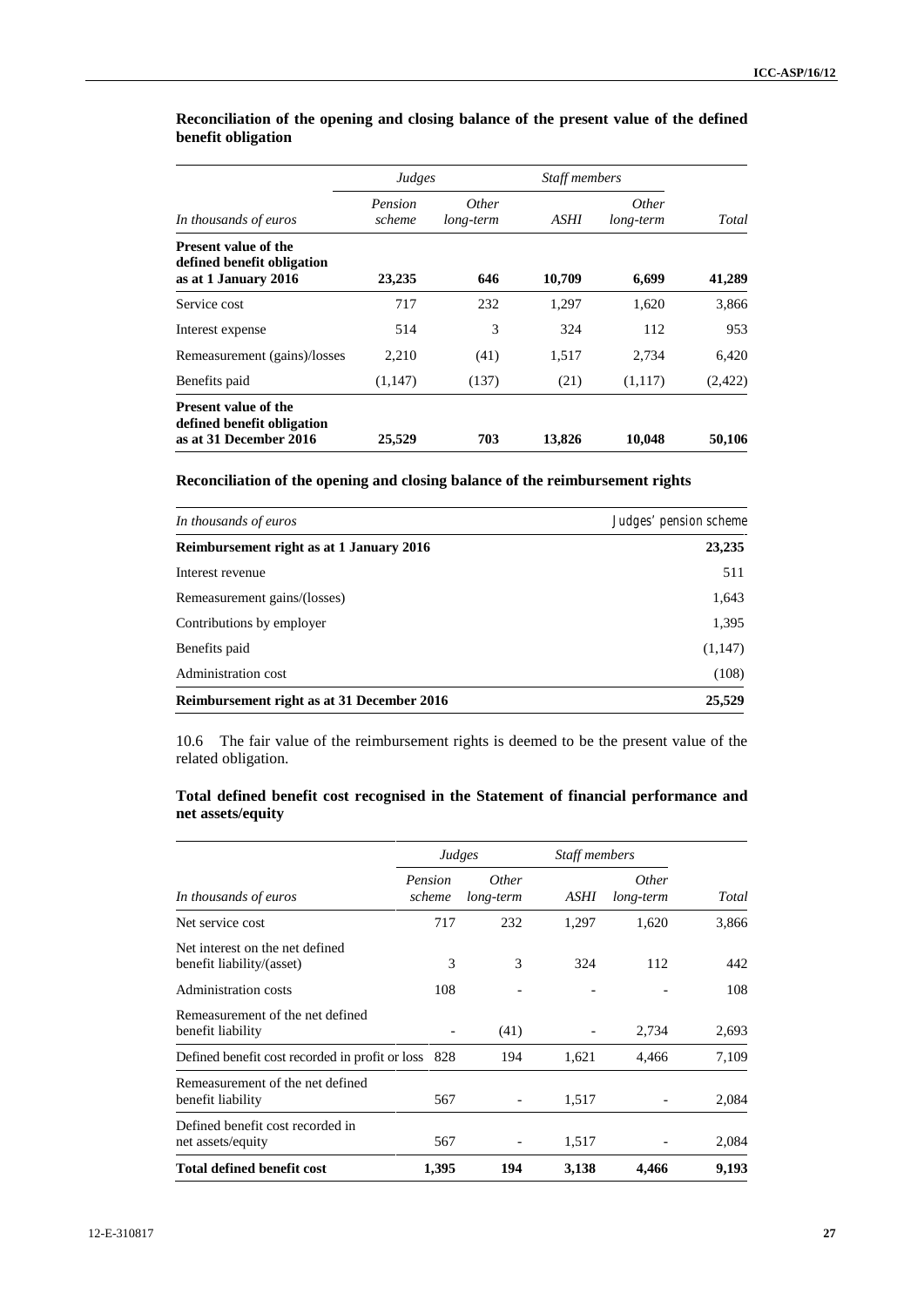**Reconciliation of the opening and closing balance of the present value of the defined benefit obligation**

| | *Judges* | | *Staff members* | | |
|---|---|---|---|---|---|
| *In thousands of euros* | *Pension scheme* | *Other long-term* | *ASHI* | *Other long-term* | *Total* |
| **Present value of the defined benefit obligation as at 1 January 2016** | **23,235** | **646** | **10,709** | **6,699** | **41,289** |
| Service cost | 717 | 232 | 1,297 | 1,620 | 3,866 |
| Interest expense | 514 | 3 | 324 | 112 | 953 |
| Remeasurement (gains)/losses | 2,210 | (41) | 1,517 | 2,734 | 6,420 |
| Benefits paid | (1,147) | (137) | (21) | (1,117) | (2,422) |
| **Present value of the defined benefit obligation as at 31 December 2016** | **25,529** | **703** | **13,826** | **10,048** | **50,106** |

**Reconciliation of the opening and closing balance of the reimbursement rights**

| *In thousands of euros* | *Judges' pension scheme* |
|---|---|
| **Reimbursement right as at 1 January 2016** | **23,235** |
| Interest revenue | 511 |
| Remeasurement gains/(losses) | 1,643 |
| Contributions by employer | 1,395 |
| Benefits paid | (1,147) |
| Administration cost | (108) |
| **Reimbursement right as at 31 December 2016** | **25,529** |

10.6 The fair value of the reimbursement rights is deemed to be the present value of the related obligation.

**Total defined benefit cost recognised in the Statement of financial performance and net assets/equity**

| | *Judges* | | *Staff members* | | |
|---|---|---|---|---|---|
| *In thousands of euros* | *Pension scheme* | *Other long-term* | *ASHI* | *Other long-term* | *Total* |
| Net service cost | 717 | 232 | 1,297 | 1,620 | 3,866 |
| Net interest on the net defined benefit liability/(asset) | 3 | 3 | 324 | 112 | 442 |
| Administration costs | 108 | - | - | - | 108 |
| Remeasurement of the net defined benefit liability | - | (41) | - | 2,734 | 2,693 |
| Defined benefit cost recorded in profit or loss | 828 | 194 | 1,621 | 4,466 | 7,109 |
| Remeasurement of the net defined benefit liability | 567 | - | 1,517 | - | 2,084 |
| Defined benefit cost recorded in net assets/equity | 567 | - | 1,517 | - | 2,084 |
| **Total defined benefit cost** | **1,395** | **194** | **3,138** | **4,466** | **9,193** |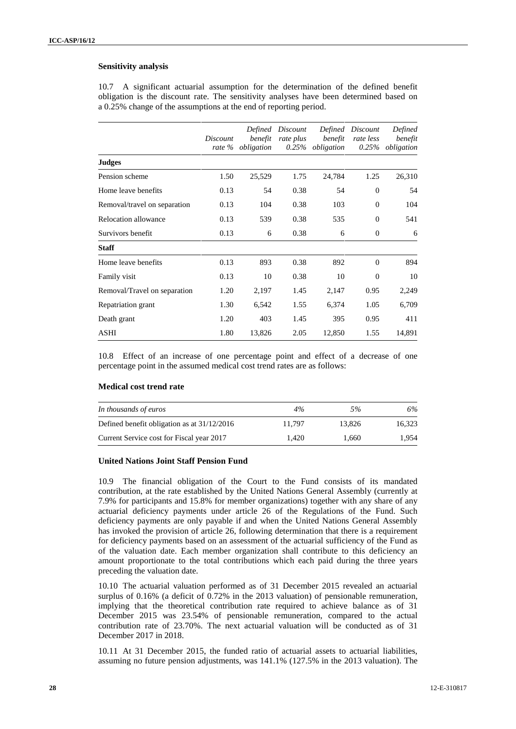**Sensitivity analysis**

10.7 A significant actuarial assumption for the determination of the defined benefit obligation is the discount rate. The sensitivity analyses have been determined based on a 0.25% change of the assumptions at the end of reporting period.

| | *Discount rate %* | *Defined benefit obligation* | *Discount rate plus 0.25%* | *Defined benefit obligation* | *Discount rate less 0.25%* | *Defined benefit obligation* |
|---|---|---|---|---|---|---|
| **Judges** | | | | | | |
| Pension scheme | 1.50 | 25,529 | 1.75 | 24,784 | 1.25 | 26,310 |
| Home leave benefits | 0.13 | 54 | 0.38 | 54 | 0 | 54 |
| Removal/travel on separation | 0.13 | 104 | 0.38 | 103 | 0 | 104 |
| Relocation allowance | 0.13 | 539 | 0.38 | 535 | 0 | 541 |
| Survivors benefit | 0.13 | 6 | 0.38 | 6 | 0 | 6 |
| **Staff** | | | | | | |
| Home leave benefits | 0.13 | 893 | 0.38 | 892 | 0 | 894 |
| Family visit | 0.13 | 10 | 0.38 | 10 | 0 | 10 |
| Removal/Travel on separation | 1.20 | 2,197 | 1.45 | 2,147 | 0.95 | 2,249 |
| Repatriation grant | 1.30 | 6,542 | 1.55 | 6,374 | 1.05 | 6,709 |
| Death grant | 1.20 | 403 | 1.45 | 395 | 0.95 | 411 |
| ASHI | 1.80 | 13,826 | 2.05 | 12,850 | 1.55 | 14,891 |

10.8 Effect of an increase of one percentage point and effect of a decrease of one percentage point in the assumed medical cost trend rates are as follows:

**Medical cost trend rate**

| *In thousands of euros* | *4%* | *5%* | *6%* |
|---|---|---|---|
| Defined benefit obligation as at 31/12/2016 | 11,797 | 13,826 | 16,323 |
| Current Service cost for Fiscal year 2017 | 1,420 | 1,660 | 1,954 |

**United Nations Joint Staff Pension Fund**

10.9 The financial obligation of the Court to the Fund consists of its mandated contribution, at the rate established by the United Nations General Assembly (currently at 7.9% for participants and 15.8% for member organizations) together with any share of any actuarial deficiency payments under article 26 of the Regulations of the Fund. Such deficiency payments are only payable if and when the United Nations General Assembly has invoked the provision of article 26, following determination that there is a requirement for deficiency payments based on an assessment of the actuarial sufficiency of the Fund as of the valuation date. Each member organization shall contribute to this deficiency an amount proportionate to the total contributions which each paid during the three years preceding the valuation date.

10.10 The actuarial valuation performed as of 31 December 2015 revealed an actuarial surplus of 0.16% (a deficit of 0.72% in the 2013 valuation) of pensionable remuneration, implying that the theoretical contribution rate required to achieve balance as of 31 December 2015 was 23.54% of pensionable remuneration, compared to the actual contribution rate of 23.70%. The next actuarial valuation will be conducted as of 31 December 2017 in 2018.

10.11 At 31 December 2015, the funded ratio of actuarial assets to actuarial liabilities, assuming no future pension adjustments, was 141.1% (127.5% in the 2013 valuation). The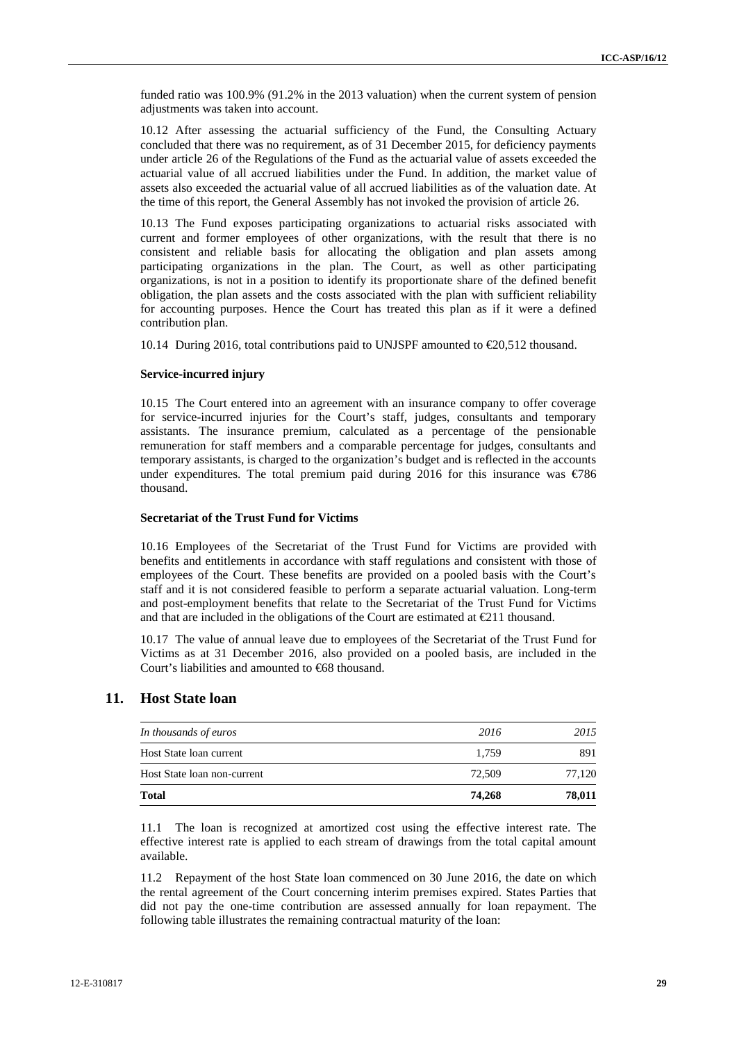funded ratio was 100.9% (91.2% in the 2013 valuation) when the current system of pension adjustments was taken into account.

10.12 After assessing the actuarial sufficiency of the Fund, the Consulting Actuary concluded that there was no requirement, as of 31 December 2015, for deficiency payments under article 26 of the Regulations of the Fund as the actuarial value of assets exceeded the actuarial value of all accrued liabilities under the Fund. In addition, the market value of assets also exceeded the actuarial value of all accrued liabilities as of the valuation date. At the time of this report, the General Assembly has not invoked the provision of article 26.

10.13 The Fund exposes participating organizations to actuarial risks associated with current and former employees of other organizations, with the result that there is no consistent and reliable basis for allocating the obligation and plan assets among participating organizations in the plan. The Court, as well as other participating organizations, is not in a position to identify its proportionate share of the defined benefit obligation, the plan assets and the costs associated with the plan with sufficient reliability for accounting purposes. Hence the Court has treated this plan as if it were a defined contribution plan.

10.14 During 2016, total contributions paid to UNJSPF amounted to €20,512 thousand.

**Service-incurred injury**

10.15 The Court entered into an agreement with an insurance company to offer coverage for service-incurred injuries for the Court's staff, judges, consultants and temporary assistants. The insurance premium, calculated as a percentage of the pensionable remuneration for staff members and a comparable percentage for judges, consultants and temporary assistants, is charged to the organization's budget and is reflected in the accounts under expenditures. The total premium paid during 2016 for this insurance was €786 thousand.

**Secretariat of the Trust Fund for Victims**

10.16 Employees of the Secretariat of the Trust Fund for Victims are provided with benefits and entitlements in accordance with staff regulations and consistent with those of employees of the Court. These benefits are provided on a pooled basis with the Court's staff and it is not considered feasible to perform a separate actuarial valuation. Long-term and post-employment benefits that relate to the Secretariat of the Trust Fund for Victims and that are included in the obligations of the Court are estimated at €211 thousand.

10.17 The value of annual leave due to employees of the Secretariat of the Trust Fund for Victims as at 31 December 2016, also provided on a pooled basis, are included in the Court's liabilities and amounted to €68 thousand.

## 11. Host State loan

| *In thousands of euros* | *2016* | *2015* |
|---|---|---|
| Host State loan current | 1,759 | 891 |
| Host State loan non-current | 72,509 | 77,120 |
| **Total** | **74,268** | **78,011** |

11.1 The loan is recognized at amortized cost using the effective interest rate. The effective interest rate is applied to each stream of drawings from the total capital amount available.

11.2 Repayment of the host State loan commenced on 30 June 2016, the date on which the rental agreement of the Court concerning interim premises expired. States Parties that did not pay the one-time contribution are assessed annually for loan repayment. The following table illustrates the remaining contractual maturity of the loan: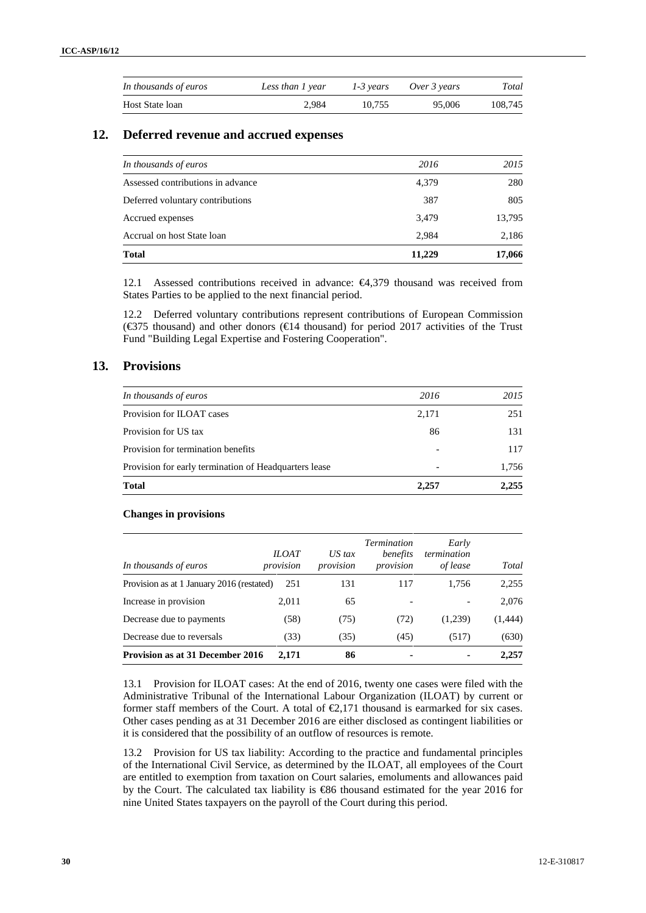| In thousands of euros | Less than 1 year | 1-3 years | Over 3 years | Total |
|---|---|---|---|---|
| Host State loan | 2,984 | 10,755 | 95,006 | 108,745 |

## 12. Deferred revenue and accrued expenses

| In thousands of euros | 2016 | 2015 |
|---|---|---|
| Assessed contributions in advance | 4,379 | 280 |
| Deferred voluntary contributions | 387 | 805 |
| Accrued expenses | 3,479 | 13,795 |
| Accrual on host State loan | 2,984 | 2,186 |
| **Total** | **11,229** | **17,066** |

12.1 Assessed contributions received in advance: €4,379 thousand was received from States Parties to be applied to the next financial period.

12.2 Deferred voluntary contributions represent contributions of European Commission (€375 thousand) and other donors (€14 thousand) for period 2017 activities of the Trust Fund "Building Legal Expertise and Fostering Cooperation".

## 13. Provisions

| In thousands of euros | 2016 | 2015 |
|---|---|---|
| Provision for ILOAT cases | 2,171 | 251 |
| Provision for US tax | 86 | 131 |
| Provision for termination benefits | - | 117 |
| Provision for early termination of Headquarters lease | - | 1,756 |
| **Total** | **2,257** | **2,255** |

**Changes in provisions**

| In thousands of euros | ILOAT provision | US tax provision | Termination benefits provision | Early termination of lease | Total |
|---|---|---|---|---|---|
| Provision as at 1 January 2016 (restated) | 251 | 131 | 117 | 1,756 | 2,255 |
| Increase in provision | 2,011 | 65 | - | - | 2,076 |
| Decrease due to payments | (58) | (75) | (72) | (1,239) | (1,444) |
| Decrease due to reversals | (33) | (35) | (45) | (517) | (630) |
| **Provision as at 31 December 2016** | **2,171** | **86** | **-** | **-** | **2,257** |

13.1 Provision for ILOAT cases: At the end of 2016, twenty one cases were filed with the Administrative Tribunal of the International Labour Organization (ILOAT) by current or former staff members of the Court. A total of €2,171 thousand is earmarked for six cases. Other cases pending as at 31 December 2016 are either disclosed as contingent liabilities or it is considered that the possibility of an outflow of resources is remote.

13.2 Provision for US tax liability: According to the practice and fundamental principles of the International Civil Service, as determined by the ILOAT, all employees of the Court are entitled to exemption from taxation on Court salaries, emoluments and allowances paid by the Court. The calculated tax liability is €86 thousand estimated for the year 2016 for nine United States taxpayers on the payroll of the Court during this period.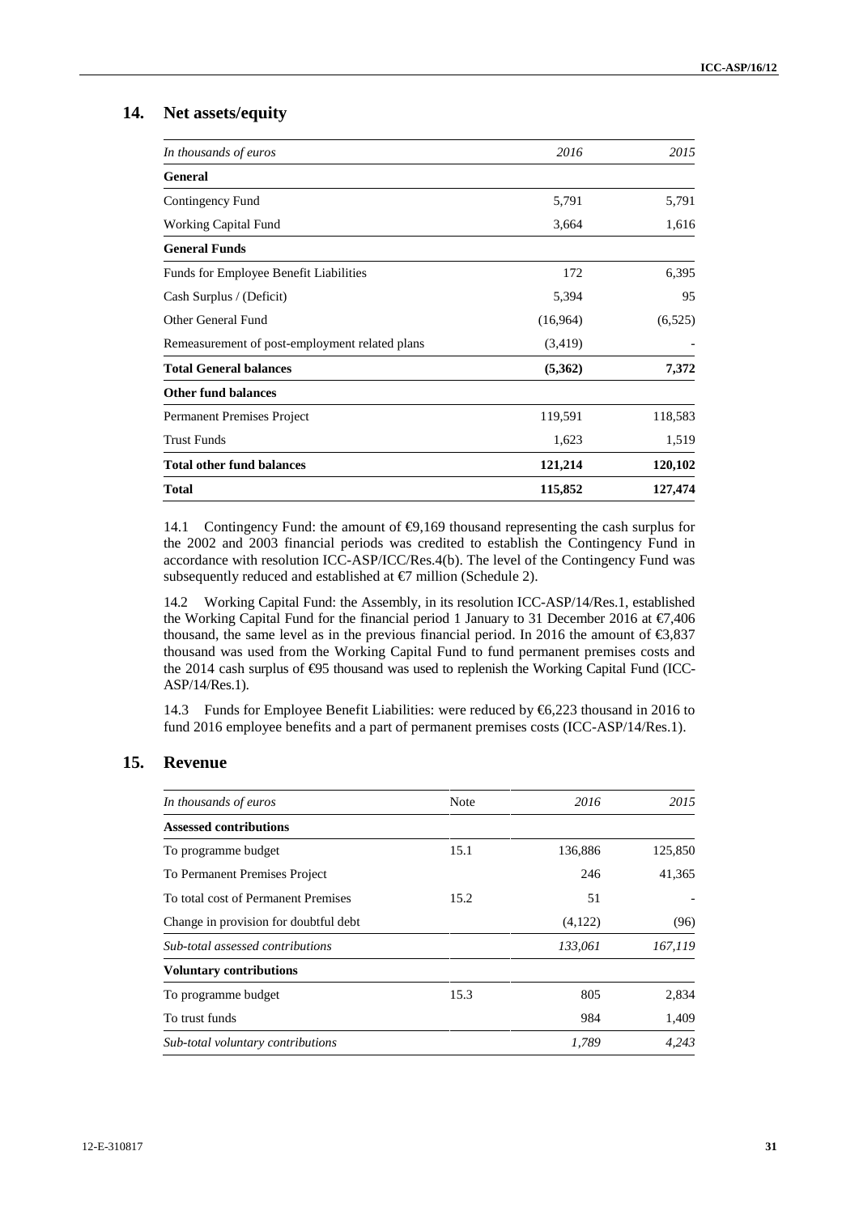## 14. Net assets/equity

| *In thousands of euros* | *2016* | *2015* |
|---|---|---|
| **General** | | |
| Contingency Fund | 5,791 | 5,791 |
| Working Capital Fund | 3,664 | 1,616 |
| **General Funds** | | |
| Funds for Employee Benefit Liabilities | 172 | 6,395 |
| Cash Surplus / (Deficit) | 5,394 | 95 |
| Other General Fund | (16,964) | (6,525) |
| Remeasurement of post-employment related plans | (3,419) | - |
| **Total General balances** | **(5,362)** | **7,372** |
| **Other fund balances** | | |
| Permanent Premises Project | 119,591 | 118,583 |
| Trust Funds | 1,623 | 1,519 |
| **Total other fund balances** | **121,214** | **120,102** |
| **Total** | **115,852** | **127,474** |

14.1 Contingency Fund: the amount of €9,169 thousand representing the cash surplus for the 2002 and 2003 financial periods was credited to establish the Contingency Fund in accordance with resolution ICC-ASP/ICC/Res.4(b). The level of the Contingency Fund was subsequently reduced and established at €7 million (Schedule 2).

14.2 Working Capital Fund: the Assembly, in its resolution ICC-ASP/14/Res.1, established the Working Capital Fund for the financial period 1 January to 31 December 2016 at €7,406 thousand, the same level as in the previous financial period. In 2016 the amount of €3,837 thousand was used from the Working Capital Fund to fund permanent premises costs and the 2014 cash surplus of €95 thousand was used to replenish the Working Capital Fund (ICC-ASP/14/Res.1).

14.3 Funds for Employee Benefit Liabilities: were reduced by €6,223 thousand in 2016 to fund 2016 employee benefits and a part of permanent premises costs (ICC-ASP/14/Res.1).

## 15. Revenue

| *In thousands of euros* | Note | *2016* | *2015* |
|---|---|---|---|
| **Assessed contributions** | | | |
| To programme budget | 15.1 | 136,886 | 125,850 |
| To Permanent Premises Project | | 246 | 41,365 |
| To total cost of Permanent Premises | 15.2 | 51 | - |
| Change in provision for doubtful debt | | (4,122) | (96) |
| *Sub-total assessed contributions* | | *133,061* | *167,119* |
| **Voluntary contributions** | | | |
| To programme budget | 15.3 | 805 | 2,834 |
| To trust funds | | 984 | 1,409 |
| *Sub-total voluntary contributions* | | *1,789* | *4,243* |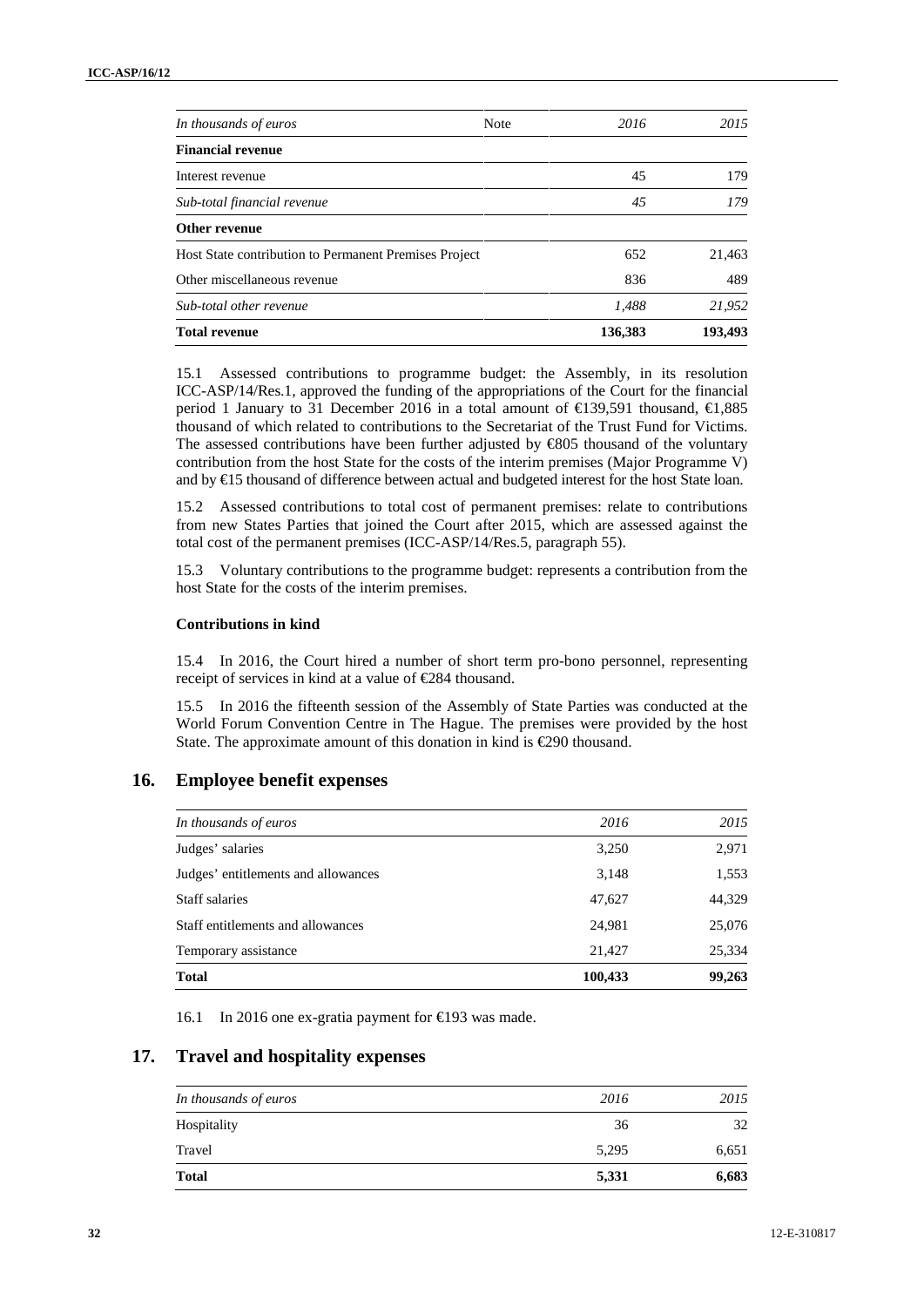| In thousands of euros | Note | 2016 | 2015 |
|---|---|---|---|
| **Financial revenue** | | | |
| Interest revenue | | 45 | 179 |
| *Sub-total financial revenue* | | *45* | *179* |
| **Other revenue** | | | |
| Host State contribution to Permanent Premises Project | | 652 | 21,463 |
| Other miscellaneous revenue | | 836 | 489 |
| *Sub-total other revenue* | | *1,488* | *21,952* |
| **Total revenue** | | **136,383** | **193,493** |

15.1 Assessed contributions to programme budget: the Assembly, in its resolution ICC-ASP/14/Res.1, approved the funding of the appropriations of the Court for the financial period 1 January to 31 December 2016 in a total amount of €139,591 thousand, €1,885 thousand of which related to contributions to the Secretariat of the Trust Fund for Victims. The assessed contributions have been further adjusted by €805 thousand of the voluntary contribution from the host State for the costs of the interim premises (Major Programme V) and by €15 thousand of difference between actual and budgeted interest for the host State loan.

15.2 Assessed contributions to total cost of permanent premises: relate to contributions from new States Parties that joined the Court after 2015, which are assessed against the total cost of the permanent premises (ICC-ASP/14/Res.5, paragraph 55).

15.3 Voluntary contributions to the programme budget: represents a contribution from the host State for the costs of the interim premises.

**Contributions in kind**

15.4 In 2016, the Court hired a number of short term pro-bono personnel, representing receipt of services in kind at a value of €284 thousand.

15.5 In 2016 the fifteenth session of the Assembly of State Parties was conducted at the World Forum Convention Centre in The Hague. The premises were provided by the host State. The approximate amount of this donation in kind is €290 thousand.

## 16. Employee benefit expenses

| In thousands of euros | 2016 | 2015 |
|---|---|---|
| Judges' salaries | 3,250 | 2,971 |
| Judges' entitlements and allowances | 3,148 | 1,553 |
| Staff salaries | 47,627 | 44,329 |
| Staff entitlements and allowances | 24,981 | 25,076 |
| Temporary assistance | 21,427 | 25,334 |
| **Total** | **100,433** | **99,263** |

16.1 In 2016 one ex-gratia payment for €193 was made.

## 17. Travel and hospitality expenses

| In thousands of euros | 2016 | 2015 |
|---|---|---|
| Hospitality | 36 | 32 |
| Travel | 5,295 | 6,651 |
| **Total** | **5,331** | **6,683** |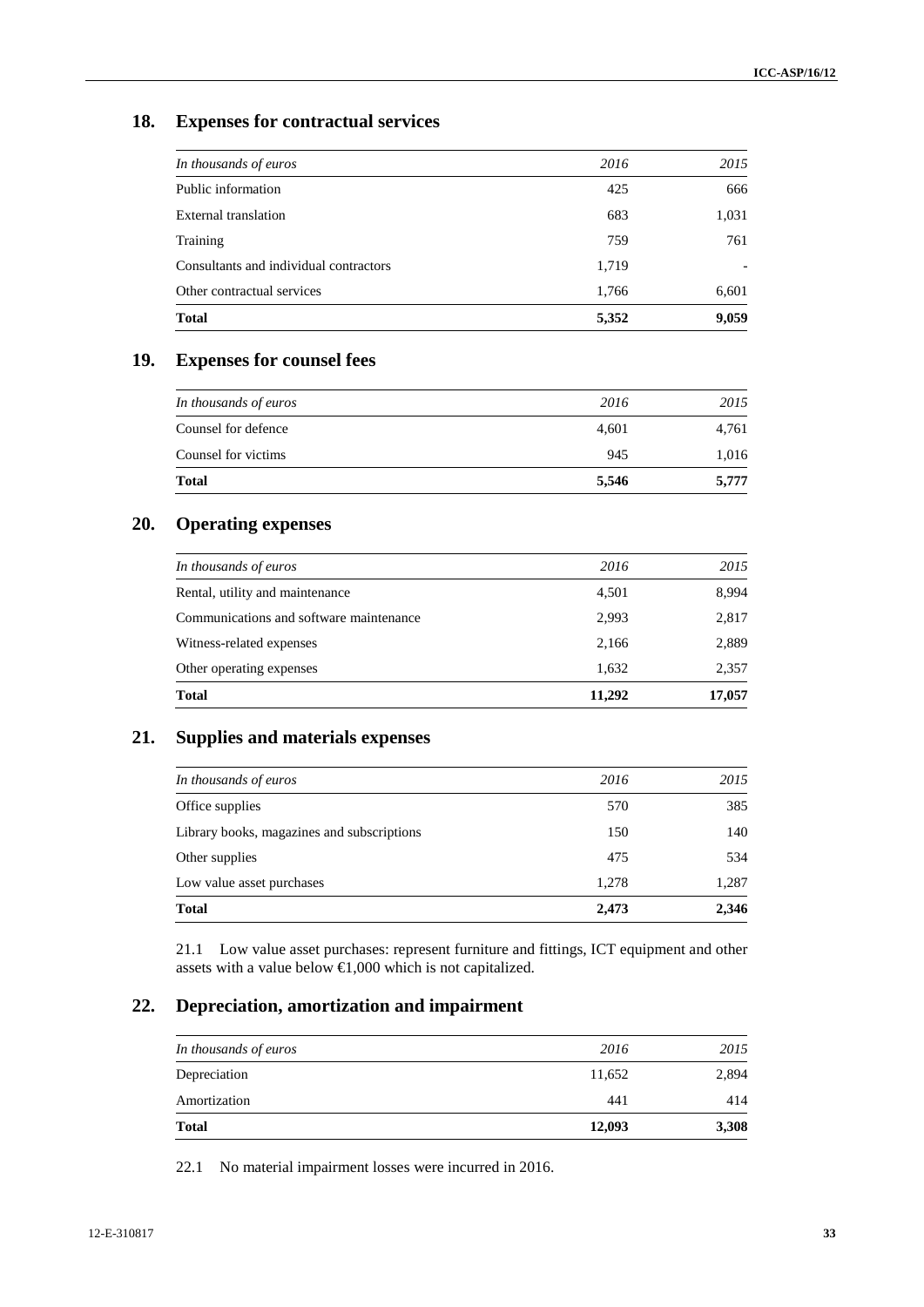## 18. Expenses for contractual services

| *In thousands of euros* | *2016* | *2015* |
|---|---|---|
| Public information | 425 | 666 |
| External translation | 683 | 1,031 |
| Training | 759 | 761 |
| Consultants and individual contractors | 1,719 | - |
| Other contractual services | 1,766 | 6,601 |
| **Total** | **5,352** | **9,059** |

## 19. Expenses for counsel fees

| *In thousands of euros* | *2016* | *2015* |
|---|---|---|
| Counsel for defence | 4,601 | 4,761 |
| Counsel for victims | 945 | 1,016 |
| **Total** | **5,546** | **5,777** |

## 20. Operating expenses

| *In thousands of euros* | *2016* | *2015* |
|---|---|---|
| Rental, utility and maintenance | 4,501 | 8,994 |
| Communications and software maintenance | 2,993 | 2,817 |
| Witness-related expenses | 2,166 | 2,889 |
| Other operating expenses | 1,632 | 2,357 |
| **Total** | **11,292** | **17,057** |

## 21. Supplies and materials expenses

| *In thousands of euros* | *2016* | *2015* |
|---|---|---|
| Office supplies | 570 | 385 |
| Library books, magazines and subscriptions | 150 | 140 |
| Other supplies | 475 | 534 |
| Low value asset purchases | 1,278 | 1,287 |
| **Total** | **2,473** | **2,346** |

21.1 Low value asset purchases: represent furniture and fittings, ICT equipment and other assets with a value below €1,000 which is not capitalized.

## 22. Depreciation, amortization and impairment

| *In thousands of euros* | *2016* | *2015* |
|---|---|---|
| Depreciation | 11,652 | 2,894 |
| Amortization | 441 | 414 |
| **Total** | **12,093** | **3,308** |

22.1 No material impairment losses were incurred in 2016.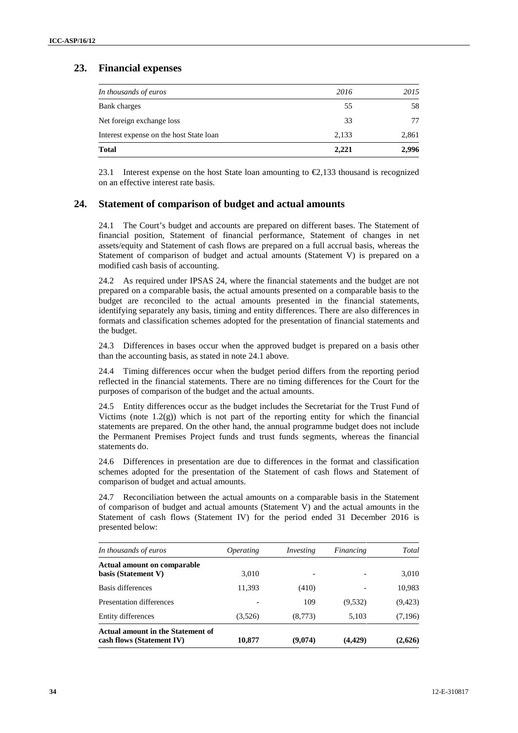## 23. Financial expenses

| *In thousands of euros* | *2016* | *2015* |
|---|---|---|
| Bank charges | 55 | 58 |
| Net foreign exchange loss | 33 | 77 |
| Interest expense on the host State loan | 2,133 | 2,861 |
| **Total** | **2,221** | **2,996** |

23.1 Interest expense on the host State loan amounting to €2,133 thousand is recognized on an effective interest rate basis.

## 24. Statement of comparison of budget and actual amounts

24.1 The Court's budget and accounts are prepared on different bases. The Statement of financial position, Statement of financial performance, Statement of changes in net assets/equity and Statement of cash flows are prepared on a full accrual basis, whereas the Statement of comparison of budget and actual amounts (Statement V) is prepared on a modified cash basis of accounting.

24.2 As required under IPSAS 24, where the financial statements and the budget are not prepared on a comparable basis, the actual amounts presented on a comparable basis to the budget are reconciled to the actual amounts presented in the financial statements, identifying separately any basis, timing and entity differences. There are also differences in formats and classification schemes adopted for the presentation of financial statements and the budget.

24.3 Differences in bases occur when the approved budget is prepared on a basis other than the accounting basis, as stated in note 24.1 above.

24.4 Timing differences occur when the budget period differs from the reporting period reflected in the financial statements. There are no timing differences for the Court for the purposes of comparison of the budget and the actual amounts.

24.5 Entity differences occur as the budget includes the Secretariat for the Trust Fund of Victims (note 1.2(g)) which is not part of the reporting entity for which the financial statements are prepared. On the other hand, the annual programme budget does not include the Permanent Premises Project funds and trust funds segments, whereas the financial statements do.

24.6 Differences in presentation are due to differences in the format and classification schemes adopted for the presentation of the Statement of cash flows and Statement of comparison of budget and actual amounts.

24.7 Reconciliation between the actual amounts on a comparable basis in the Statement of comparison of budget and actual amounts (Statement V) and the actual amounts in the Statement of cash flows (Statement IV) for the period ended 31 December 2016 is presented below:

| *In thousands of euros* | *Operating* | *Investing* | *Financing* | *Total* |
|---|---|---|---|---|
| **Actual amount on comparable basis (Statement V)** | 3,010 | - | - | 3,010 |
| Basis differences | 11,393 | (410) | - | 10,983 |
| Presentation differences | - | 109 | (9,532) | (9,423) |
| Entity differences | (3,526) | (8,773) | 5,103 | (7,196) |
| **Actual amount in the Statement of cash flows (Statement IV)** | **10,877** | **(9,074)** | **(4,429)** | **(2,626)** |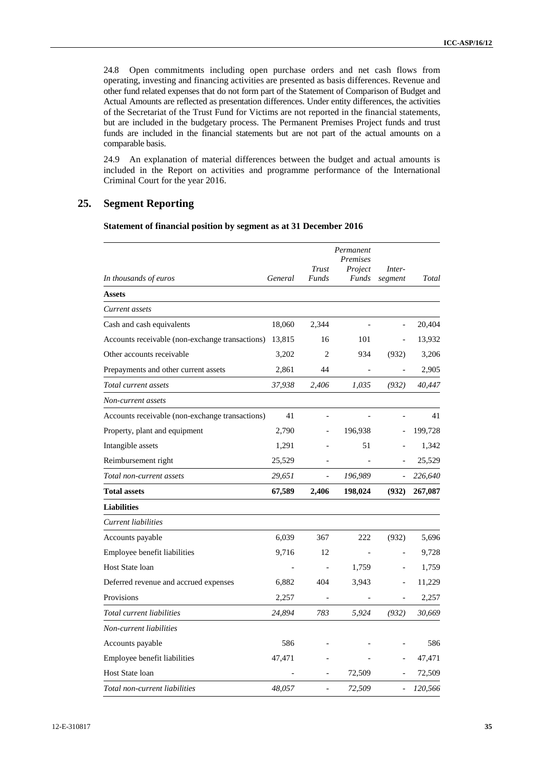24.8 Open commitments including open purchase orders and net cash flows from operating, investing and financing activities are presented as basis differences. Revenue and other fund related expenses that do not form part of the Statement of Comparison of Budget and Actual Amounts are reflected as presentation differences. Under entity differences, the activities of the Secretariat of the Trust Fund for Victims are not reported in the financial statements, but are included in the budgetary process. The Permanent Premises Project funds and trust funds are included in the financial statements but are not part of the actual amounts on a comparable basis.

24.9 An explanation of material differences between the budget and actual amounts is included in the Report on activities and programme performance of the International Criminal Court for the year 2016.

## 25. Segment Reporting

**Statement of financial position by segment as at 31 December 2016**

| *In thousands of euros* | *General* | *Trust Funds* | *Permanent Premises Project Funds* | *Inter-segment* | *Total* |
|---|---|---|---|---|---|
| **Assets** | | | | | |
| *Current assets* | | | | | |
| Cash and cash equivalents | 18,060 | 2,344 | - | - | 20,404 |
| Accounts receivable (non-exchange transactions) | 13,815 | 16 | 101 | - | 13,932 |
| Other accounts receivable | 3,202 | 2 | 934 | (932) | 3,206 |
| Prepayments and other current assets | 2,861 | 44 | - | - | 2,905 |
| *Total current assets* | *37,938* | *2,406* | *1,035* | *(932)* | *40,447* |
| *Non-current assets* | | | | | |
| Accounts receivable (non-exchange transactions) | 41 | - | - | - | 41 |
| Property, plant and equipment | 2,790 | - | 196,938 | - | 199,728 |
| Intangible assets | 1,291 | - | 51 | - | 1,342 |
| Reimbursement right | 25,529 | - | - | - | 25,529 |
| *Total non-current assets* | *29,651* | - | *196,989* | - | *226,640* |
| **Total assets** | **67,589** | **2,406** | **198,024** | **(932)** | **267,087** |
| **Liabilities** | | | | | |
| *Current liabilities* | | | | | |
| Accounts payable | 6,039 | 367 | 222 | (932) | 5,696 |
| Employee benefit liabilities | 9,716 | 12 | - | - | 9,728 |
| Host State loan | - | - | 1,759 | - | 1,759 |
| Deferred revenue and accrued expenses | 6,882 | 404 | 3,943 | - | 11,229 |
| Provisions | 2,257 | - | - | - | 2,257 |
| *Total current liabilities* | *24,894* | *783* | *5,924* | *(932)* | *30,669* |
| *Non-current liabilities* | | | | | |
| Accounts payable | 586 | - | - | - | 586 |
| Employee benefit liabilities | 47,471 | - | - | - | 47,471 |
| Host State loan | - | - | 72,509 | - | 72,509 |
| *Total non-current liabilities* | *48,057* | - | *72,509* | - | *120,566* |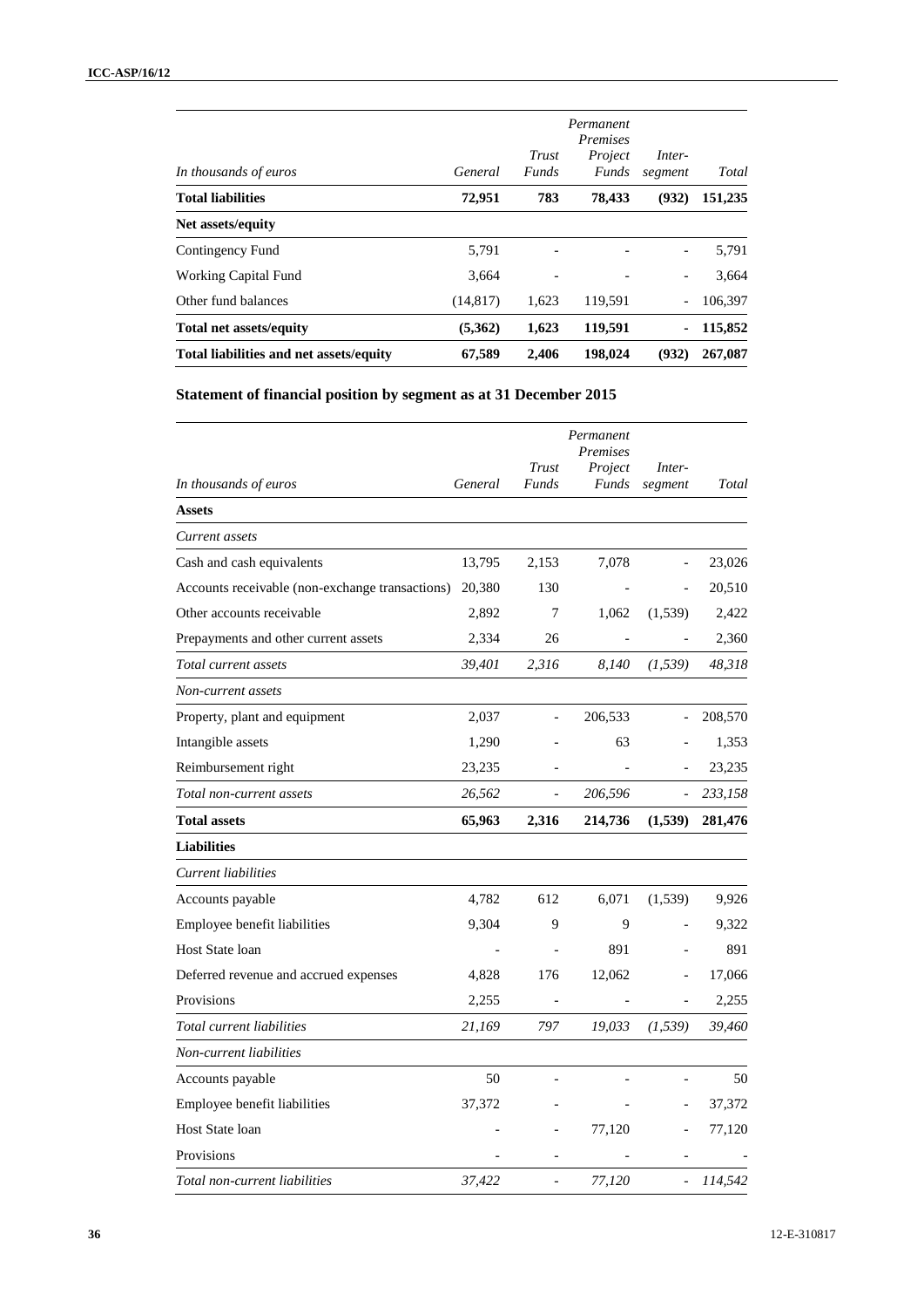| In thousands of euros | General | Trust Funds | Permanent Premises Project Funds | Inter-segment | Total |
|---|---|---|---|---|---|
| **Total liabilities** | **72,951** | **783** | **78,433** | **(932)** | **151,235** |
| **Net assets/equity** | | | | | |
| Contingency Fund | 5,791 | - | - | - | 5,791 |
| Working Capital Fund | 3,664 | - | - | - | 3,664 |
| Other fund balances | (14,817) | 1,623 | 119,591 | - | 106,397 |
| **Total net assets/equity** | **(5,362)** | **1,623** | **119,591** | **-** | **115,852** |
| **Total liabilities and net assets/equity** | **67,589** | **2,406** | **198,024** | **(932)** | **267,087** |

## Statement of financial position by segment as at 31 December 2015

| In thousands of euros | General | Trust Funds | Permanent Premises Project Funds | Inter-segment | Total |
|---|---|---|---|---|---|
| **Assets** | | | | | |
| *Current assets* | | | | | |
| Cash and cash equivalents | 13,795 | 2,153 | 7,078 | - | 23,026 |
| Accounts receivable (non-exchange transactions) | 20,380 | 130 | - | - | 20,510 |
| Other accounts receivable | 2,892 | 7 | 1,062 | (1,539) | 2,422 |
| Prepayments and other current assets | 2,334 | 26 | - | - | 2,360 |
| *Total current assets* | *39,401* | *2,316* | *8,140* | *(1,539)* | *48,318* |
| *Non-current assets* | | | | | |
| Property, plant and equipment | 2,037 | - | 206,533 | - | 208,570 |
| Intangible assets | 1,290 | - | 63 | - | 1,353 |
| Reimbursement right | 23,235 | - | - | - | 23,235 |
| *Total non-current assets* | *26,562* | *-* | *206,596* | *-* | *233,158* |
| **Total assets** | **65,963** | **2,316** | **214,736** | **(1,539)** | **281,476** |
| **Liabilities** | | | | | |
| *Current liabilities* | | | | | |
| Accounts payable | 4,782 | 612 | 6,071 | (1,539) | 9,926 |
| Employee benefit liabilities | 9,304 | 9 | 9 | - | 9,322 |
| Host State loan | - | - | 891 | - | 891 |
| Deferred revenue and accrued expenses | 4,828 | 176 | 12,062 | - | 17,066 |
| Provisions | 2,255 | - | - | - | 2,255 |
| *Total current liabilities* | *21,169* | *797* | *19,033* | *(1,539)* | *39,460* |
| *Non-current liabilities* | | | | | |
| Accounts payable | 50 | - | - | - | 50 |
| Employee benefit liabilities | 37,372 | - | - | - | 37,372 |
| Host State loan | - | - | 77,120 | - | 77,120 |
| Provisions | - | - | - | - | - |
| *Total non-current liabilities* | *37,422* | *-* | *77,120* | *-* | *114,542* |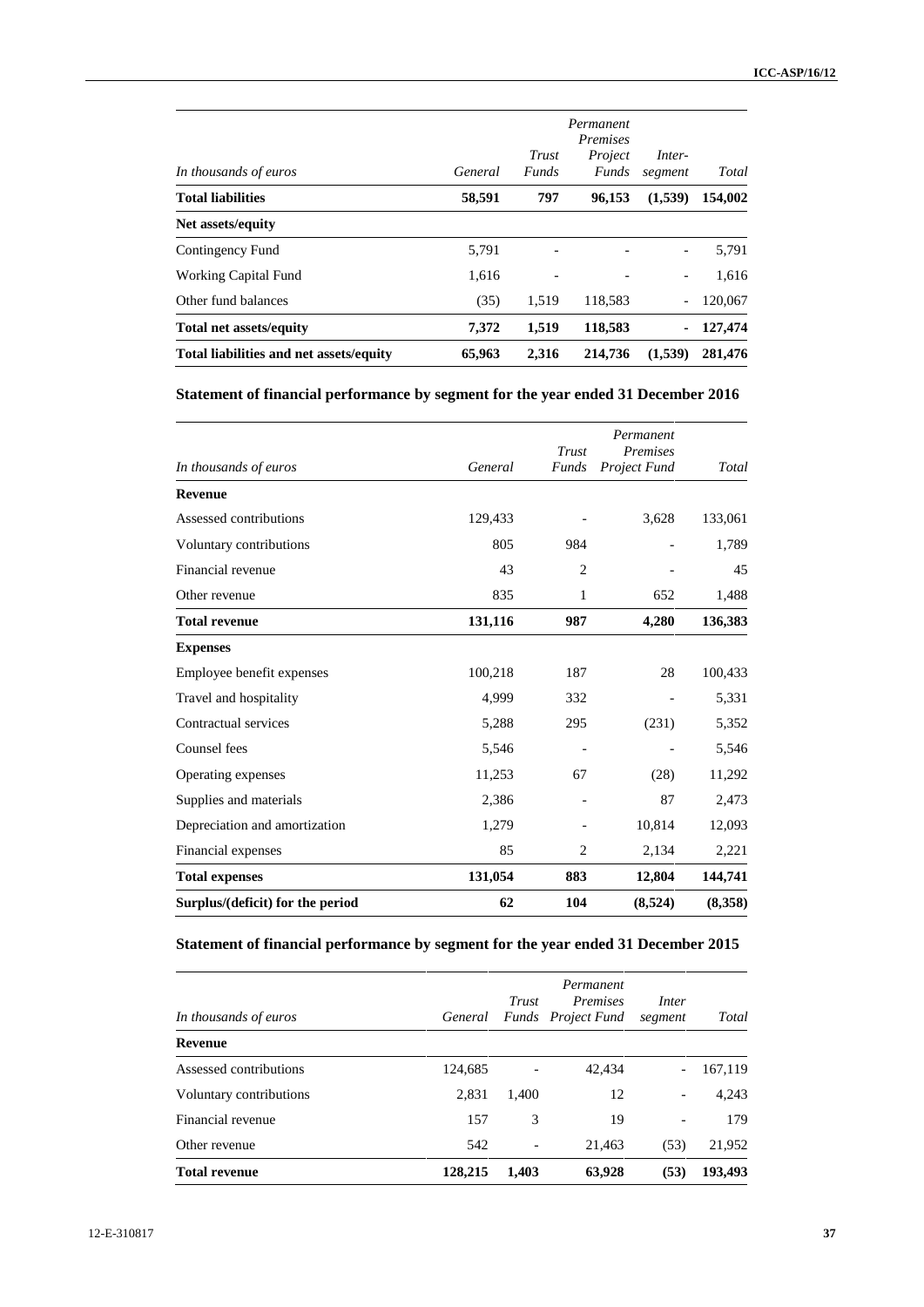| *In thousands of euros* | *General* | *Trust Funds* | *Permanent Premises Project Funds* | *Inter-segment* | *Total* |
|---|---|---|---|---|---|
| **Total liabilities** | **58,591** | **797** | **96,153** | **(1,539)** | **154,002** |
| **Net assets/equity** | | | | | |
| Contingency Fund | 5,791 | - | - | - | 5,791 |
| Working Capital Fund | 1,616 | - | - | - | 1,616 |
| Other fund balances | (35) | 1,519 | 118,583 | - | 120,067 |
| **Total net assets/equity** | **7,372** | **1,519** | **118,583** | **-** | **127,474** |
| **Total liabilities and net assets/equity** | **65,963** | **2,316** | **214,736** | **(1,539)** | **281,476** |

## Statement of financial performance by segment for the year ended 31 December 2016

| *In thousands of euros* | *General* | *Trust Funds* | *Permanent Premises Project Fund* | *Total* |
|---|---|---|---|---|
| **Revenue** | | | | |
| Assessed contributions | 129,433 | - | 3,628 | 133,061 |
| Voluntary contributions | 805 | 984 | - | 1,789 |
| Financial revenue | 43 | 2 | - | 45 |
| Other revenue | 835 | 1 | 652 | 1,488 |
| **Total revenue** | **131,116** | **987** | **4,280** | **136,383** |
| **Expenses** | | | | |
| Employee benefit expenses | 100,218 | 187 | 28 | 100,433 |
| Travel and hospitality | 4,999 | 332 | - | 5,331 |
| Contractual services | 5,288 | 295 | (231) | 5,352 |
| Counsel fees | 5,546 | - | - | 5,546 |
| Operating expenses | 11,253 | 67 | (28) | 11,292 |
| Supplies and materials | 2,386 | - | 87 | 2,473 |
| Depreciation and amortization | 1,279 | - | 10,814 | 12,093 |
| Financial expenses | 85 | 2 | 2,134 | 2,221 |
| **Total expenses** | **131,054** | **883** | **12,804** | **144,741** |
| **Surplus/(deficit) for the period** | **62** | **104** | **(8,524)** | **(8,358)** |

## Statement of financial performance by segment for the year ended 31 December 2015

| *In thousands of euros* | *General* | *Trust Funds* | *Permanent Premises Project Fund* | *Inter segment* | *Total* |
|---|---|---|---|---|---|
| **Revenue** | | | | | |
| Assessed contributions | 124,685 | - | 42,434 | - | 167,119 |
| Voluntary contributions | 2,831 | 1,400 | 12 | - | 4,243 |
| Financial revenue | 157 | 3 | 19 | - | 179 |
| Other revenue | 542 | - | 21,463 | (53) | 21,952 |
| **Total revenue** | **128,215** | **1,403** | **63,928** | **(53)** | **193,493** |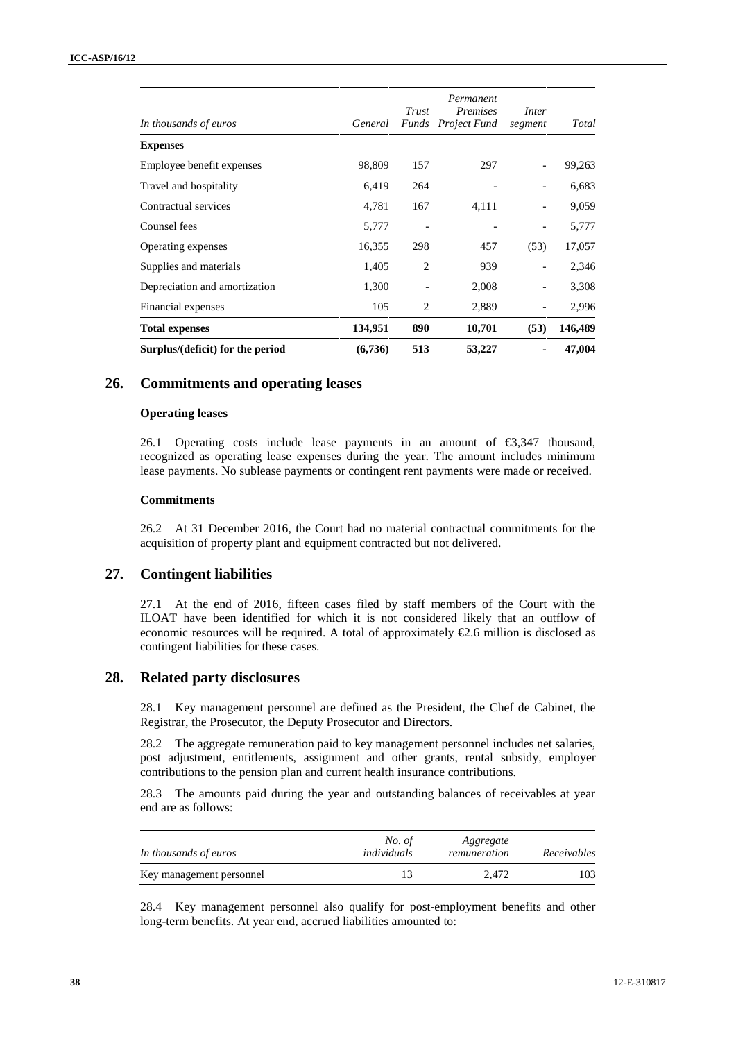| In thousands of euros | General | Trust Funds | Permanent Premises Project Fund | Inter segment | Total |
|---|---|---|---|---|---|
| **Expenses** | | | | | |
| Employee benefit expenses | 98,809 | 157 | 297 | - | 99,263 |
| Travel and hospitality | 6,419 | 264 | - | - | 6,683 |
| Contractual services | 4,781 | 167 | 4,111 | - | 9,059 |
| Counsel fees | 5,777 | - | - | - | 5,777 |
| Operating expenses | 16,355 | 298 | 457 | (53) | 17,057 |
| Supplies and materials | 1,405 | 2 | 939 | - | 2,346 |
| Depreciation and amortization | 1,300 | - | 2,008 | - | 3,308 |
| Financial expenses | 105 | 2 | 2,889 | - | 2,996 |
| **Total expenses** | **134,951** | **890** | **10,701** | **(53)** | **146,489** |
| **Surplus/(deficit) for the period** | **(6,736)** | **513** | **53,227** | **-** | **47,004** |

## 26. Commitments and operating leases

### Operating leases

26.1 Operating costs include lease payments in an amount of €3,347 thousand, recognized as operating lease expenses during the year. The amount includes minimum lease payments. No sublease payments or contingent rent payments were made or received.

### Commitments

26.2 At 31 December 2016, the Court had no material contractual commitments for the acquisition of property plant and equipment contracted but not delivered.

## 27. Contingent liabilities

27.1 At the end of 2016, fifteen cases filed by staff members of the Court with the ILOAT have been identified for which it is not considered likely that an outflow of economic resources will be required. A total of approximately €2.6 million is disclosed as contingent liabilities for these cases.

## 28. Related party disclosures

28.1 Key management personnel are defined as the President, the Chef de Cabinet, the Registrar, the Prosecutor, the Deputy Prosecutor and Directors.

28.2 The aggregate remuneration paid to key management personnel includes net salaries, post adjustment, entitlements, assignment and other grants, rental subsidy, employer contributions to the pension plan and current health insurance contributions.

28.3 The amounts paid during the year and outstanding balances of receivables at year end are as follows:

| In thousands of euros | No. of individuals | Aggregate remuneration | Receivables |
|---|---|---|---|
| Key management personnel | 13 | 2,472 | 103 |

28.4 Key management personnel also qualify for post-employment benefits and other long-term benefits. At year end, accrued liabilities amounted to: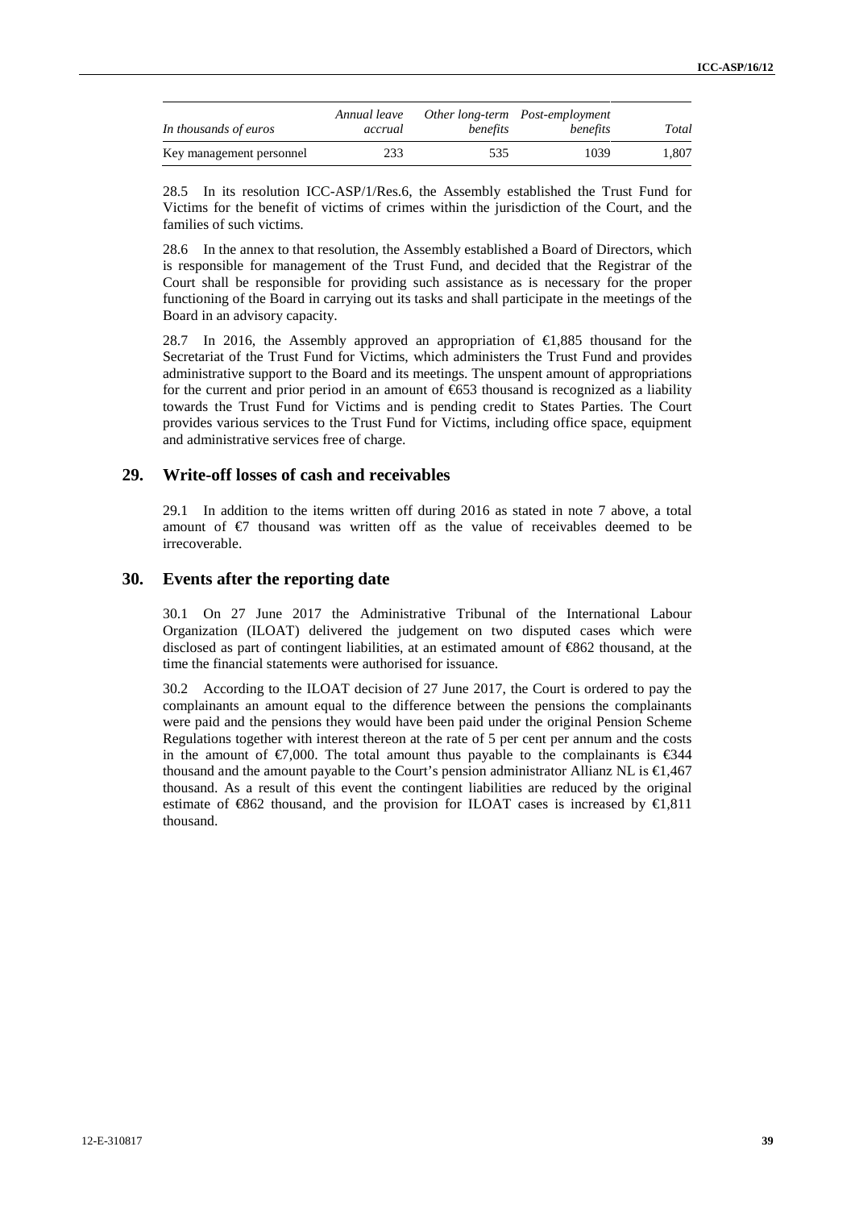| *In thousands of euros* | *Annual leave accrual* | *Other long-term benefits* | *Post-employment benefits* | *Total* |
|---|---|---|---|---|
| Key management personnel | 233 | 535 | 1039 | 1,807 |

28.5 In its resolution ICC-ASP/1/Res.6, the Assembly established the Trust Fund for Victims for the benefit of victims of crimes within the jurisdiction of the Court, and the families of such victims.

28.6 In the annex to that resolution, the Assembly established a Board of Directors, which is responsible for management of the Trust Fund, and decided that the Registrar of the Court shall be responsible for providing such assistance as is necessary for the proper functioning of the Board in carrying out its tasks and shall participate in the meetings of the Board in an advisory capacity.

28.7 In 2016, the Assembly approved an appropriation of €1,885 thousand for the Secretariat of the Trust Fund for Victims, which administers the Trust Fund and provides administrative support to the Board and its meetings. The unspent amount of appropriations for the current and prior period in an amount of €653 thousand is recognized as a liability towards the Trust Fund for Victims and is pending credit to States Parties. The Court provides various services to the Trust Fund for Victims, including office space, equipment and administrative services free of charge.

## 29. Write-off losses of cash and receivables

29.1 In addition to the items written off during 2016 as stated in note 7 above, a total amount of €7 thousand was written off as the value of receivables deemed to be irrecoverable.

## 30. Events after the reporting date

30.1 On 27 June 2017 the Administrative Tribunal of the International Labour Organization (ILOAT) delivered the judgement on two disputed cases which were disclosed as part of contingent liabilities, at an estimated amount of €862 thousand, at the time the financial statements were authorised for issuance.

30.2 According to the ILOAT decision of 27 June 2017, the Court is ordered to pay the complainants an amount equal to the difference between the pensions the complainants were paid and the pensions they would have been paid under the original Pension Scheme Regulations together with interest thereon at the rate of 5 per cent per annum and the costs in the amount of €7,000. The total amount thus payable to the complainants is €344 thousand and the amount payable to the Court's pension administrator Allianz NL is €1,467 thousand. As a result of this event the contingent liabilities are reduced by the original estimate of €862 thousand, and the provision for ILOAT cases is increased by €1,811 thousand.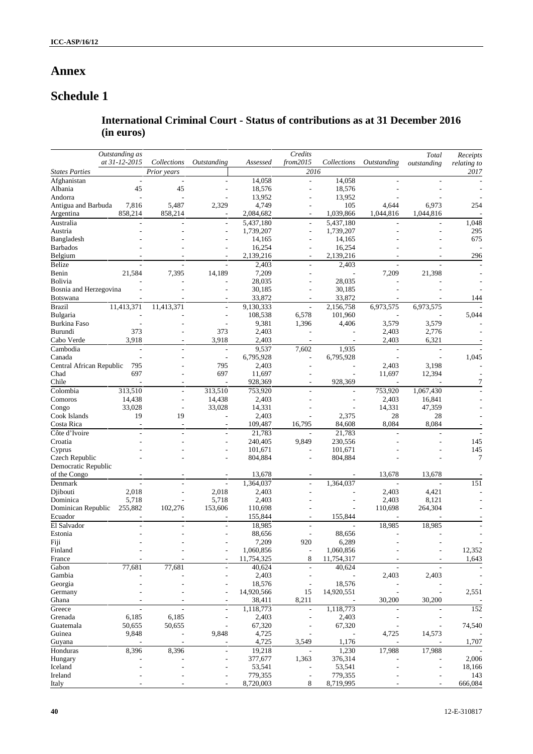# Annex

# Schedule 1

## International Criminal Court - Status of contributions as at 31 December 2016 (in euros)

| States Parties | *Outstanding as at 31-12-2015* | *Collections* | *Outstanding* | *Assessed* | *Credits from2015* | *Collections* | *Outstanding* | *Total outstanding* | *Receipts relating to* |
|---|---|---|---|---|---|---|---|---|---|
| | | *Prior years* | | | *2016* | | | | *2017* |
| Afghanistan | - | - | - | 14,058 | - | 14,058 | - | - | - |
| Albania | 45 | 45 | - | 18,576 | - | 18,576 | - | - | - |
| Andorra | - | - | - | 13,952 | - | 13,952 | - | - | - |
| Antigua and Barbuda | 7,816 | 5,487 | 2,329 | 4,749 | - | 105 | 4,644 | 6,973 | 254 |
| Argentina | 858,214 | 858,214 | - | 2,084,682 | - | 1,039,866 | 1,044,816 | 1,044,816 | - |
| Australia | - | - | - | 5,437,180 | - | 5,437,180 | - | - | 1,048 |
| Austria | - | - | - | 1,739,207 | - | 1,739,207 | - | - | 295 |
| Bangladesh | - | - | - | 14,165 | - | 14,165 | - | - | 675 |
| Barbados | - | - | - | 16,254 | - | 16,254 | - | - | - |
| Belgium | - | - | - | 2,139,216 | - | 2,139,216 | - | - | 296 |
| Belize | - | - | - | 2,403 | - | 2,403 | - | - | - |
| Benin | 21,584 | 7,395 | 14,189 | 7,209 | - | - | 7,209 | 21,398 | - |
| Bolivia | - | - | - | 28,035 | - | 28,035 | - | - | - |
| Bosnia and Herzegovina | - | - | - | 30,185 | - | 30,185 | - | - | - |
| Botswana | - | - | - | 33,872 | - | 33,872 | - | - | 144 |
| Brazil | 11,413,371 | 11,413,371 | - | 9,130,333 | - | 2,156,758 | 6,973,575 | 6,973,575 | - |
| Bulgaria | - | - | - | 108,538 | 6,578 | 101,960 | - | - | 5,044 |
| Burkina Faso | - | - | - | 9,381 | 1,396 | 4,406 | 3,579 | 3,579 | - |
| Burundi | 373 | - | 373 | 2,403 | - | - | 2,403 | 2,776 | - |
| Cabo Verde | 3,918 | - | 3,918 | 2,403 | - | - | 2,403 | 6,321 | - |
| Cambodia | - | - | - | 9,537 | 7,602 | 1,935 | - | - | - |
| Canada | - | - | - | 6,795,928 | - | 6,795,928 | - | - | 1,045 |
| Central African Republic | 795 | - | 795 | 2,403 | - | - | 2,403 | 3,198 | - |
| Chad | 697 | - | 697 | 11,697 | - | - | 11,697 | 12,394 | - |
| Chile | - | - | - | 928,369 | - | 928,369 | - | - | 7 |
| Colombia | 313,510 | - | 313,510 | 753,920 | - | - | 753,920 | 1,067,430 | - |
| Comoros | 14,438 | - | 14,438 | 2,403 | - | - | 2,403 | 16,841 | - |
| Congo | 33,028 | - | 33,028 | 14,331 | - | - | 14,331 | 47,359 | - |
| Cook Islands | 19 | 19 | - | 2,403 | - | 2,375 | 28 | 28 | - |
| Costa Rica | - | - | - | 109,487 | 16,795 | 84,608 | 8,084 | 8,084 | - |
| Côte d'Ivoire | - | - | - | 21,783 | - | 21,783 | - | - | - |
| Croatia | - | - | - | 240,405 | 9,849 | 230,556 | - | - | 145 |
| Cyprus | - | - | - | 101,671 | - | 101,671 | - | - | 145 |
| Czech Republic | - | - | - | 804,884 | - | 804,884 | - | - | 7 |
| Democratic Republic of the Congo | - | - | - | 13,678 | - | - | 13,678 | 13,678 | - |
| Denmark | - | - | - | 1,364,037 | - | 1,364,037 | - | - | 151 |
| Djibouti | 2,018 | - | 2,018 | 2,403 | - | - | 2,403 | 4,421 | - |
| Dominica | 5,718 | - | 5,718 | 2,403 | - | - | 2,403 | 8,121 | - |
| Dominican Republic | 255,882 | 102,276 | 153,606 | 110,698 | - | - | 110,698 | 264,304 | - |
| Ecuador | - | - | - | 155,844 | - | 155,844 | - | - | - |
| El Salvador | - | - | - | 18,985 | - | - | 18,985 | 18,985 | - |
| Estonia | - | - | - | 88,656 | - | 88,656 | - | - | - |
| Fiji | - | - | - | 7,209 | 920 | 6,289 | - | - | - |
| Finland | - | - | - | 1,060,856 | - | 1,060,856 | - | - | 12,352 |
| France | - | - | - | 11,754,325 | 8 | 11,754,317 | - | - | 1,643 |
| Gabon | 77,681 | 77,681 | - | 40,624 | - | 40,624 | - | - | - |
| Gambia | - | - | - | 2,403 | - | - | 2,403 | 2,403 | - |
| Georgia | - | - | - | 18,576 | - | 18,576 | - | - | - |
| Germany | - | - | - | 14,920,566 | 15 | 14,920,551 | - | - | 2,551 |
| Ghana | - | - | - | 38,411 | 8,211 | - | 30,200 | 30,200 | - |
| Greece | - | - | - | 1,118,773 | - | 1,118,773 | - | - | 152 |
| Grenada | 6,185 | 6,185 | - | 2,403 | - | 2,403 | - | - | - |
| Guatemala | 50,655 | 50,655 | - | 67,320 | - | 67,320 | - | - | 74,540 |
| Guinea | 9,848 | - | 9,848 | 4,725 | - | - | 4,725 | 14,573 | - |
| Guyana | - | - | - | 4,725 | 3,549 | 1,176 | - | - | 1,707 |
| Honduras | 8,396 | 8,396 | - | 19,218 | - | 1,230 | 17,988 | 17,988 | - |
| Hungary | - | - | - | 377,677 | 1,363 | 376,314 | - | - | 2,006 |
| Iceland | - | - | - | 53,541 | - | 53,541 | - | - | 18,166 |
| Ireland | - | - | - | 779,355 | - | 779,355 | - | - | 143 |
| Italy | - | - | - | 8,720,003 | 8 | 8,719,995 | - | - | 666,084 |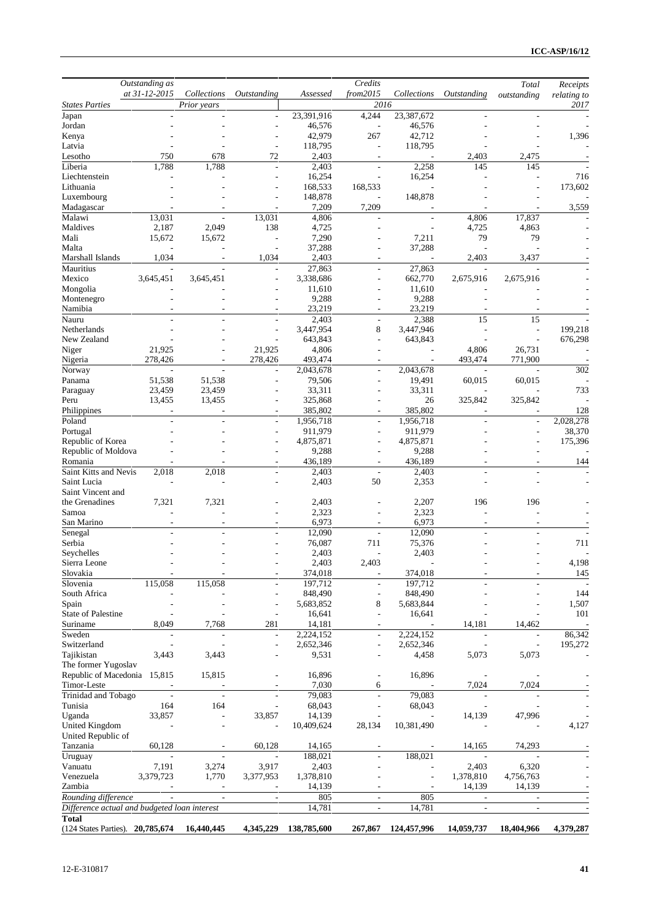| States Parties | Outstanding as at 31-12-2015 | Collections Prior years | Outstanding | Assessed 2016 | Credits from2015 | Collections | Outstanding | Total outstanding | Receipts relating to 2017 |
|---|---|---|---|---|---|---|---|---|---|
| Japan | - | - | - | 23,391,916 | 4,244 | 23,387,672 | - | - | - |
| Jordan | - | - | - | 46,576 | - | 46,576 | - | - | - |
| Kenya | - | - | - | 42,979 | 267 | 42,712 | - | - | 1,396 |
| Latvia | - | - | - | 118,795 | - | 118,795 | - | - | - |
| Lesotho | 750 | 678 | 72 | 2,403 | - | - | 2,403 | 2,475 | - |
| Liberia | 1,788 | 1,788 | - | 2,403 | - | 2,258 | 145 | 145 | - |
| Liechtenstein | - | - | - | 16,254 | - | 16,254 | - | - | 716 |
| Lithuania | - | - | - | 168,533 | 168,533 | - | - | - | 173,602 |
| Luxembourg | - | - | - | 148,878 | - | 148,878 | - | - | - |
| Madagascar | - | - | - | 7,209 | 7,209 | - | - | - | 3,559 |
| Malawi | 13,031 | - | 13,031 | 4,806 | - | - | 4,806 | 17,837 | - |
| Maldives | 2,187 | 2,049 | 138 | 4,725 | - | - | 4,725 | 4,863 | - |
| Mali | 15,672 | 15,672 | - | 7,290 | - | 7,211 | 79 | 79 | - |
| Malta | - | - | - | 37,288 | - | 37,288 | - | - | - |
| Marshall Islands | 1,034 | - | 1,034 | 2,403 | - | - | 2,403 | 3,437 | - |
| Mauritius | - | - | - | 27,863 | - | 27,863 | - | - | - |
| Mexico | 3,645,451 | 3,645,451 | - | 3,338,686 | - | 662,770 | 2,675,916 | 2,675,916 | - |
| Mongolia | - | - | - | 11,610 | - | 11,610 | - | - | - |
| Montenegro | - | - | - | 9,288 | - | 9,288 | - | - | - |
| Namibia | - | - | - | 23,219 | - | 23,219 | - | - | - |
| Nauru | - | - | - | 2,403 | - | 2,388 | 15 | 15 | - |
| Netherlands | - | - | - | 3,447,954 | 8 | 3,447,946 | - | - | 199,218 |
| New Zealand | - | - | - | 643,843 | - | 643,843 | - | - | 676,298 |
| Niger | 21,925 | - | 21,925 | 4,806 | - | - | 4,806 | 26,731 | - |
| Nigeria | 278,426 | - | 278,426 | 493,474 | - | - | 493,474 | 771,900 | - |
| Norway | - | - | - | 2,043,678 | - | 2,043,678 | - | - | 302 |
| Panama | 51,538 | 51,538 | - | 79,506 | - | 19,491 | 60,015 | 60,015 | - |
| Paraguay | 23,459 | 23,459 | - | 33,311 | - | 33,311 | - | - | 733 |
| Peru | 13,455 | 13,455 | - | 325,868 | - | 26 | 325,842 | 325,842 | - |
| Philippines | - | - | - | 385,802 | - | 385,802 | - | - | 128 |
| Poland | - | - | - | 1,956,718 | - | 1,956,718 | - | - | 2,028,278 |
| Portugal | - | - | - | 911,979 | - | 911,979 | - | - | 38,370 |
| Republic of Korea | - | - | - | 4,875,871 | - | 4,875,871 | - | - | 175,396 |
| Republic of Moldova | - | - | - | 9,288 | - | 9,288 | - | - | - |
| Romania | - | - | - | 436,189 | - | 436,189 | - | - | 144 |
| Saint Kitts and Nevis | 2,018 | 2,018 | - | 2,403 | - | 2,403 | - | - | - |
| Saint Lucia | - | - | - | 2,403 | 50 | 2,353 | - | - | - |
| Saint Vincent and the Grenadines | 7,321 | 7,321 | - | 2,403 | - | 2,207 | 196 | 196 | - |
| Samoa | - | - | - | 2,323 | - | 2,323 | - | - | - |
| San Marino | - | - | - | 6,973 | - | 6,973 | - | - | - |
| Senegal | - | - | - | 12,090 | - | 12,090 | - | - | - |
| Serbia | - | - | - | 76,087 | 711 | 75,376 | - | - | 711 |
| Seychelles | - | - | - | 2,403 | - | 2,403 | - | - | - |
| Sierra Leone | - | - | - | 2,403 | 2,403 | - | - | - | 4,198 |
| Slovakia | - | - | - | 374,018 | - | 374,018 | - | - | 145 |
| Slovenia | 115,058 | 115,058 | - | 197,712 | - | 197,712 | - | - | - |
| South Africa | - | - | - | 848,490 | - | 848,490 | - | - | 144 |
| Spain | - | - | - | 5,683,852 | 8 | 5,683,844 | - | - | 1,507 |
| State of Palestine | - | - | - | 16,641 | - | 16,641 | - | - | 101 |
| Suriname | 8,049 | 7,768 | 281 | 14,181 | - | - | 14,181 | 14,462 | - |
| Sweden | - | - | - | 2,224,152 | - | 2,224,152 | - | - | 86,342 |
| Switzerland | - | - | - | 2,652,346 | - | 2,652,346 | - | - | 195,272 |
| Tajikistan | 3,443 | 3,443 | - | 9,531 | - | 4,458 | 5,073 | 5,073 | - |
| The former Yugoslav Republic of Macedonia | 15,815 | 15,815 | - | 16,896 | - | 16,896 | - | - | - |
| Timor-Leste | - | - | - | 7,030 | 6 | - | 7,024 | 7,024 | - |
| Trinidad and Tobago | - | - | - | 79,083 | - | 79,083 | - | - | - |
| Tunisia | 164 | 164 | - | 68,043 | - | 68,043 | - | - | - |
| Uganda | 33,857 | - | 33,857 | 14,139 | - | - | 14,139 | 47,996 | - |
| United Kingdom | - | - | - | 10,409,624 | 28,134 | 10,381,490 | - | - | 4,127 |
| United Republic of Tanzania | 60,128 | - | 60,128 | 14,165 | - | - | 14,165 | 74,293 | - |
| Uruguay | - | - | - | 188,021 | - | 188,021 | - | - | - |
| Vanuatu | 7,191 | 3,274 | 3,917 | 2,403 | - | - | 2,403 | 6,320 | - |
| Venezuela | 3,379,723 | 1,770 | 3,377,953 | 1,378,810 | - | - | 1,378,810 | 4,756,763 | - |
| Zambia | - | - | - | 14,139 | - | - | 14,139 | 14,139 | - |
| *Rounding difference* | - | - | - | 805 | - | 805 | - | - | - |
| *Difference actual and budgeted loan interest* | | | | 14,781 | - | 14,781 | - | - | - |
| **Total** (124 States Parties). | **20,785,674** | **16,440,445** | **4,345,229** | **138,785,600** | **267,867** | **124,457,996** | **14,059,737** | **18,404,966** | **4,379,287** |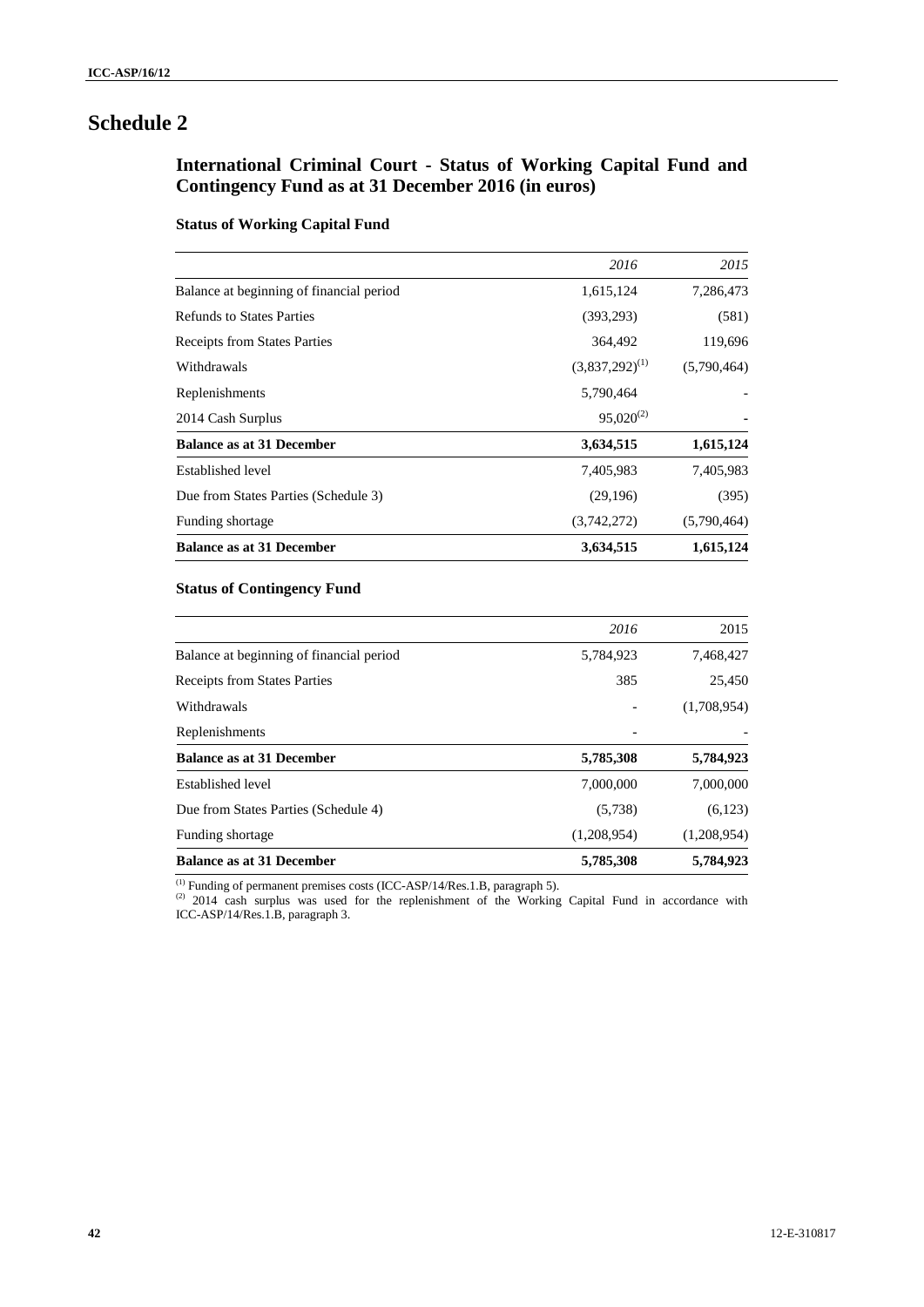# Schedule 2

## International Criminal Court - Status of Working Capital Fund and Contingency Fund as at 31 December 2016 (in euros)

### Status of Working Capital Fund

| | *2016* | *2015* |
|---|---|---|
| Balance at beginning of financial period | 1,615,124 | 7,286,473 |
| Refunds to States Parties | (393,293) | (581) |
| Receipts from States Parties | 364,492 | 119,696 |
| Withdrawals | (3,837,292)[(1)] | (5,790,464) |
| Replenishments | 5,790,464 | - |
| 2014 Cash Surplus | 95,020[(2)] | - |
| **Balance as at 31 December** | **3,634,515** | **1,615,124** |
| Established level | 7,405,983 | 7,405,983 |
| Due from States Parties (Schedule 3) | (29,196) | (395) |
| Funding shortage | (3,742,272) | (5,790,464) |
| **Balance as at 31 December** | **3,634,515** | **1,615,124** |

### Status of Contingency Fund

| | *2016* | 2015 |
|---|---|---|
| Balance at beginning of financial period | 5,784,923 | 7,468,427 |
| Receipts from States Parties | 385 | 25,450 |
| Withdrawals | - | (1,708,954) |
| Replenishments | - | - |
| **Balance as at 31 December** | **5,785,308** | **5,784,923** |
| Established level | 7,000,000 | 7,000,000 |
| Due from States Parties (Schedule 4) | (5,738) | (6,123) |
| Funding shortage | (1,208,954) | (1,208,954) |
| **Balance as at 31 December** | **5,785,308** | **5,784,923** |

[(1)] Funding of permanent premises costs (ICC-ASP/14/Res.1.B, paragraph 5).
[(2)] 2014 cash surplus was used for the replenishment of the Working Capital Fund in accordance with ICC-ASP/14/Res.1.B, paragraph 3.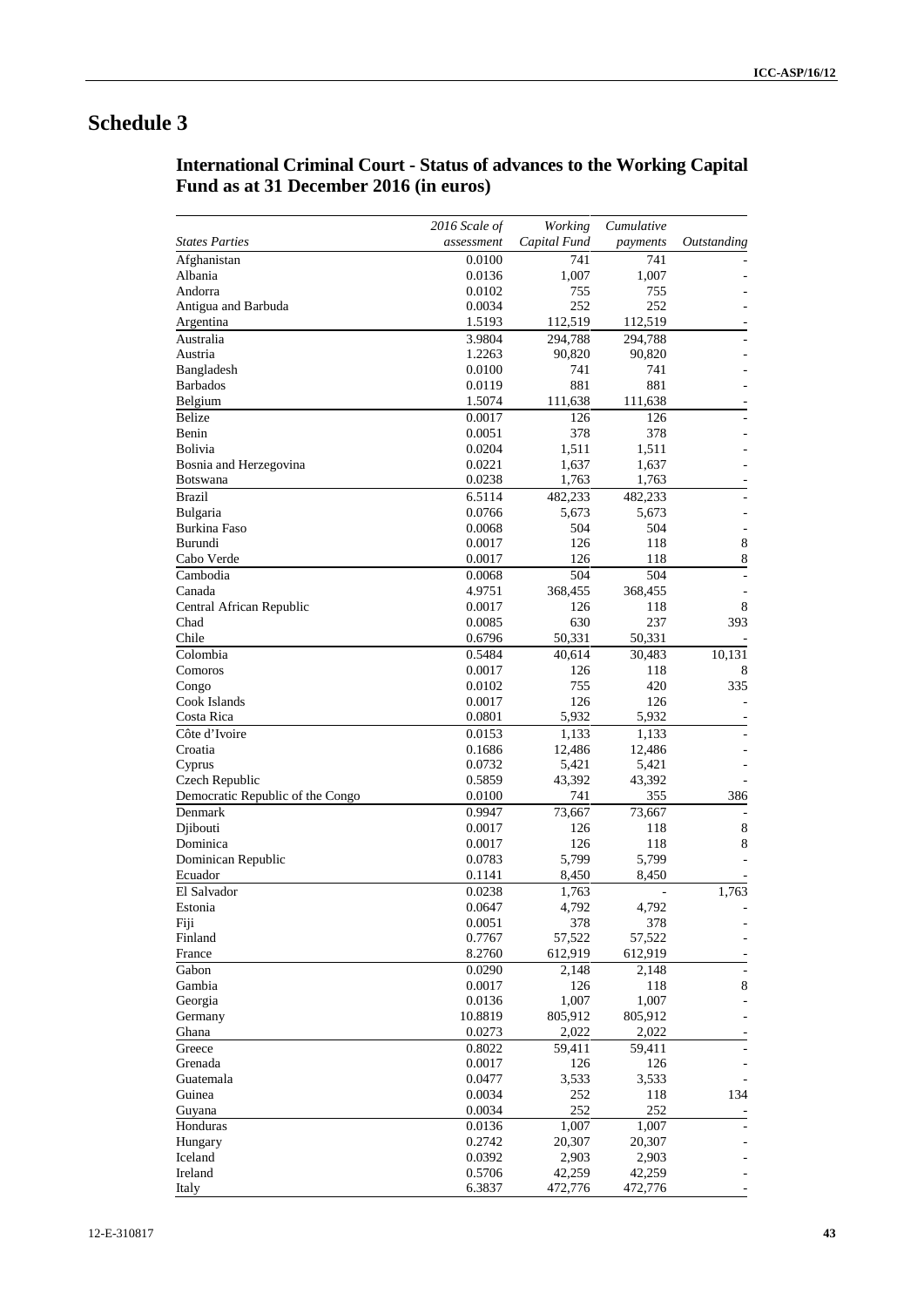# Schedule 3

## International Criminal Court - Status of advances to the Working Capital Fund as at 31 December 2016 (in euros)

| *States Parties* | *2016 Scale of assessment* | *Working Capital Fund* | *Cumulative payments* | *Outstanding* |
|---|---|---|---|---|
| Afghanistan | 0.0100 | 741 | 741 | - |
| Albania | 0.0136 | 1,007 | 1,007 | - |
| Andorra | 0.0102 | 755 | 755 | - |
| Antigua and Barbuda | 0.0034 | 252 | 252 | - |
| Argentina | 1.5193 | 112,519 | 112,519 | - |
| Australia | 3.9804 | 294,788 | 294,788 | - |
| Austria | 1.2263 | 90,820 | 90,820 | - |
| Bangladesh | 0.0100 | 741 | 741 | - |
| Barbados | 0.0119 | 881 | 881 | - |
| Belgium | 1.5074 | 111,638 | 111,638 | - |
| Belize | 0.0017 | 126 | 126 | - |
| Benin | 0.0051 | 378 | 378 | - |
| Bolivia | 0.0204 | 1,511 | 1,511 | - |
| Bosnia and Herzegovina | 0.0221 | 1,637 | 1,637 | - |
| Botswana | 0.0238 | 1,763 | 1,763 | - |
| Brazil | 6.5114 | 482,233 | 482,233 | - |
| Bulgaria | 0.0766 | 5,673 | 5,673 | - |
| Burkina Faso | 0.0068 | 504 | 504 | - |
| Burundi | 0.0017 | 126 | 118 | 8 |
| Cabo Verde | 0.0017 | 126 | 118 | 8 |
| Cambodia | 0.0068 | 504 | 504 | - |
| Canada | 4.9751 | 368,455 | 368,455 | - |
| Central African Republic | 0.0017 | 126 | 118 | 8 |
| Chad | 0.0085 | 630 | 237 | 393 |
| Chile | 0.6796 | 50,331 | 50,331 | - |
| Colombia | 0.5484 | 40,614 | 30,483 | 10,131 |
| Comoros | 0.0017 | 126 | 118 | 8 |
| Congo | 0.0102 | 755 | 420 | 335 |
| Cook Islands | 0.0017 | 126 | 126 | - |
| Costa Rica | 0.0801 | 5,932 | 5,932 | - |
| Côte d'Ivoire | 0.0153 | 1,133 | 1,133 | - |
| Croatia | 0.1686 | 12,486 | 12,486 | - |
| Cyprus | 0.0732 | 5,421 | 5,421 | - |
| Czech Republic | 0.5859 | 43,392 | 43,392 | - |
| Democratic Republic of the Congo | 0.0100 | 741 | 355 | 386 |
| Denmark | 0.9947 | 73,667 | 73,667 | - |
| Djibouti | 0.0017 | 126 | 118 | 8 |
| Dominica | 0.0017 | 126 | 118 | 8 |
| Dominican Republic | 0.0783 | 5,799 | 5,799 | - |
| Ecuador | 0.1141 | 8,450 | 8,450 | - |
| El Salvador | 0.0238 | 1,763 | - | 1,763 |
| Estonia | 0.0647 | 4,792 | 4,792 | - |
| Fiji | 0.0051 | 378 | 378 | - |
| Finland | 0.7767 | 57,522 | 57,522 | - |
| France | 8.2760 | 612,919 | 612,919 | - |
| Gabon | 0.0290 | 2,148 | 2,148 | - |
| Gambia | 0.0017 | 126 | 118 | 8 |
| Georgia | 0.0136 | 1,007 | 1,007 | - |
| Germany | 10.8819 | 805,912 | 805,912 | - |
| Ghana | 0.0273 | 2,022 | 2,022 | - |
| Greece | 0.8022 | 59,411 | 59,411 | - |
| Grenada | 0.0017 | 126 | 126 | - |
| Guatemala | 0.0477 | 3,533 | 3,533 | - |
| Guinea | 0.0034 | 252 | 118 | 134 |
| Guyana | 0.0034 | 252 | 252 | - |
| Honduras | 0.0136 | 1,007 | 1,007 | - |
| Hungary | 0.2742 | 20,307 | 20,307 | - |
| Iceland | 0.0392 | 2,903 | 2,903 | - |
| Ireland | 0.5706 | 42,259 | 42,259 | - |
| Italy | 6.3837 | 472,776 | 472,776 | - |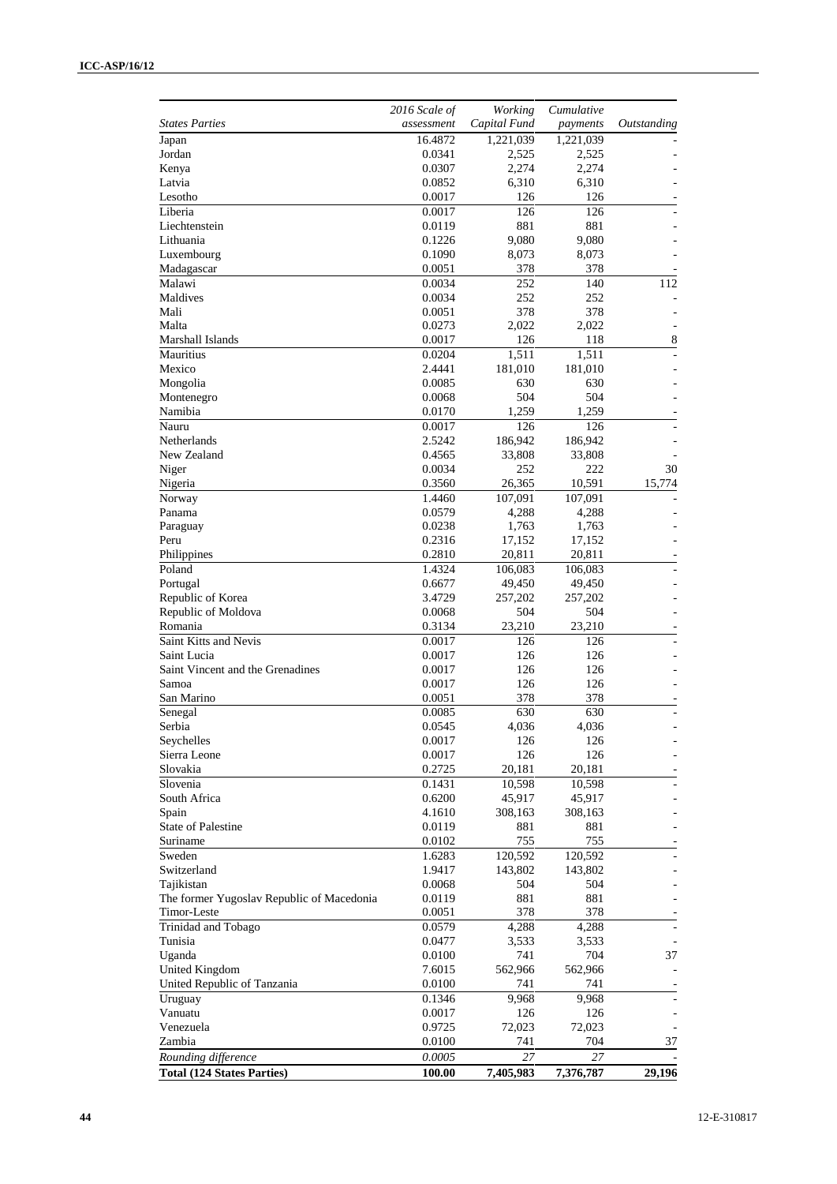| States Parties | *2016 Scale of assessment* | *Working Capital Fund* | *Cumulative payments* | *Outstanding* |
|---|---|---|---|---|
| Japan | 16.4872 | 1,221,039 | 1,221,039 | - |
| Jordan | 0.0341 | 2,525 | 2,525 | - |
| Kenya | 0.0307 | 2,274 | 2,274 | - |
| Latvia | 0.0852 | 6,310 | 6,310 | - |
| Lesotho | 0.0017 | 126 | 126 | - |
| Liberia | 0.0017 | 126 | 126 | - |
| Liechtenstein | 0.0119 | 881 | 881 | - |
| Lithuania | 0.1226 | 9,080 | 9,080 | - |
| Luxembourg | 0.1090 | 8,073 | 8,073 | - |
| Madagascar | 0.0051 | 378 | 378 | - |
| Malawi | 0.0034 | 252 | 140 | 112 |
| Maldives | 0.0034 | 252 | 252 | - |
| Mali | 0.0051 | 378 | 378 | - |
| Malta | 0.0273 | 2,022 | 2,022 | - |
| Marshall Islands | 0.0017 | 126 | 118 | 8 |
| Mauritius | 0.0204 | 1,511 | 1,511 | - |
| Mexico | 2.4441 | 181,010 | 181,010 | - |
| Mongolia | 0.0085 | 630 | 630 | - |
| Montenegro | 0.0068 | 504 | 504 | - |
| Namibia | 0.0170 | 1,259 | 1,259 | - |
| Nauru | 0.0017 | 126 | 126 | - |
| Netherlands | 2.5242 | 186,942 | 186,942 | - |
| New Zealand | 0.4565 | 33,808 | 33,808 | - |
| Niger | 0.0034 | 252 | 222 | 30 |
| Nigeria | 0.3560 | 26,365 | 10,591 | 15,774 |
| Norway | 1.4460 | 107,091 | 107,091 | - |
| Panama | 0.0579 | 4,288 | 4,288 | - |
| Paraguay | 0.0238 | 1,763 | 1,763 | - |
| Peru | 0.2316 | 17,152 | 17,152 | - |
| Philippines | 0.2810 | 20,811 | 20,811 | - |
| Poland | 1.4324 | 106,083 | 106,083 | - |
| Portugal | 0.6677 | 49,450 | 49,450 | - |
| Republic of Korea | 3.4729 | 257,202 | 257,202 | - |
| Republic of Moldova | 0.0068 | 504 | 504 | - |
| Romania | 0.3134 | 23,210 | 23,210 | - |
| Saint Kitts and Nevis | 0.0017 | 126 | 126 | - |
| Saint Lucia | 0.0017 | 126 | 126 | - |
| Saint Vincent and the Grenadines | 0.0017 | 126 | 126 | - |
| Samoa | 0.0017 | 126 | 126 | - |
| San Marino | 0.0051 | 378 | 378 | - |
| Senegal | 0.0085 | 630 | 630 | - |
| Serbia | 0.0545 | 4,036 | 4,036 | - |
| Seychelles | 0.0017 | 126 | 126 | - |
| Sierra Leone | 0.0017 | 126 | 126 | - |
| Slovakia | 0.2725 | 20,181 | 20,181 | - |
| Slovenia | 0.1431 | 10,598 | 10,598 | - |
| South Africa | 0.6200 | 45,917 | 45,917 | - |
| Spain | 4.1610 | 308,163 | 308,163 | - |
| State of Palestine | 0.0119 | 881 | 881 | - |
| Suriname | 0.0102 | 755 | 755 | - |
| Sweden | 1.6283 | 120,592 | 120,592 | - |
| Switzerland | 1.9417 | 143,802 | 143,802 | - |
| Tajikistan | 0.0068 | 504 | 504 | - |
| The former Yugoslav Republic of Macedonia | 0.0119 | 881 | 881 | - |
| Timor-Leste | 0.0051 | 378 | 378 | - |
| Trinidad and Tobago | 0.0579 | 4,288 | 4,288 | - |
| Tunisia | 0.0477 | 3,533 | 3,533 | - |
| Uganda | 0.0100 | 741 | 704 | 37 |
| United Kingdom | 7.6015 | 562,966 | 562,966 | - |
| United Republic of Tanzania | 0.0100 | 741 | 741 | - |
| Uruguay | 0.1346 | 9,968 | 9,968 | - |
| Vanuatu | 0.0017 | 126 | 126 | - |
| Venezuela | 0.9725 | 72,023 | 72,023 | - |
| Zambia | 0.0100 | 741 | 704 | 37 |
| *Rounding difference* | *0.0005* | *27* | *27* | - |
| **Total (124 States Parties)** | **100.00** | **7,405,983** | **7,376,787** | **29,196** |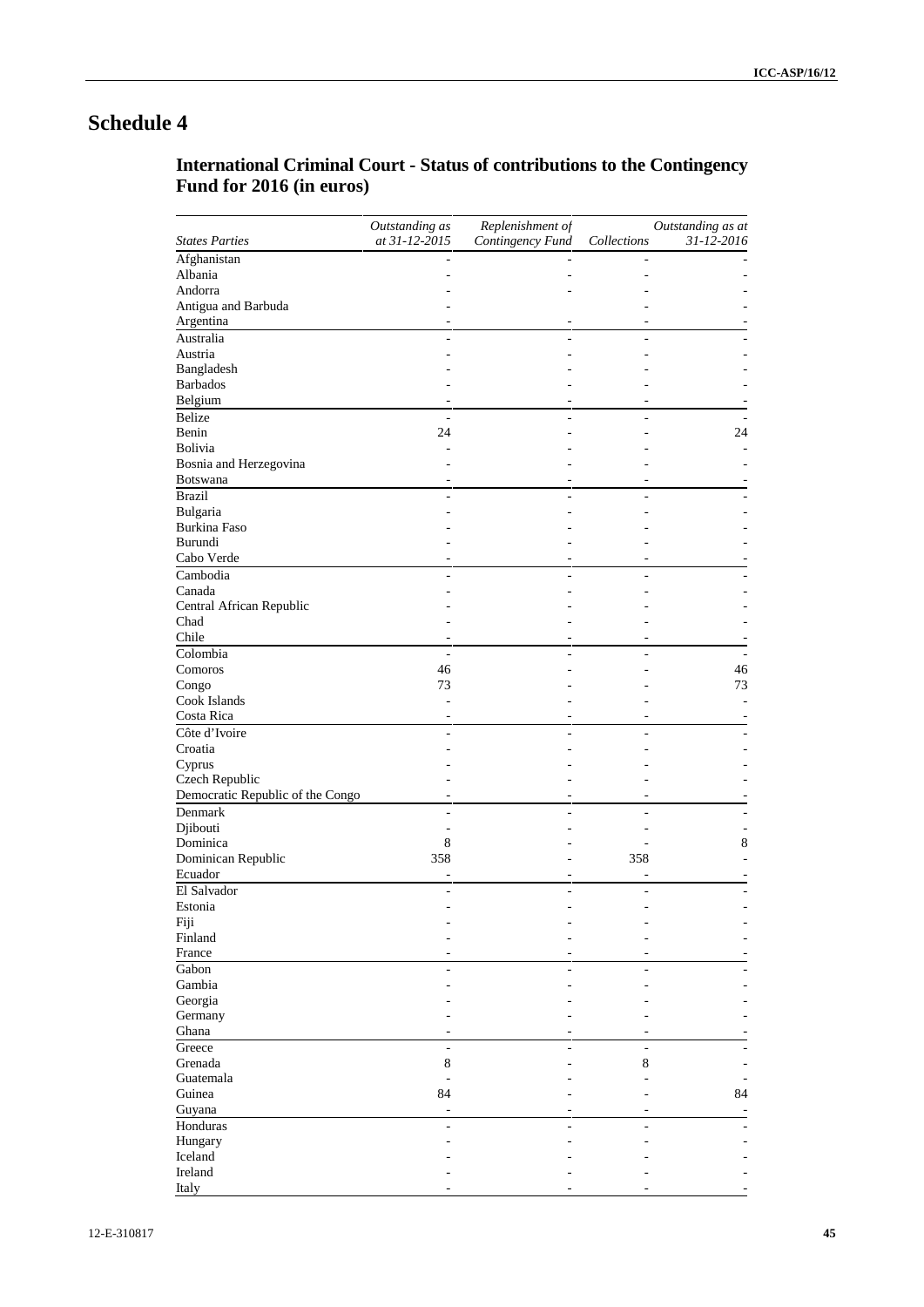# Schedule 4

## International Criminal Court - Status of contributions to the Contingency Fund for 2016 (in euros)

| *States Parties* | *Outstanding as at 31-12-2015* | *Replenishment of Contingency Fund* | *Collections* | *Outstanding as at 31-12-2016* |
|---|---|---|---|---|
| Afghanistan | - | - | - | - |
| Albania | - | - | - | - |
| Andorra | - | - | - | - |
| Antigua and Barbuda | - | | - | - |
| Argentina | - | - | - | - |
| Australia | - | - | - | - |
| Austria | - | - | - | - |
| Bangladesh | - | - | - | - |
| Barbados | - | - | - | - |
| Belgium | - | - | - | - |
| Belize | - | - | - | - |
| Benin | 24 | - | - | 24 |
| Bolivia | - | - | - | - |
| Bosnia and Herzegovina | - | - | - | - |
| Botswana | - | - | - | - |
| Brazil | - | - | - | - |
| Bulgaria | - | - | - | - |
| Burkina Faso | - | - | - | - |
| Burundi | - | - | - | - |
| Cabo Verde | - | - | - | - |
| Cambodia | - | - | - | - |
| Canada | - | - | - | - |
| Central African Republic | - | - | - | - |
| Chad | - | - | - | - |
| Chile | - | - | - | - |
| Colombia | - | - | - | - |
| Comoros | 46 | - | - | 46 |
| Congo | 73 | - | - | 73 |
| Cook Islands | - | - | - | - |
| Costa Rica | - | - | - | - |
| Côte d'Ivoire | - | - | - | - |
| Croatia | - | - | - | - |
| Cyprus | - | - | - | - |
| Czech Republic | - | - | - | - |
| Democratic Republic of the Congo | - | - | - | - |
| Denmark | - | - | - | - |
| Djibouti | - | - | - | - |
| Dominica | 8 | - | - | 8 |
| Dominican Republic | 358 | - | 358 | - |
| Ecuador | - | - | - | - |
| El Salvador | - | - | - | - |
| Estonia | - | - | - | - |
| Fiji | - | - | - | - |
| Finland | - | - | - | - |
| France | - | - | - | - |
| Gabon | - | - | - | - |
| Gambia | - | - | - | - |
| Georgia | - | - | - | - |
| Germany | - | - | - | - |
| Ghana | - | - | - | - |
| Greece | - | - | - | - |
| Grenada | 8 | - | 8 | - |
| Guatemala | - | - | - | - |
| Guinea | 84 | - | - | 84 |
| Guyana | - | - | - | - |
| Honduras | - | - | - | - |
| Hungary | - | - | - | - |
| Iceland | - | - | - | - |
| Ireland | - | - | - | - |
| Italy | - | - | - | - |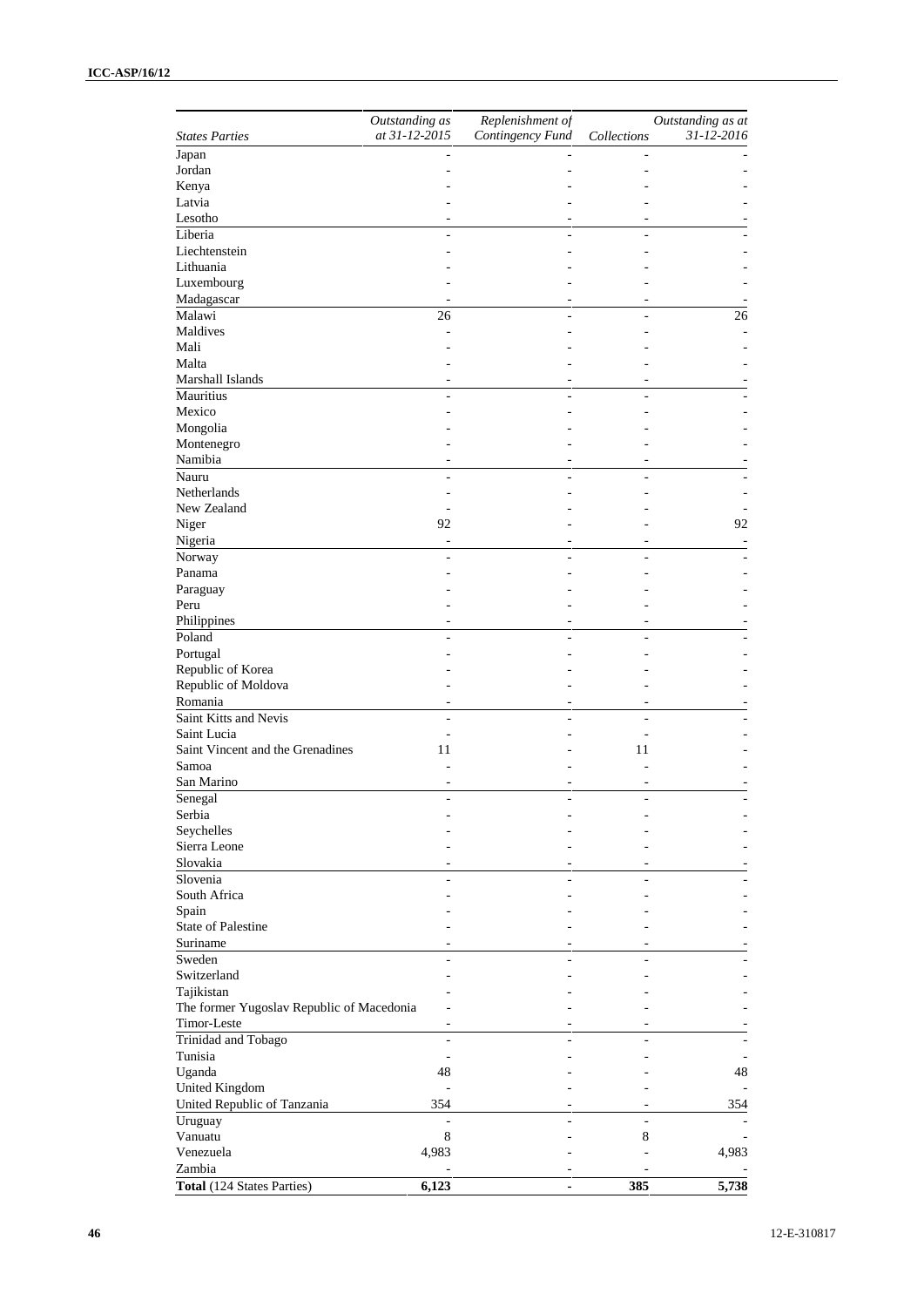| States Parties | Outstanding as at 31-12-2015 | Replenishment of Contingency Fund | Collections | Outstanding as at 31-12-2016 |
|---|---|---|---|---|
| Japan | - | - | - | - |
| Jordan | - | - | - | - |
| Kenya | - | - | - | - |
| Latvia | - | - | - | - |
| Lesotho | - | - | - | - |
| Liberia | - | - | - | - |
| Liechtenstein | - | - | - | - |
| Lithuania | - | - | - | - |
| Luxembourg | - | - | - | - |
| Madagascar | - | - | - | - |
| Malawi | 26 | - | - | 26 |
| Maldives | - | - | - | - |
| Mali | - | - | - | - |
| Malta | - | - | - | - |
| Marshall Islands | - | - | - | - |
| Mauritius | - | - | - | - |
| Mexico | - | - | - | - |
| Mongolia | - | - | - | - |
| Montenegro | - | - | - | - |
| Namibia | - | - | - | - |
| Nauru | - | - | - | - |
| Netherlands | - | - | - | - |
| New Zealand | - | - | - | - |
| Niger | 92 | - | - | 92 |
| Nigeria | - | - | - | - |
| Norway | - | - | - | - |
| Panama | - | - | - | - |
| Paraguay | - | - | - | - |
| Peru | - | - | - | - |
| Philippines | - | - | - | - |
| Poland | - | - | - | - |
| Portugal | - | - | - | - |
| Republic of Korea | - | - | - | - |
| Republic of Moldova | - | - | - | - |
| Romania | - | - | - | - |
| Saint Kitts and Nevis | - | - | - | - |
| Saint Lucia | - | - | - | - |
| Saint Vincent and the Grenadines | 11 | - | 11 | - |
| Samoa | - | - | - | - |
| San Marino | - | - | - | - |
| Senegal | - | - | - | - |
| Serbia | - | - | - | - |
| Seychelles | - | - | - | - |
| Sierra Leone | - | - | - | - |
| Slovakia | - | - | - | - |
| Slovenia | - | - | - | - |
| South Africa | - | - | - | - |
| Spain | - | - | - | - |
| State of Palestine | - | - | - | - |
| Suriname | - | - | - | - |
| Sweden | - | - | - | - |
| Switzerland | - | - | - | - |
| Tajikistan | - | - | - | - |
| The former Yugoslav Republic of Macedonia | - | - | - | - |
| Timor-Leste | - | - | - | - |
| Trinidad and Tobago | - | - | - | - |
| Tunisia | - | - | - | - |
| Uganda | 48 | - | - | 48 |
| United Kingdom | - | - | - | - |
| United Republic of Tanzania | 354 | - | - | 354 |
| Uruguay | - | - | - | - |
| Vanuatu | 8 | - | 8 | - |
| Venezuela | 4,983 | - | - | 4,983 |
| Zambia | - | - | - | - |
| **Total** (124 States Parties) | **6,123** | **-** | **385** | **5,738** |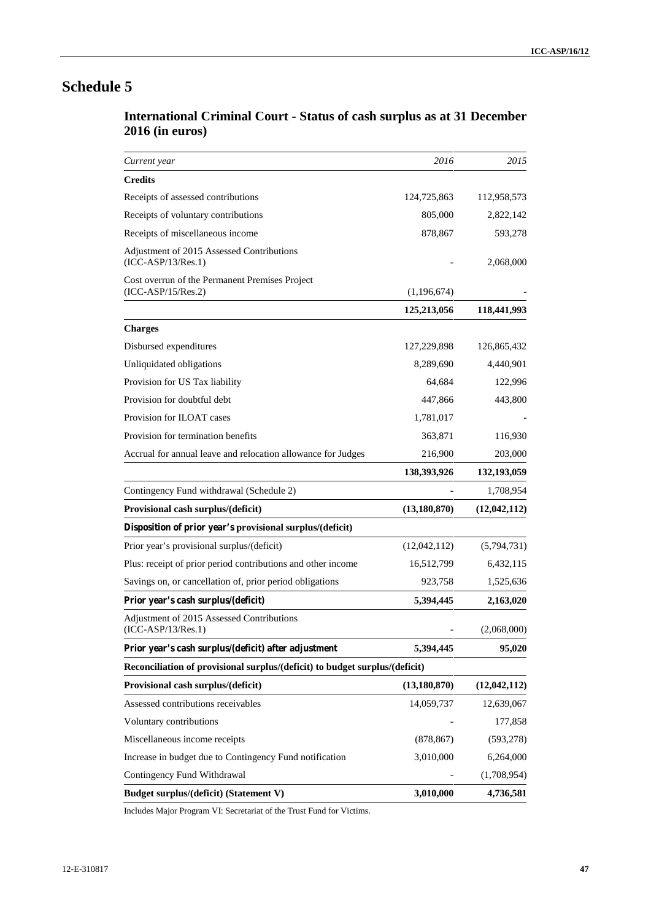# Schedule 5

## International Criminal Court - Status of cash surplus as at 31 December 2016 (in euros)

| *Current year* | *2016* | *2015* |
|---|---|---|
| **Credits** | | |
| Receipts of assessed contributions | 124,725,863 | 112,958,573 |
| Receipts of voluntary contributions | 805,000 | 2,822,142 |
| Receipts of miscellaneous income | 878,867 | 593,278 |
| Adjustment of 2015 Assessed Contributions (ICC-ASP/13/Res.1) | - | 2,068,000 |
| Cost overrun of the Permanent Premises Project (ICC-ASP/15/Res.2) | (1,196,674) | - |
| | **125,213,056** | **118,441,993** |
| **Charges** | | |
| Disbursed expenditures | 127,229,898 | 126,865,432 |
| Unliquidated obligations | 8,289,690 | 4,440,901 |
| Provision for US Tax liability | 64,684 | 122,996 |
| Provision for doubtful debt | 447,866 | 443,800 |
| Provision for ILOAT cases | 1,781,017 | - |
| Provision for termination benefits | 363,871 | 116,930 |
| Accrual for annual leave and relocation allowance for Judges | 216,900 | 203,000 |
| | **138,393,926** | **132,193,059** |
| Contingency Fund withdrawal (Schedule 2) | - | 1,708,954 |
| **Provisional cash surplus/(deficit)** | **(13,180,870)** | **(12,042,112)** |
| **Disposition of prior year's provisional surplus/(deficit)** | | |
| Prior year's provisional surplus/(deficit) | (12,042,112) | (5,794,731) |
| Plus: receipt of prior period contributions and other income | 16,512,799 | 6,432,115 |
| Savings on, or cancellation of, prior period obligations | 923,758 | 1,525,636 |
| **Prior year's cash surplus/(deficit)** | **5,394,445** | **2,163,020** |
| Adjustment of 2015 Assessed Contributions (ICC-ASP/13/Res.1) | - | (2,068,000) |
| **Prior year's cash surplus/(deficit) after adjustment** | **5,394,445** | **95,020** |
| **Reconciliation of provisional surplus/(deficit) to budget surplus/(deficit)** | | |
| **Provisional cash surplus/(deficit)** | **(13,180,870)** | **(12,042,112)** |
| Assessed contributions receivables | 14,059,737 | 12,639,067 |
| Voluntary contributions | - | 177,858 |
| Miscellaneous income receipts | (878,867) | (593,278) |
| Increase in budget due to Contingency Fund notification | 3,010,000 | 6,264,000 |
| Contingency Fund Withdrawal | - | (1,708,954) |
| **Budget surplus/(deficit) (Statement V)** | **3,010,000** | **4,736,581** |

Includes Major Program VI: Secretariat of the Trust Fund for Victims.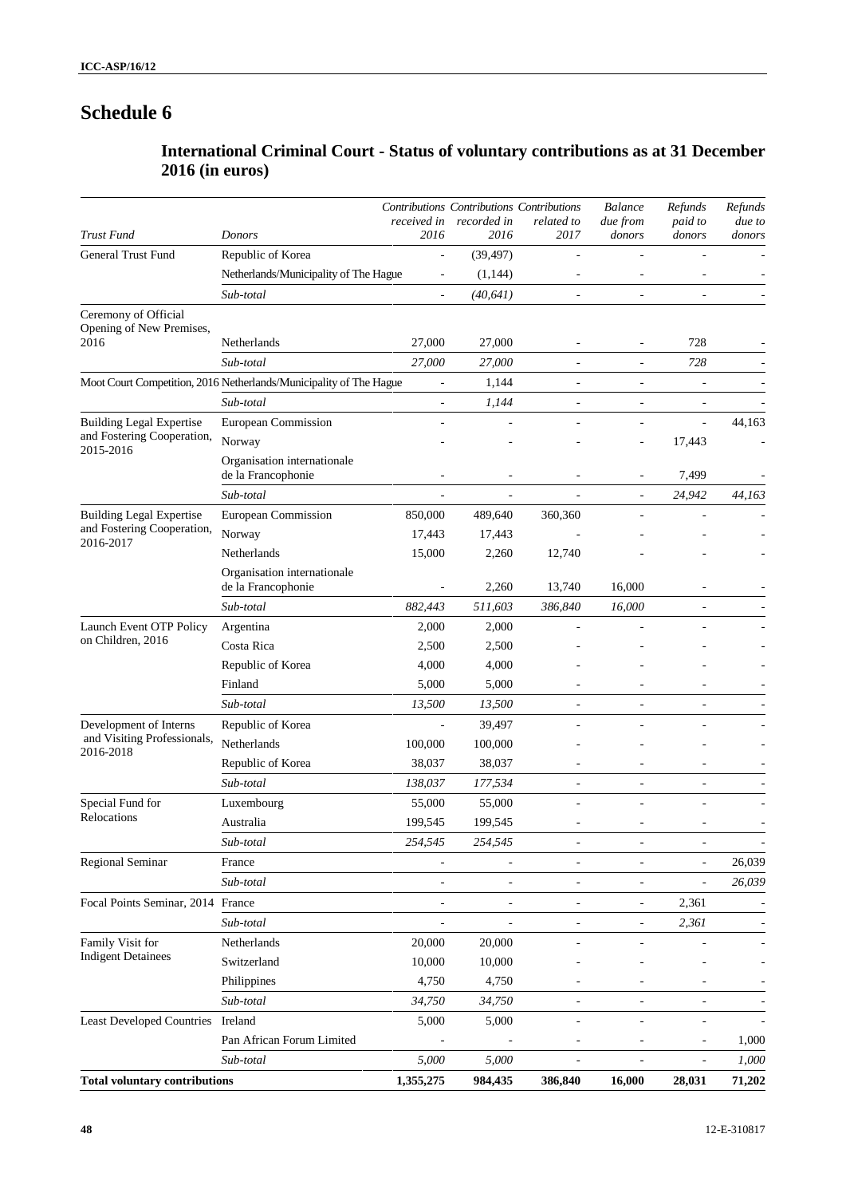# Schedule 6

## International Criminal Court - Status of voluntary contributions as at 31 December 2016 (in euros)

| *Trust Fund* | *Donors* | *Contributions received in 2016* | *Contributions recorded in 2016* | *Contributions related to 2017* | *Balance due from donors* | *Refunds paid to donors* | *Refunds due to donors* |
|---|---|---|---|---|---|---|---|
| General Trust Fund | Republic of Korea | - | (39,497) | - | - | - | - |
| | Netherlands/Municipality of The Hague | - | (1,144) | - | - | - | - |
| | *Sub-total* | - | *(40,641)* | - | - | - | - |
| Ceremony of Official Opening of New Premises, 2016 | Netherlands | 27,000 | 27,000 | - | - | 728 | - |
| | *Sub-total* | *27,000* | *27,000* | - | - | *728* | - |
| Moot Court Competition, 2016 | Netherlands/Municipality of The Hague | - | 1,144 | - | - | - | - |
| | *Sub-total* | - | *1,144* | - | - | - | - |
| Building Legal Expertise and Fostering Cooperation, 2015-2016 | European Commission | - | - | - | - | - | 44,163 |
| | Norway | - | - | - | - | 17,443 | - |
| | Organisation internationale de la Francophonie | - | - | - | - | 7,499 | - |
| | *Sub-total* | - | - | - | - | *24,942* | *44,163* |
| Building Legal Expertise and Fostering Cooperation, 2016-2017 | European Commission | 850,000 | 489,640 | 360,360 | - | - | - |
| | Norway | 17,443 | 17,443 | - | - | - | - |
| | Netherlands | 15,000 | 2,260 | 12,740 | - | - | - |
| | Organisation internationale de la Francophonie | - | 2,260 | 13,740 | 16,000 | - | - |
| | *Sub-total* | *882,443* | *511,603* | *386,840* | *16,000* | - | - |
| Launch Event OTP Policy on Children, 2016 | Argentina | 2,000 | 2,000 | - | - | - | - |
| | Costa Rica | 2,500 | 2,500 | - | - | - | - |
| | Republic of Korea | 4,000 | 4,000 | - | - | - | - |
| | Finland | 5,000 | 5,000 | - | - | - | - |
| | *Sub-total* | *13,500* | *13,500* | - | - | - | - |
| Development of Interns and Visiting Professionals, 2016-2018 | Republic of Korea | - | 39,497 | - | - | - | - |
| | Netherlands | 100,000 | 100,000 | - | - | - | - |
| | Republic of Korea | 38,037 | 38,037 | - | - | - | - |
| | *Sub-total* | *138,037* | *177,534* | - | - | - | - |
| Special Fund for Relocations | Luxembourg | 55,000 | 55,000 | - | - | - | - |
| | Australia | 199,545 | 199,545 | - | - | - | - |
| | *Sub-total* | *254,545* | *254,545* | - | - | - | - |
| Regional Seminar | France | - | - | - | - | - | 26,039 |
| | *Sub-total* | - | - | - | - | - | *26,039* |
| Focal Points Seminar, 2014 | France | - | - | - | - | 2,361 | - |
| | *Sub-total* | - | - | - | - | *2,361* | - |
| Family Visit for Indigent Detainees | Netherlands | 20,000 | 20,000 | - | - | - | - |
| | Switzerland | 10,000 | 10,000 | - | - | - | - |
| | Philippines | 4,750 | 4,750 | - | - | - | - |
| | *Sub-total* | *34,750* | *34,750* | - | - | - | - |
| Least Developed Countries | Ireland | 5,000 | 5,000 | - | - | - | - |
| | Pan African Forum Limited | - | - | - | - | - | 1,000 |
| | *Sub-total* | *5,000* | *5,000* | - | - | - | *1,000* |
| **Total voluntary contributions** | | **1,355,275** | **984,435** | **386,840** | **16,000** | **28,031** | **71,202** |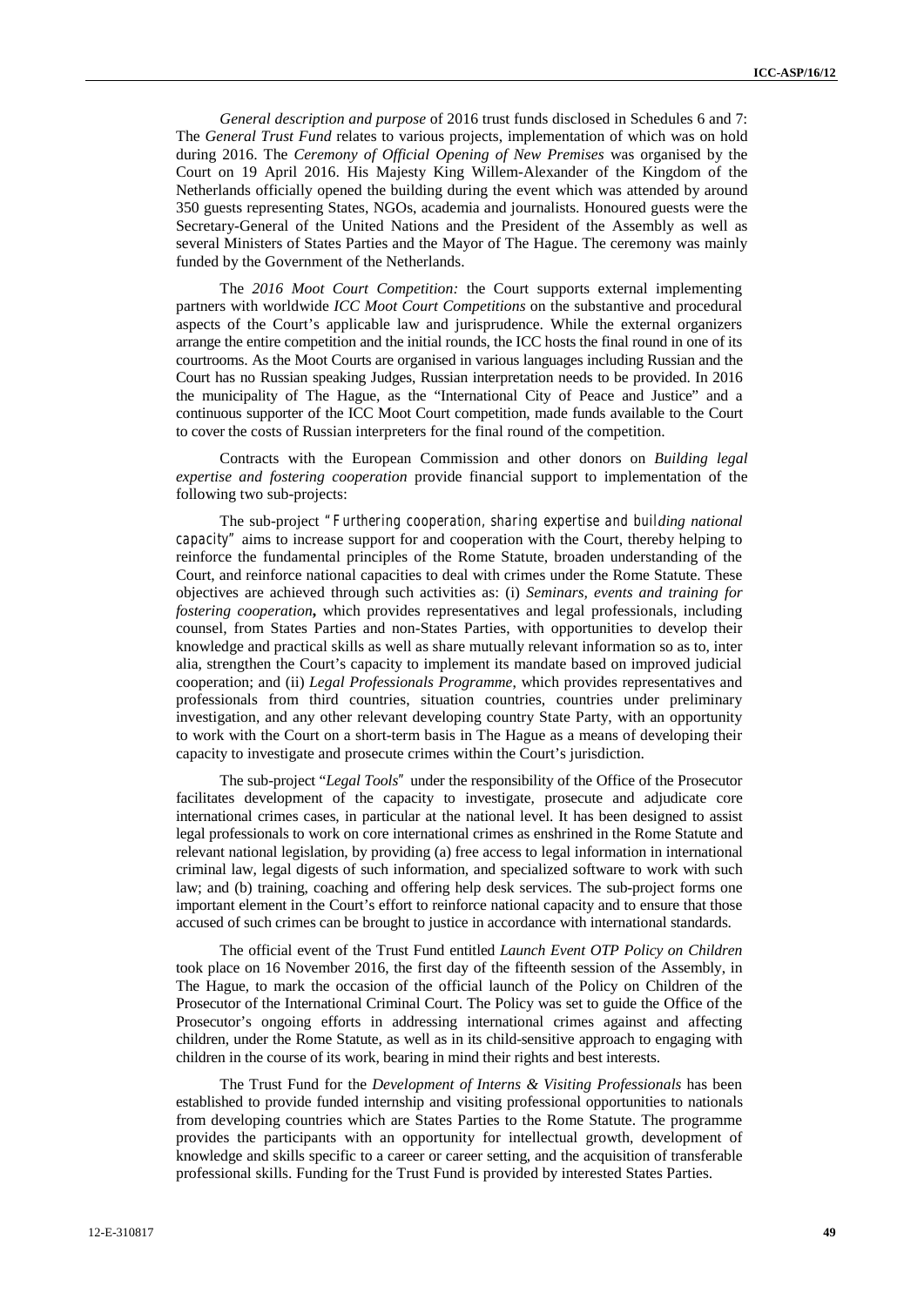*General description and purpose* of 2016 trust funds disclosed in Schedules 6 and 7: The *General Trust Fund* relates to various projects, implementation of which was on hold during 2016. The *Ceremony of Official Opening of New Premises* was organised by the Court on 19 April 2016. His Majesty King Willem-Alexander of the Kingdom of the Netherlands officially opened the building during the event which was attended by around 350 guests representing States, NGOs, academia and journalists. Honoured guests were the Secretary-General of the United Nations and the President of the Assembly as well as several Ministers of States Parties and the Mayor of The Hague. The ceremony was mainly funded by the Government of the Netherlands.

The *2016 Moot Court Competition:* the Court supports external implementing partners with worldwide *ICC Moot Court Competitions* on the substantive and procedural aspects of the Court's applicable law and jurisprudence. While the external organizers arrange the entire competition and the initial rounds, the ICC hosts the final round in one of its courtrooms. As the Moot Courts are organised in various languages including Russian and the Court has no Russian speaking Judges, Russian interpretation needs to be provided. In 2016 the municipality of The Hague, as the "International City of Peace and Justice" and a continuous supporter of the ICC Moot Court competition, made funds available to the Court to cover the costs of Russian interpreters for the final round of the competition.

Contracts with the European Commission and other donors on *Building legal expertise and fostering cooperation* provide financial support to implementation of the following two sub-projects:

The sub-project "*Furthering cooperation, sharing expertise and building national capacity*" aims to increase support for and cooperation with the Court, thereby helping to reinforce the fundamental principles of the Rome Statute, broaden understanding of the Court, and reinforce national capacities to deal with crimes under the Rome Statute. These objectives are achieved through such activities as: (i) *Seminars, events and training for fostering cooperation***,** which provides representatives and legal professionals, including counsel, from States Parties and non-States Parties, with opportunities to develop their knowledge and practical skills as well as share mutually relevant information so as to, inter alia, strengthen the Court's capacity to implement its mandate based on improved judicial cooperation; and (ii) *Legal Professionals Programme,* which provides representatives and professionals from third countries, situation countries, countries under preliminary investigation, and any other relevant developing country State Party, with an opportunity to work with the Court on a short-term basis in The Hague as a means of developing their capacity to investigate and prosecute crimes within the Court's jurisdiction.

The sub-project "*Legal Tools*" under the responsibility of the Office of the Prosecutor facilitates development of the capacity to investigate, prosecute and adjudicate core international crimes cases, in particular at the national level. It has been designed to assist legal professionals to work on core international crimes as enshrined in the Rome Statute and relevant national legislation, by providing (a) free access to legal information in international criminal law, legal digests of such information, and specialized software to work with such law; and (b) training, coaching and offering help desk services. The sub-project forms one important element in the Court's effort to reinforce national capacity and to ensure that those accused of such crimes can be brought to justice in accordance with international standards.

The official event of the Trust Fund entitled *Launch Event OTP Policy on Children* took place on 16 November 2016, the first day of the fifteenth session of the Assembly, in The Hague, to mark the occasion of the official launch of the Policy on Children of the Prosecutor of the International Criminal Court. The Policy was set to guide the Office of the Prosecutor's ongoing efforts in addressing international crimes against and affecting children, under the Rome Statute, as well as in its child-sensitive approach to engaging with children in the course of its work, bearing in mind their rights and best interests.

The Trust Fund for the *Development of Interns & Visiting Professionals* has been established to provide funded internship and visiting professional opportunities to nationals from developing countries which are States Parties to the Rome Statute. The programme provides the participants with an opportunity for intellectual growth, development of knowledge and skills specific to a career or career setting, and the acquisition of transferable professional skills. Funding for the Trust Fund is provided by interested States Parties.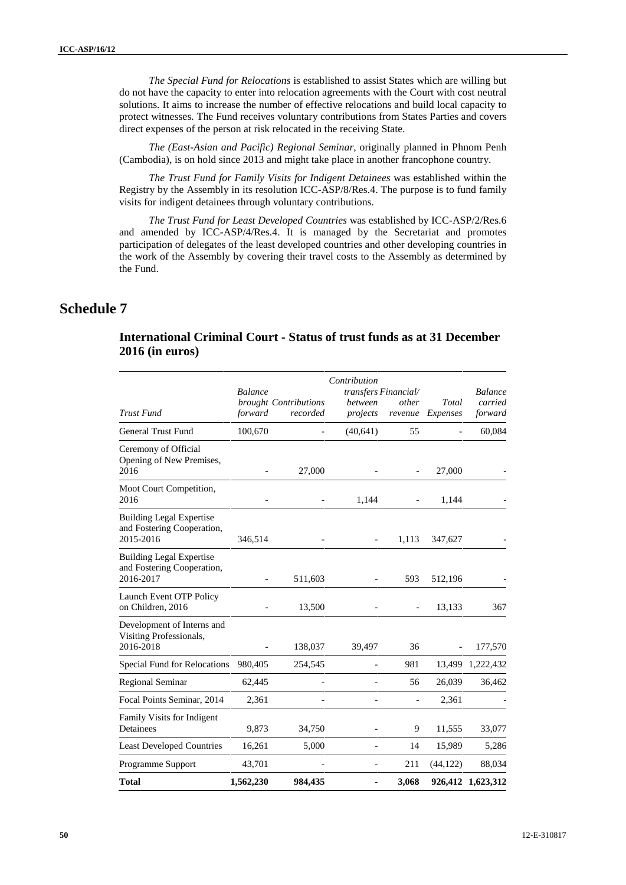*The Special Fund for Relocations* is established to assist States which are willing but do not have the capacity to enter into relocation agreements with the Court with cost neutral solutions. It aims to increase the number of effective relocations and build local capacity to protect witnesses. The Fund receives voluntary contributions from States Parties and covers direct expenses of the person at risk relocated in the receiving State.

*The (East-Asian and Pacific) Regional Seminar*, originally planned in Phnom Penh (Cambodia), is on hold since 2013 and might take place in another francophone country.

*The Trust Fund for Family Visits for Indigent Detainees* was established within the Registry by the Assembly in its resolution ICC-ASP/8/Res.4. The purpose is to fund family visits for indigent detainees through voluntary contributions.

*The Trust Fund for Least Developed Countries* was established by ICC-ASP/2/Res.6 and amended by ICC-ASP/4/Res.4. It is managed by the Secretariat and promotes participation of delegates of the least developed countries and other developing countries in the work of the Assembly by covering their travel costs to the Assembly as determined by the Fund.

# Schedule 7

## International Criminal Court - Status of trust funds as at 31 December 2016 (in euros)

| *Trust Fund* | *Balance brought forward* | *Contributions recorded* | *Contribution transfers between projects* | *Financial/ other revenue* | *Total Expenses* | *Balance carried forward* |
|---|---|---|---|---|---|---|
| General Trust Fund | 100,670 | - | (40,641) | 55 | - | 60,084 |
| Ceremony of Official Opening of New Premises, 2016 | - | 27,000 | - | - | 27,000 | - |
| Moot Court Competition, 2016 | - | - | 1,144 | - | 1,144 | - |
| Building Legal Expertise and Fostering Cooperation, 2015-2016 | 346,514 | - | - | 1,113 | 347,627 | - |
| Building Legal Expertise and Fostering Cooperation, 2016-2017 | - | 511,603 | - | 593 | 512,196 | - |
| Launch Event OTP Policy on Children, 2016 | - | 13,500 | - | - | 13,133 | 367 |
| Development of Interns and Visiting Professionals, 2016-2018 | - | 138,037 | 39,497 | 36 | - | 177,570 |
| Special Fund for Relocations | 980,405 | 254,545 | - | 981 | 13,499 | 1,222,432 |
| Regional Seminar | 62,445 | - | - | 56 | 26,039 | 36,462 |
| Focal Points Seminar, 2014 | 2,361 | - | - | - | 2,361 | - |
| Family Visits for Indigent Detainees | 9,873 | 34,750 | - | 9 | 11,555 | 33,077 |
| Least Developed Countries | 16,261 | 5,000 | - | 14 | 15,989 | 5,286 |
| Programme Support | 43,701 | - | - | 211 | (44,122) | 88,034 |
| **Total** | **1,562,230** | **984,435** | **-** | **3,068** | **926,412** | **1,623,312** |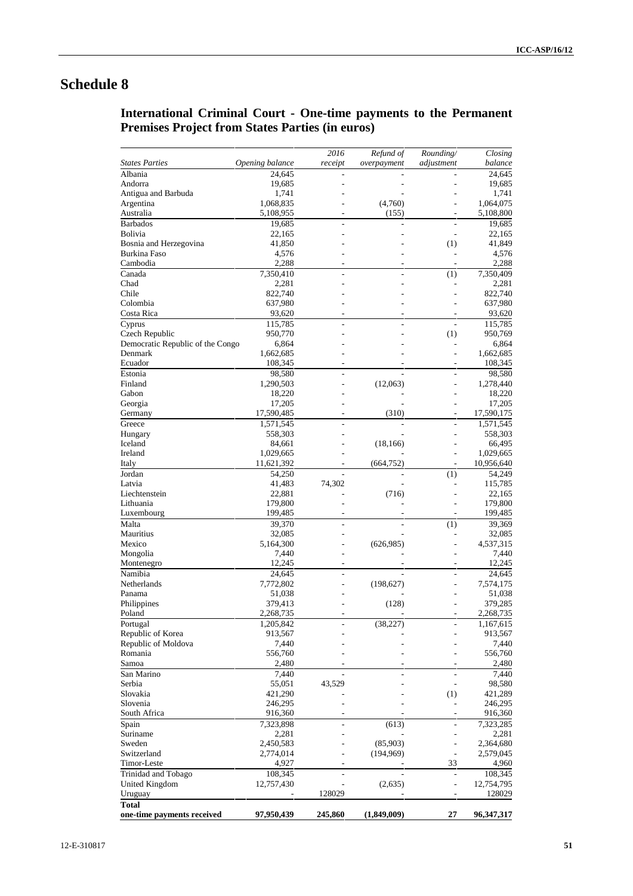# Schedule 8

## International Criminal Court - One-time payments to the Permanent Premises Project from States Parties (in euros)

| *States Parties* | *Opening balance* | *2016 receipt* | *Refund of overpayment* | *Rounding/ adjustment* | *Closing balance* |
|---|---|---|---|---|---|
| Albania | 24,645 | - | - | - | 24,645 |
| Andorra | 19,685 | - | - | - | 19,685 |
| Antigua and Barbuda | 1,741 | - | - | - | 1,741 |
| Argentina | 1,068,835 | - | (4,760) | - | 1,064,075 |
| Australia | 5,108,955 | - | (155) | - | 5,108,800 |
| Barbados | 19,685 | - | - | - | 19,685 |
| Bolivia | 22,165 | - | - | - | 22,165 |
| Bosnia and Herzegovina | 41,850 | - | - | (1) | 41,849 |
| Burkina Faso | 4,576 | - | - | - | 4,576 |
| Cambodia | 2,288 | - | - | - | 2,288 |
| Canada | 7,350,410 | - | - | (1) | 7,350,409 |
| Chad | 2,281 | - | - | - | 2,281 |
| Chile | 822,740 | - | - | - | 822,740 |
| Colombia | 637,980 | - | - | - | 637,980 |
| Costa Rica | 93,620 | - | - | - | 93,620 |
| Cyprus | 115,785 | - | - | - | 115,785 |
| Czech Republic | 950,770 | - | - | (1) | 950,769 |
| Democratic Republic of the Congo | 6,864 | - | - | - | 6,864 |
| Denmark | 1,662,685 | - | - | - | 1,662,685 |
| Ecuador | 108,345 | - | - | - | 108,345 |
| Estonia | 98,580 | - | - | - | 98,580 |
| Finland | 1,290,503 | - | (12,063) | - | 1,278,440 |
| Gabon | 18,220 | - | - | - | 18,220 |
| Georgia | 17,205 | - | - | - | 17,205 |
| Germany | 17,590,485 | - | (310) | - | 17,590,175 |
| Greece | 1,571,545 | - | - | - | 1,571,545 |
| Hungary | 558,303 | - | - | - | 558,303 |
| Iceland | 84,661 | - | (18,166) | - | 66,495 |
| Ireland | 1,029,665 | - | - | - | 1,029,665 |
| Italy | 11,621,392 | - | (664,752) | - | 10,956,640 |
| Jordan | 54,250 | - | - | (1) | 54,249 |
| Latvia | 41,483 | 74,302 | - | - | 115,785 |
| Liechtenstein | 22,881 | - | (716) | - | 22,165 |
| Lithuania | 179,800 | - | - | - | 179,800 |
| Luxembourg | 199,485 | - | - | - | 199,485 |
| Malta | 39,370 | - | - | (1) | 39,369 |
| Mauritius | 32,085 | - | - | - | 32,085 |
| Mexico | 5,164,300 | - | (626,985) | - | 4,537,315 |
| Mongolia | 7,440 | - | - | - | 7,440 |
| Montenegro | 12,245 | - | - | - | 12,245 |
| Namibia | 24,645 | - | - | - | 24,645 |
| Netherlands | 7,772,802 | - | (198,627) | - | 7,574,175 |
| Panama | 51,038 | - | - | - | 51,038 |
| Philippines | 379,413 | - | (128) | - | 379,285 |
| Poland | 2,268,735 | - | - | - | 2,268,735 |
| Portugal | 1,205,842 | - | (38,227) | - | 1,167,615 |
| Republic of Korea | 913,567 | - | - | - | 913,567 |
| Republic of Moldova | 7,440 | - | - | - | 7,440 |
| Romania | 556,760 | - | - | - | 556,760 |
| Samoa | 2,480 | - | - | - | 2,480 |
| San Marino | 7,440 | - | - | - | 7,440 |
| Serbia | 55,051 | 43,529 | - | - | 98,580 |
| Slovakia | 421,290 | - | - | (1) | 421,289 |
| Slovenia | 246,295 | - | - | - | 246,295 |
| South Africa | 916,360 | - | - | - | 916,360 |
| Spain | 7,323,898 | - | (613) | - | 7,323,285 |
| Suriname | 2,281 | - | - | - | 2,281 |
| Sweden | 2,450,583 | - | (85,903) | - | 2,364,680 |
| Switzerland | 2,774,014 | - | (194,969) | - | 2,579,045 |
| Timor-Leste | 4,927 | - | - | 33 | 4,960 |
| Trinidad and Tobago | 108,345 | - | - | - | 108,345 |
| United Kingdom | 12,757,430 | - | (2,635) | - | 12,754,795 |
| Uruguay | - | 128029 | - | - | 128029 |
| **Total one-time payments received** | **97,950,439** | **245,860** | **(1,849,009)** | **27** | **96,347,317** |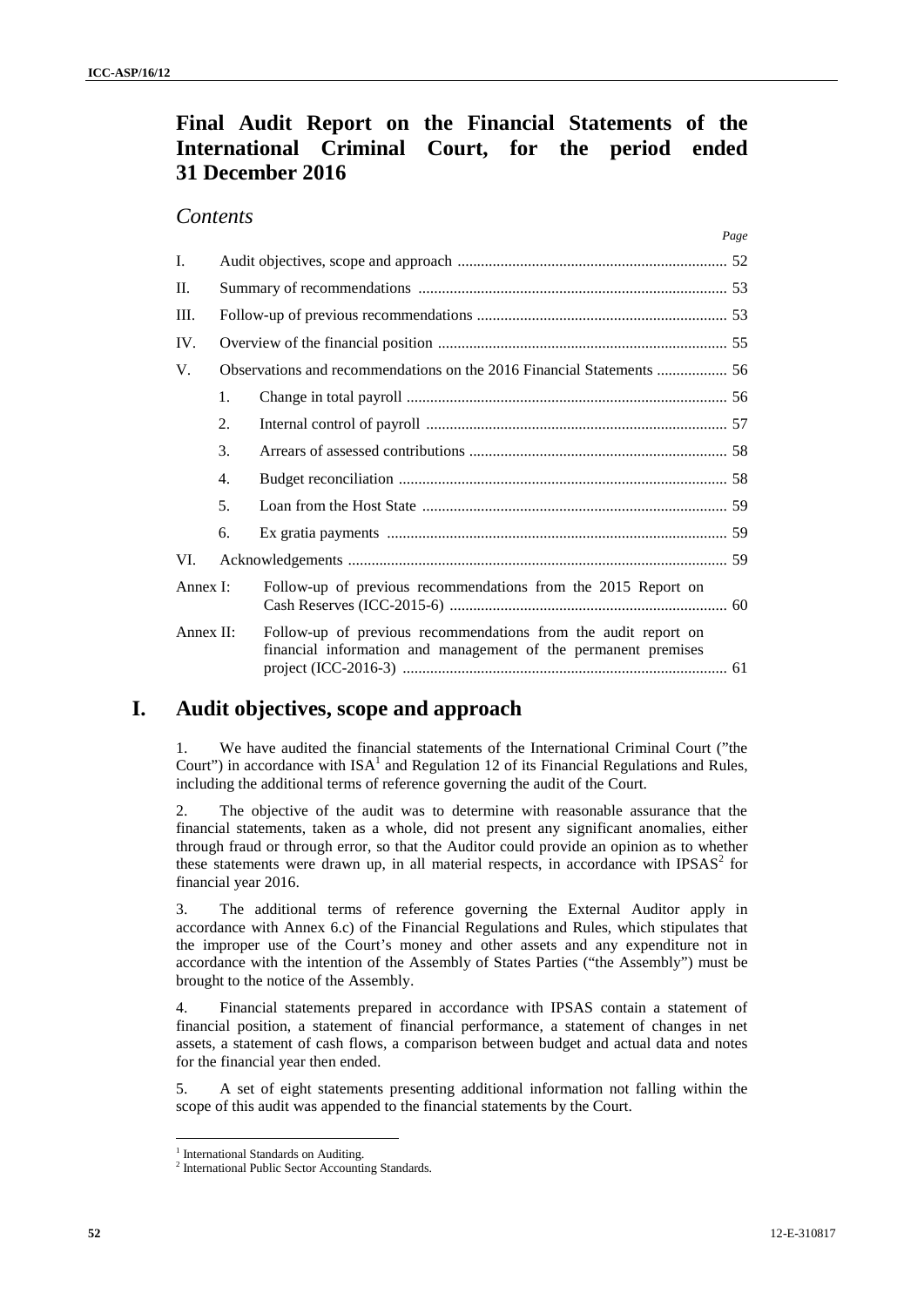# Final Audit Report on the Financial Statements of the International Criminal Court, for the period ended 31 December 2016

## *Contents*

| | | | Page |
|---|---|---|---|
| I. | Audit objectives, scope and approach | | 52 |
| II. | Summary of recommendations | | 53 |
| III. | Follow-up of previous recommendations | | 53 |
| IV. | Overview of the financial position | | 55 |
| V. | Observations and recommendations on the 2016 Financial Statements | | 56 |
| | 1. | Change in total payroll | 56 |
| | 2. | Internal control of payroll | 57 |
| | 3. | Arrears of assessed contributions | 58 |
| | 4. | Budget reconciliation | 58 |
| | 5. | Loan from the Host State | 59 |
| | 6. | Ex gratia payments | 59 |
| VI. | Acknowledgements | | 59 |
| Annex I: | Follow-up of previous recommendations from the 2015 Report on Cash Reserves (ICC-2015-6) | | 60 |
| Annex II: | Follow-up of previous recommendations from the audit report on financial information and management of the permanent premises project (ICC-2016-3) | | 61 |

# I. Audit objectives, scope and approach

1. We have audited the financial statements of the International Criminal Court ("the Court") in accordance with ISA[1] and Regulation 12 of its Financial Regulations and Rules, including the additional terms of reference governing the audit of the Court.

2. The objective of the audit was to determine with reasonable assurance that the financial statements, taken as a whole, did not present any significant anomalies, either through fraud or through error, so that the Auditor could provide an opinion as to whether these statements were drawn up, in all material respects, in accordance with IPSAS[2] for financial year 2016.

3. The additional terms of reference governing the External Auditor apply in accordance with Annex 6.c) of the Financial Regulations and Rules, which stipulates that the improper use of the Court's money and other assets and any expenditure not in accordance with the intention of the Assembly of States Parties ("the Assembly") must be brought to the notice of the Assembly.

4. Financial statements prepared in accordance with IPSAS contain a statement of financial position, a statement of financial performance, a statement of changes in net assets, a statement of cash flows, a comparison between budget and actual data and notes for the financial year then ended.

5. A set of eight statements presenting additional information not falling within the scope of this audit was appended to the financial statements by the Court.

[1] International Standards on Auditing.

[2] International Public Sector Accounting Standards.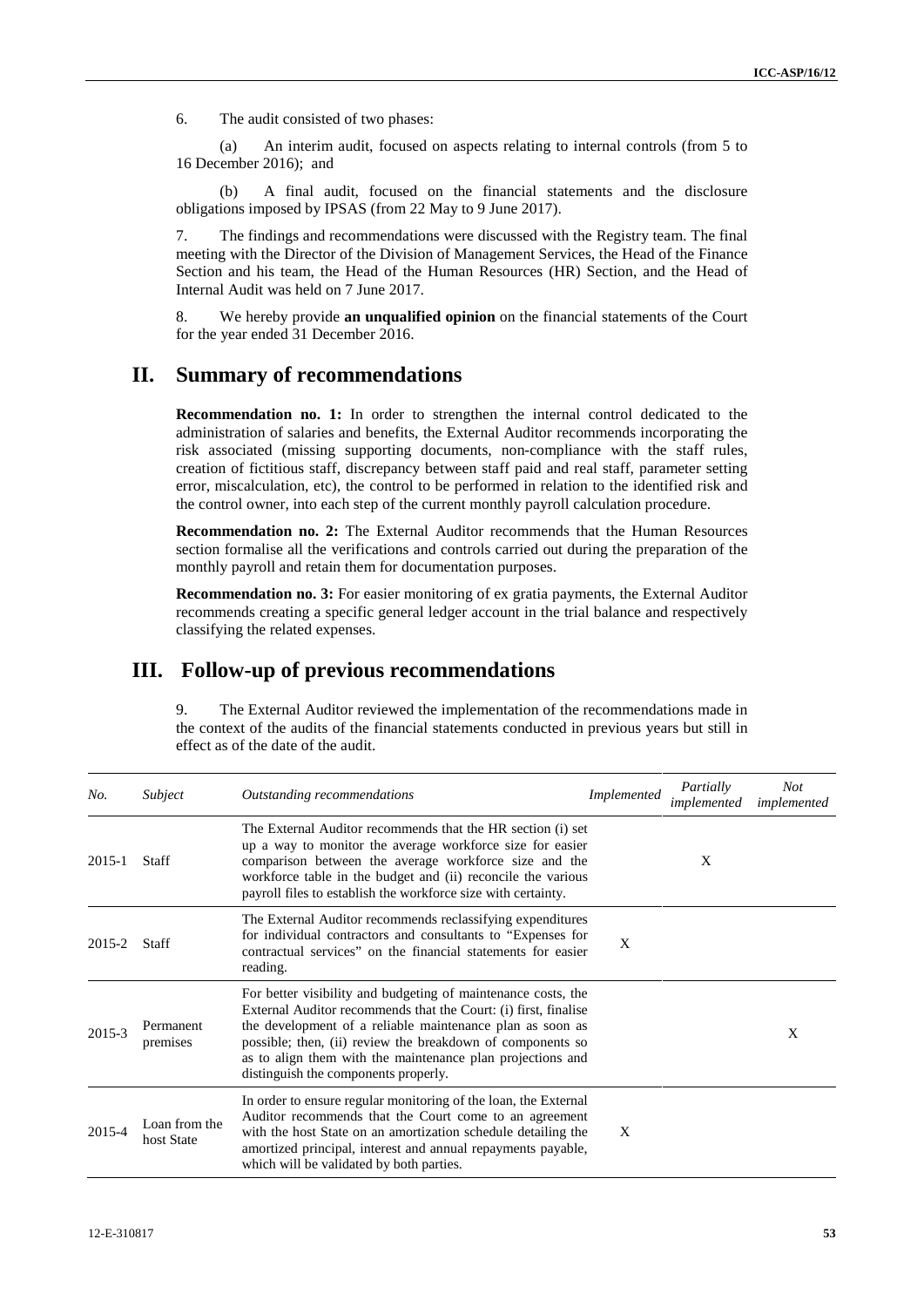6. The audit consisted of two phases:

(a) An interim audit, focused on aspects relating to internal controls (from 5 to 16 December 2016); and

(b) A final audit, focused on the financial statements and the disclosure obligations imposed by IPSAS (from 22 May to 9 June 2017).

7. The findings and recommendations were discussed with the Registry team. The final meeting with the Director of the Division of Management Services, the Head of the Finance Section and his team, the Head of the Human Resources (HR) Section, and the Head of Internal Audit was held on 7 June 2017.

8. We hereby provide **an unqualified opinion** on the financial statements of the Court for the year ended 31 December 2016.

# II. Summary of recommendations

**Recommendation no. 1:** In order to strengthen the internal control dedicated to the administration of salaries and benefits, the External Auditor recommends incorporating the risk associated (missing supporting documents, non-compliance with the staff rules, creation of fictitious staff, discrepancy between staff paid and real staff, parameter setting error, miscalculation, etc), the control to be performed in relation to the identified risk and the control owner, into each step of the current monthly payroll calculation procedure.

**Recommendation no. 2:** The External Auditor recommends that the Human Resources section formalise all the verifications and controls carried out during the preparation of the monthly payroll and retain them for documentation purposes.

**Recommendation no. 3:** For easier monitoring of ex gratia payments, the External Auditor recommends creating a specific general ledger account in the trial balance and respectively classifying the related expenses.

# III. Follow-up of previous recommendations

9. The External Auditor reviewed the implementation of the recommendations made in the context of the audits of the financial statements conducted in previous years but still in effect as of the date of the audit.

| *No.* | *Subject* | *Outstanding recommendations* | *Implemented* | *Partially implemented* | *Not implemented* |
|---|---|---|---|---|---|
| 2015-1 | Staff | The External Auditor recommends that the HR section (i) set up a way to monitor the average workforce size for easier comparison between the average workforce size and the workforce table in the budget and (ii) reconcile the various payroll files to establish the workforce size with certainty. | | X | |
| 2015-2 | Staff | The External Auditor recommends reclassifying expenditures for individual contractors and consultants to "Expenses for contractual services" on the financial statements for easier reading. | X | | |
| 2015-3 | Permanent premises | For better visibility and budgeting of maintenance costs, the External Auditor recommends that the Court: (i) first, finalise the development of a reliable maintenance plan as soon as possible; then, (ii) review the breakdown of components so as to align them with the maintenance plan projections and distinguish the components properly. | | | X |
| 2015-4 | Loan from the host State | In order to ensure regular monitoring of the loan, the External Auditor recommends that the Court come to an agreement with the host State on an amortization schedule detailing the amortized principal, interest and annual repayments payable, which will be validated by both parties. | X | | |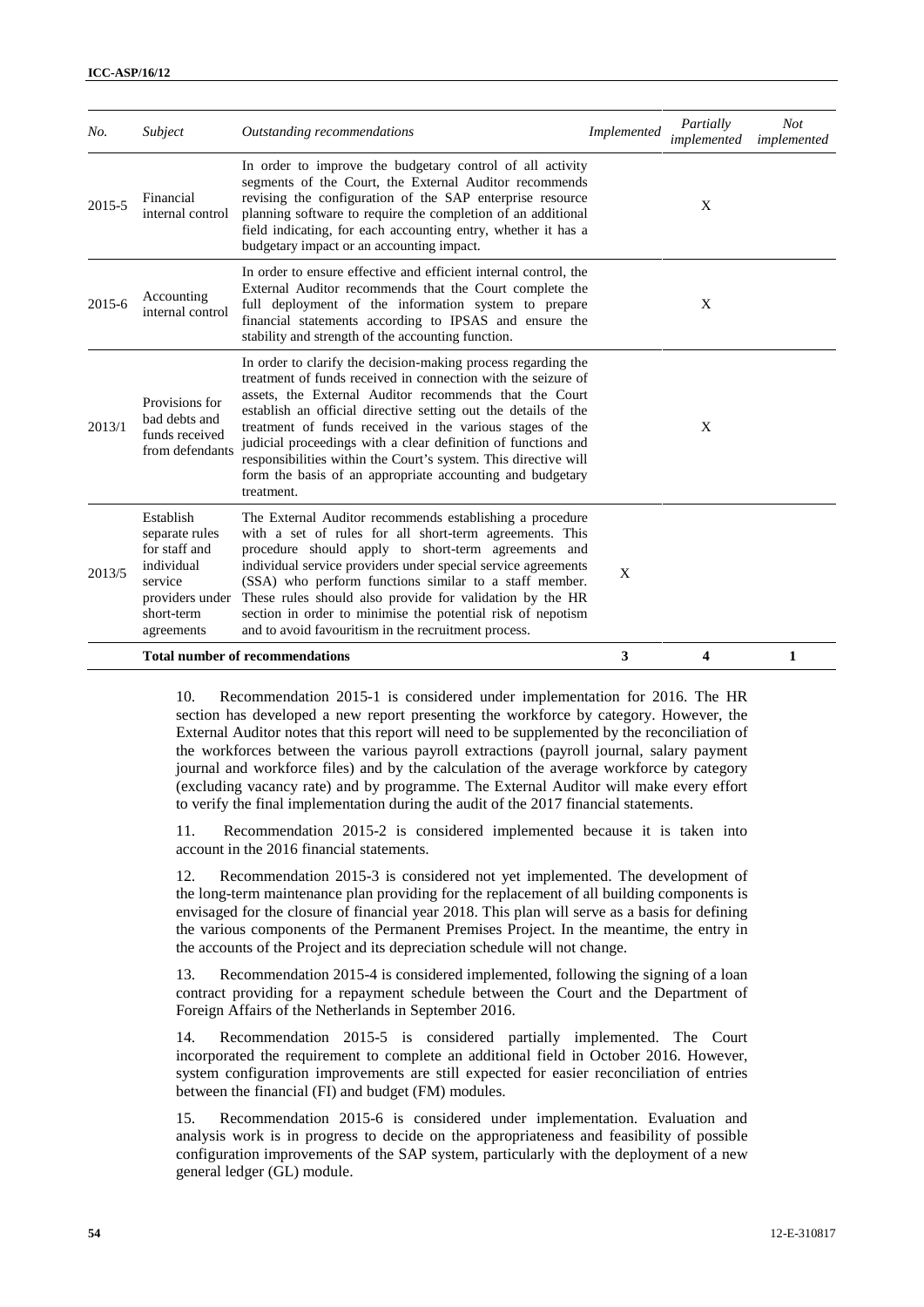| *No.* | *Subject* | *Outstanding recommendations* | *Implemented* | *Partially implemented* | *Not implemented* |
|---|---|---|---|---|---|
| 2015-5 | Financial internal control | In order to improve the budgetary control of all activity segments of the Court, the External Auditor recommends revising the configuration of the SAP enterprise resource planning software to require the completion of an additional field indicating, for each accounting entry, whether it has a budgetary impact or an accounting impact. | | X | |
| 2015-6 | Accounting internal control | In order to ensure effective and efficient internal control, the External Auditor recommends that the Court complete the full deployment of the information system to prepare financial statements according to IPSAS and ensure the stability and strength of the accounting function. | | X | |
| 2013/1 | Provisions for bad debts and funds received from defendants | In order to clarify the decision-making process regarding the treatment of funds received in connection with the seizure of assets, the External Auditor recommends that the Court establish an official directive setting out the details of the treatment of funds received in the various stages of the judicial proceedings with a clear definition of functions and responsibilities within the Court's system. This directive will form the basis of an appropriate accounting and budgetary treatment. | | X | |
| 2013/5 | Establish separate rules for staff and individual service providers under short-term agreements | The External Auditor recommends establishing a procedure with a set of rules for all short-term agreements. This procedure should apply to short-term agreements and individual service providers under special service agreements (SSA) who perform functions similar to a staff member. These rules should also provide for validation by the HR section in order to minimise the potential risk of nepotism and to avoid favouritism in the recruitment process. | X | | |
| | **Total number of recommendations** | | **3** | **4** | **1** |

10. Recommendation 2015-1 is considered under implementation for 2016. The HR section has developed a new report presenting the workforce by category. However, the External Auditor notes that this report will need to be supplemented by the reconciliation of the workforces between the various payroll extractions (payroll journal, salary payment journal and workforce files) and by the calculation of the average workforce by category (excluding vacancy rate) and by programme. The External Auditor will make every effort to verify the final implementation during the audit of the 2017 financial statements.

11. Recommendation 2015-2 is considered implemented because it is taken into account in the 2016 financial statements.

12. Recommendation 2015-3 is considered not yet implemented. The development of the long-term maintenance plan providing for the replacement of all building components is envisaged for the closure of financial year 2018. This plan will serve as a basis for defining the various components of the Permanent Premises Project. In the meantime, the entry in the accounts of the Project and its depreciation schedule will not change.

13. Recommendation 2015-4 is considered implemented, following the signing of a loan contract providing for a repayment schedule between the Court and the Department of Foreign Affairs of the Netherlands in September 2016.

14. Recommendation 2015-5 is considered partially implemented. The Court incorporated the requirement to complete an additional field in October 2016. However, system configuration improvements are still expected for easier reconciliation of entries between the financial (FI) and budget (FM) modules.

15. Recommendation 2015-6 is considered under implementation. Evaluation and analysis work is in progress to decide on the appropriateness and feasibility of possible configuration improvements of the SAP system, particularly with the deployment of a new general ledger (GL) module.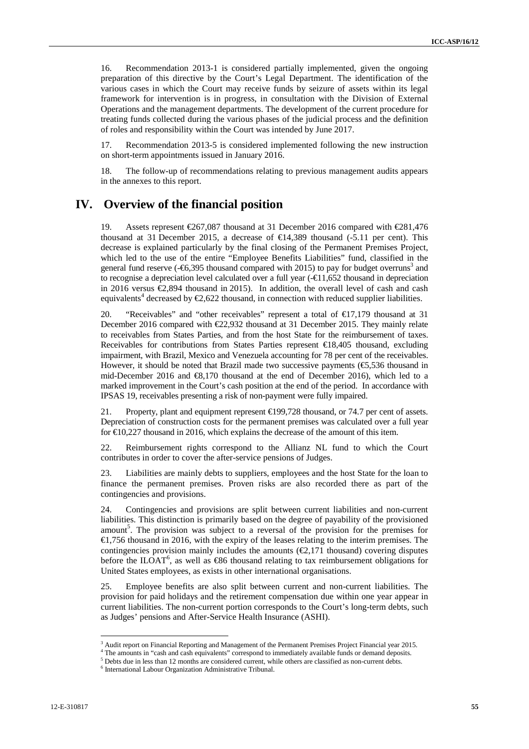16. Recommendation 2013-1 is considered partially implemented, given the ongoing preparation of this directive by the Court's Legal Department. The identification of the various cases in which the Court may receive funds by seizure of assets within its legal framework for intervention is in progress, in consultation with the Division of External Operations and the management departments. The development of the current procedure for treating funds collected during the various phases of the judicial process and the definition of roles and responsibility within the Court was intended by June 2017.

17. Recommendation 2013-5 is considered implemented following the new instruction on short-term appointments issued in January 2016.

18. The follow-up of recommendations relating to previous management audits appears in the annexes to this report.

# IV. Overview of the financial position

19. Assets represent €267,087 thousand at 31 December 2016 compared with €281,476 thousand at 31 December 2015, a decrease of €14,389 thousand (-5.11 per cent). This decrease is explained particularly by the final closing of the Permanent Premises Project, which led to the use of the entire "Employee Benefits Liabilities" fund, classified in the general fund reserve (-€6,395 thousand compared with 2015) to pay for budget overruns[3] and to recognise a depreciation level calculated over a full year (-€11,652 thousand in depreciation in 2016 versus €2,894 thousand in 2015). In addition, the overall level of cash and cash equivalents[4] decreased by €2,622 thousand, in connection with reduced supplier liabilities.

20. "Receivables" and "other receivables" represent a total of €17,179 thousand at 31 December 2016 compared with €22,932 thousand at 31 December 2015. They mainly relate to receivables from States Parties, and from the host State for the reimbursement of taxes. Receivables for contributions from States Parties represent €18,405 thousand, excluding impairment, with Brazil, Mexico and Venezuela accounting for 78 per cent of the receivables. However, it should be noted that Brazil made two successive payments (€5,536 thousand in mid-December 2016 and €8,170 thousand at the end of December 2016), which led to a marked improvement in the Court's cash position at the end of the period. In accordance with IPSAS 19, receivables presenting a risk of non-payment were fully impaired.

21. Property, plant and equipment represent €199,728 thousand, or 74.7 per cent of assets. Depreciation of construction costs for the permanent premises was calculated over a full year for €10,227 thousand in 2016, which explains the decrease of the amount of this item.

22. Reimbursement rights correspond to the Allianz NL fund to which the Court contributes in order to cover the after-service pensions of Judges.

23. Liabilities are mainly debts to suppliers, employees and the host State for the loan to finance the permanent premises. Proven risks are also recorded there as part of the contingencies and provisions.

24. Contingencies and provisions are split between current liabilities and non-current liabilities. This distinction is primarily based on the degree of payability of the provisioned amount[5]. The provision was subject to a reversal of the provision for the premises for €1,756 thousand in 2016, with the expiry of the leases relating to the interim premises. The contingencies provision mainly includes the amounts (€2,171 thousand) covering disputes before the ILOAT[6], as well as €86 thousand relating to tax reimbursement obligations for United States employees, as exists in other international organisations.

25. Employee benefits are also split between current and non-current liabilities. The provision for paid holidays and the retirement compensation due within one year appear in current liabilities. The non-current portion corresponds to the Court's long-term debts, such as Judges' pensions and After-Service Health Insurance (ASHI).

[3] Audit report on Financial Reporting and Management of the Permanent Premises Project Financial year 2015.

[4] The amounts in "cash and cash equivalents" correspond to immediately available funds or demand deposits.

[5] Debts due in less than 12 months are considered current, while others are classified as non-current debts.

[6] International Labour Organization Administrative Tribunal.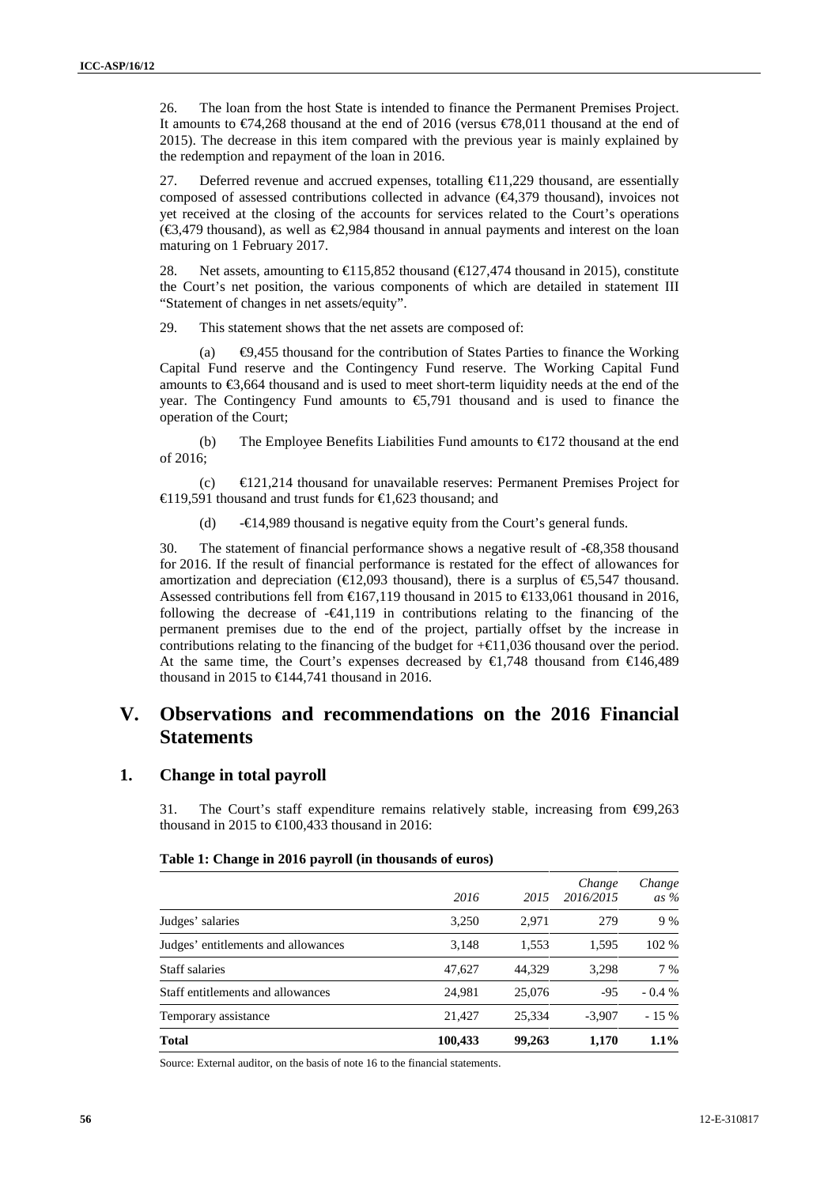26. The loan from the host State is intended to finance the Permanent Premises Project. It amounts to €74,268 thousand at the end of 2016 (versus €78,011 thousand at the end of 2015). The decrease in this item compared with the previous year is mainly explained by the redemption and repayment of the loan in 2016.

27. Deferred revenue and accrued expenses, totalling €11,229 thousand, are essentially composed of assessed contributions collected in advance (€4,379 thousand), invoices not yet received at the closing of the accounts for services related to the Court's operations (€3,479 thousand), as well as €2,984 thousand in annual payments and interest on the loan maturing on 1 February 2017.

28. Net assets, amounting to €115,852 thousand (€127,474 thousand in 2015), constitute the Court's net position, the various components of which are detailed in statement III "Statement of changes in net assets/equity".

29. This statement shows that the net assets are composed of:

(a) €9,455 thousand for the contribution of States Parties to finance the Working Capital Fund reserve and the Contingency Fund reserve. The Working Capital Fund amounts to €3,664 thousand and is used to meet short-term liquidity needs at the end of the year. The Contingency Fund amounts to €5,791 thousand and is used to finance the operation of the Court;

(b) The Employee Benefits Liabilities Fund amounts to €172 thousand at the end of 2016;

(c) €121,214 thousand for unavailable reserves: Permanent Premises Project for €119,591 thousand and trust funds for €1,623 thousand; and

(d) -€14,989 thousand is negative equity from the Court's general funds.

30. The statement of financial performance shows a negative result of -€8,358 thousand for 2016. If the result of financial performance is restated for the effect of allowances for amortization and depreciation (€12,093 thousand), there is a surplus of €5,547 thousand. Assessed contributions fell from €167,119 thousand in 2015 to €133,061 thousand in 2016, following the decrease of -€41,119 in contributions relating to the financing of the permanent premises due to the end of the project, partially offset by the increase in contributions relating to the financing of the budget for +€11,036 thousand over the period. At the same time, the Court's expenses decreased by €1,748 thousand from €146,489 thousand in 2015 to €144,741 thousand in 2016.

# V. Observations and recommendations on the 2016 Financial Statements

## 1. Change in total payroll

31. The Court's staff expenditure remains relatively stable, increasing from €99,263 thousand in 2015 to €100,433 thousand in 2016:

**Table 1: Change in 2016 payroll (in thousands of euros)**

| | *2016* | *2015* | *Change 2016/2015* | *Change as %* |
|---|---|---|---|---|
| Judges' salaries | 3,250 | 2,971 | 279 | 9 % |
| Judges' entitlements and allowances | 3,148 | 1,553 | 1,595 | 102 % |
| Staff salaries | 47,627 | 44,329 | 3,298 | 7 % |
| Staff entitlements and allowances | 24,981 | 25,076 | -95 | - 0.4 % |
| Temporary assistance | 21,427 | 25,334 | -3,907 | - 15 % |
| **Total** | **100,433** | **99,263** | **1,170** | **1.1%** |

Source: External auditor, on the basis of note 16 to the financial statements.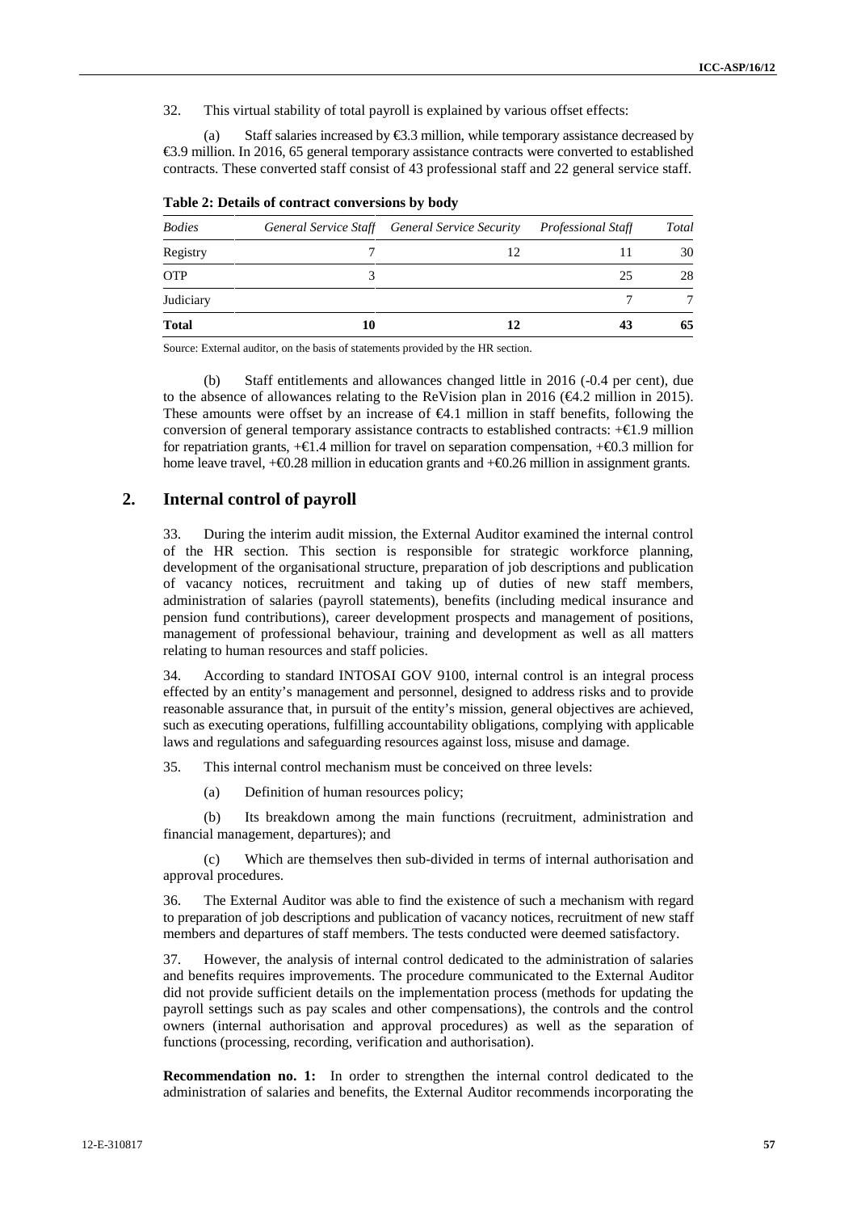32. This virtual stability of total payroll is explained by various offset effects:

(a) Staff salaries increased by €3.3 million, while temporary assistance decreased by €3.9 million. In 2016, 65 general temporary assistance contracts were converted to established contracts. These converted staff consist of 43 professional staff and 22 general service staff.

**Table 2: Details of contract conversions by body**

| *Bodies* | *General Service Staff* | *General Service Security* | *Professional Staff* | *Total* |
|---|---|---|---|---|
| Registry | 7 | 12 | 11 | 30 |
| OTP | 3 | | 25 | 28 |
| Judiciary | | | 7 | 7 |
| **Total** | **10** | **12** | **43** | **65** |

Source: External auditor, on the basis of statements provided by the HR section.

(b) Staff entitlements and allowances changed little in 2016 (-0.4 per cent), due to the absence of allowances relating to the ReVision plan in 2016 (€4.2 million in 2015). These amounts were offset by an increase of €4.1 million in staff benefits, following the conversion of general temporary assistance contracts to established contracts: +€1.9 million for repatriation grants, +€1.4 million for travel on separation compensation, +€0.3 million for home leave travel, +€0.28 million in education grants and +€0.26 million in assignment grants.

## 2. Internal control of payroll

33. During the interim audit mission, the External Auditor examined the internal control of the HR section. This section is responsible for strategic workforce planning, development of the organisational structure, preparation of job descriptions and publication of vacancy notices, recruitment and taking up of duties of new staff members, administration of salaries (payroll statements), benefits (including medical insurance and pension fund contributions), career development prospects and management of positions, management of professional behaviour, training and development as well as all matters relating to human resources and staff policies.

34. According to standard INTOSAI GOV 9100, internal control is an integral process effected by an entity's management and personnel, designed to address risks and to provide reasonable assurance that, in pursuit of the entity's mission, general objectives are achieved, such as executing operations, fulfilling accountability obligations, complying with applicable laws and regulations and safeguarding resources against loss, misuse and damage.

35. This internal control mechanism must be conceived on three levels:

(a) Definition of human resources policy;

(b) Its breakdown among the main functions (recruitment, administration and financial management, departures); and

(c) Which are themselves then sub-divided in terms of internal authorisation and approval procedures.

36. The External Auditor was able to find the existence of such a mechanism with regard to preparation of job descriptions and publication of vacancy notices, recruitment of new staff members and departures of staff members. The tests conducted were deemed satisfactory.

37. However, the analysis of internal control dedicated to the administration of salaries and benefits requires improvements. The procedure communicated to the External Auditor did not provide sufficient details on the implementation process (methods for updating the payroll settings such as pay scales and other compensations), the controls and the control owners (internal authorisation and approval procedures) as well as the separation of functions (processing, recording, verification and authorisation).

**Recommendation no. 1:** In order to strengthen the internal control dedicated to the administration of salaries and benefits, the External Auditor recommends incorporating the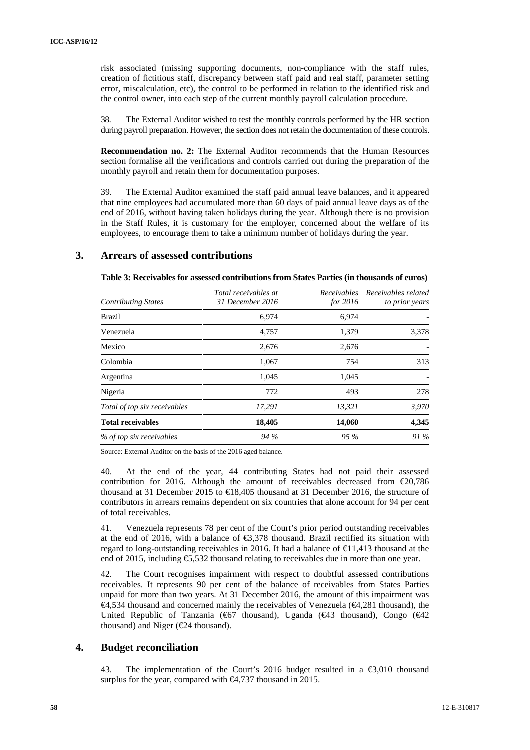risk associated (missing supporting documents, non-compliance with the staff rules, creation of fictitious staff, discrepancy between staff paid and real staff, parameter setting error, miscalculation, etc), the control to be performed in relation to the identified risk and the control owner, into each step of the current monthly payroll calculation procedure.

38. The External Auditor wished to test the monthly controls performed by the HR section during payroll preparation. However, the section does not retain the documentation of these controls.

**Recommendation no. 2:** The External Auditor recommends that the Human Resources section formalise all the verifications and controls carried out during the preparation of the monthly payroll and retain them for documentation purposes.

39. The External Auditor examined the staff paid annual leave balances, and it appeared that nine employees had accumulated more than 60 days of paid annual leave days as of the end of 2016, without having taken holidays during the year. Although there is no provision in the Staff Rules, it is customary for the employer, concerned about the welfare of its employees, to encourage them to take a minimum number of holidays during the year.

## 3. Arrears of assessed contributions

**Table 3: Receivables for assessed contributions from States Parties (in thousands of euros)**

| *Contributing States* | *Total receivables at 31 December 2016* | *Receivables for 2016* | *Receivables related to prior years* |
|---|---|---|---|
| Brazil | 6,974 | 6,974 | - |
| Venezuela | 4,757 | 1,379 | 3,378 |
| Mexico | 2,676 | 2,676 | - |
| Colombia | 1,067 | 754 | 313 |
| Argentina | 1,045 | 1,045 | - |
| Nigeria | 772 | 493 | 278 |
| *Total of top six receivables* | *17,291* | *13,321* | *3,970* |
| **Total receivables** | **18,405** | **14,060** | **4,345** |
| *% of top six receivables* | *94 %* | *95 %* | *91 %* |

Source: External Auditor on the basis of the 2016 aged balance.

40. At the end of the year, 44 contributing States had not paid their assessed contribution for 2016. Although the amount of receivables decreased from €20,786 thousand at 31 December 2015 to €18,405 thousand at 31 December 2016, the structure of contributors in arrears remains dependent on six countries that alone account for 94 per cent of total receivables.

41. Venezuela represents 78 per cent of the Court's prior period outstanding receivables at the end of 2016, with a balance of €3,378 thousand. Brazil rectified its situation with regard to long-outstanding receivables in 2016. It had a balance of €11,413 thousand at the end of 2015, including €5,532 thousand relating to receivables due in more than one year.

42. The Court recognises impairment with respect to doubtful assessed contributions receivables. It represents 90 per cent of the balance of receivables from States Parties unpaid for more than two years. At 31 December 2016, the amount of this impairment was €4,534 thousand and concerned mainly the receivables of Venezuela (€4,281 thousand), the United Republic of Tanzania (€67 thousand), Uganda (€43 thousand), Congo (€42 thousand) and Niger (€24 thousand).

## 4. Budget reconciliation

43. The implementation of the Court's 2016 budget resulted in a €3,010 thousand surplus for the year, compared with €4,737 thousand in 2015.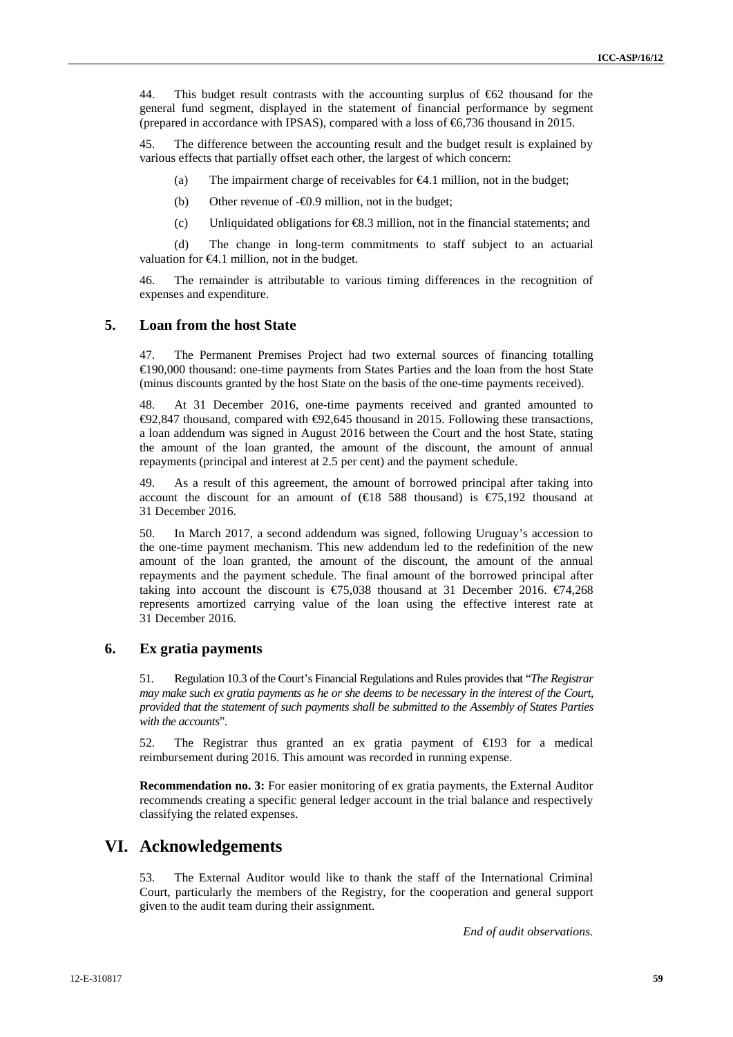44. This budget result contrasts with the accounting surplus of €62 thousand for the general fund segment, displayed in the statement of financial performance by segment (prepared in accordance with IPSAS), compared with a loss of €6,736 thousand in 2015.

45. The difference between the accounting result and the budget result is explained by various effects that partially offset each other, the largest of which concern:

(a) The impairment charge of receivables for €4.1 million, not in the budget;

(b) Other revenue of -€0.9 million, not in the budget;

(c) Unliquidated obligations for €8.3 million, not in the financial statements; and

(d) The change in long-term commitments to staff subject to an actuarial valuation for €4.1 million, not in the budget.

46. The remainder is attributable to various timing differences in the recognition of expenses and expenditure.

## 5. Loan from the host State

47. The Permanent Premises Project had two external sources of financing totalling €190,000 thousand: one-time payments from States Parties and the loan from the host State (minus discounts granted by the host State on the basis of the one-time payments received).

48. At 31 December 2016, one-time payments received and granted amounted to €92,847 thousand, compared with €92,645 thousand in 2015. Following these transactions, a loan addendum was signed in August 2016 between the Court and the host State, stating the amount of the loan granted, the amount of the discount, the amount of annual repayments (principal and interest at 2.5 per cent) and the payment schedule.

49. As a result of this agreement, the amount of borrowed principal after taking into account the discount for an amount of (€18 588 thousand) is €75,192 thousand at 31 December 2016.

50. In March 2017, a second addendum was signed, following Uruguay's accession to the one-time payment mechanism. This new addendum led to the redefinition of the new amount of the loan granted, the amount of the discount, the amount of the annual repayments and the payment schedule. The final amount of the borrowed principal after taking into account the discount is €75,038 thousand at 31 December 2016. €74,268 represents amortized carrying value of the loan using the effective interest rate at 31 December 2016.

## 6. Ex gratia payments

51. Regulation 10.3 of the Court's Financial Regulations and Rules provides that "*The Registrar may make such ex gratia payments as he or she deems to be necessary in the interest of the Court, provided that the statement of such payments shall be submitted to the Assembly of States Parties with the accounts*".

52. The Registrar thus granted an ex gratia payment of €193 for a medical reimbursement during 2016. This amount was recorded in running expense.

**Recommendation no. 3:** For easier monitoring of ex gratia payments, the External Auditor recommends creating a specific general ledger account in the trial balance and respectively classifying the related expenses.

# VI. Acknowledgements

53. The External Auditor would like to thank the staff of the International Criminal Court, particularly the members of the Registry, for the cooperation and general support given to the audit team during their assignment.

*End of audit observations.*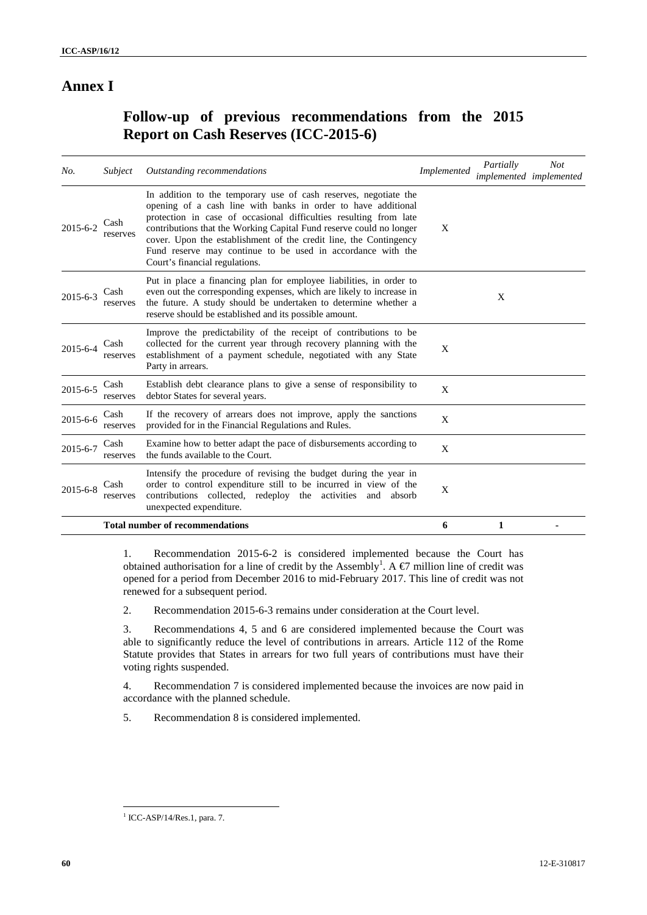# Annex I

## Follow-up of previous recommendations from the 2015 Report on Cash Reserves (ICC-2015-6)

| *No.* | *Subject* | *Outstanding recommendations* | *Implemented* | *Partially implemented* | *Not implemented* |
|---|---|---|---|---|---|
| 2015-6-2 | Cash reserves | In addition to the temporary use of cash reserves, negotiate the opening of a cash line with banks in order to have additional protection in case of occasional difficulties resulting from late contributions that the Working Capital Fund reserve could no longer cover. Upon the establishment of the credit line, the Contingency Fund reserve may continue to be used in accordance with the Court's financial regulations. | X | | |
| 2015-6-3 | Cash reserves | Put in place a financing plan for employee liabilities, in order to even out the corresponding expenses, which are likely to increase in the future. A study should be undertaken to determine whether a reserve should be established and its possible amount. | | X | |
| 2015-6-4 | Cash reserves | Improve the predictability of the receipt of contributions to be collected for the current year through recovery planning with the establishment of a payment schedule, negotiated with any State Party in arrears. | X | | |
| 2015-6-5 | Cash reserves | Establish debt clearance plans to give a sense of responsibility to debtor States for several years. | X | | |
| 2015-6-6 | Cash reserves | If the recovery of arrears does not improve, apply the sanctions provided for in the Financial Regulations and Rules. | X | | |
| 2015-6-7 | Cash reserves | Examine how to better adapt the pace of disbursements according to the funds available to the Court. | X | | |
| 2015-6-8 | Cash reserves | Intensify the procedure of revising the budget during the year in order to control expenditure still to be incurred in view of the contributions collected, redeploy the activities and absorb unexpected expenditure. | X | | |
| | | **Total number of recommendations** | **6** | **1** | **-** |

1. Recommendation 2015-6-2 is considered implemented because the Court has obtained authorisation for a line of credit by the Assembly[1]. A €7 million line of credit was opened for a period from December 2016 to mid-February 2017. This line of credit was not renewed for a subsequent period.

2. Recommendation 2015-6-3 remains under consideration at the Court level.

3. Recommendations 4, 5 and 6 are considered implemented because the Court was able to significantly reduce the level of contributions in arrears. Article 112 of the Rome Statute provides that States in arrears for two full years of contributions must have their voting rights suspended.

4. Recommendation 7 is considered implemented because the invoices are now paid in accordance with the planned schedule.

5. Recommendation 8 is considered implemented.

[1] ICC-ASP/14/Res.1, para. 7.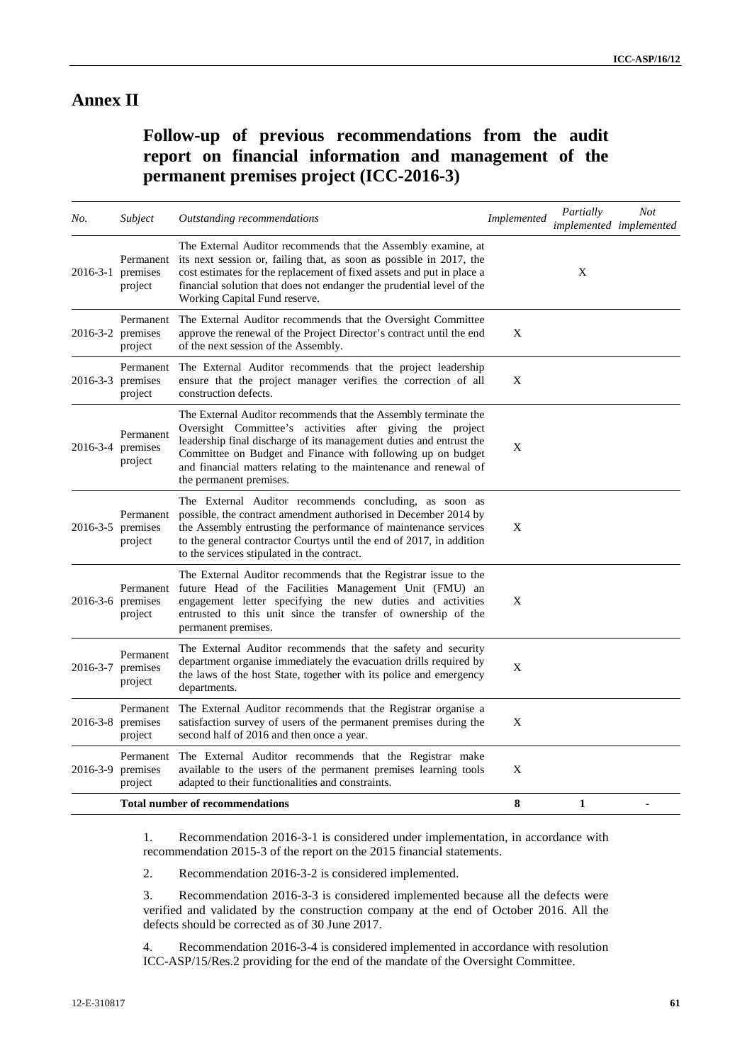# Annex II

## Follow-up of previous recommendations from the audit report on financial information and management of the permanent premises project (ICC-2016-3)

| *No.* | *Subject* | *Outstanding recommendations* | *Implemented* | *Partially implemented* | *Not implemented* |
|---|---|---|---|---|---|
| 2016-3-1 | Permanent premises project | The External Auditor recommends that the Assembly examine, at its next session or, failing that, as soon as possible in 2017, the cost estimates for the replacement of fixed assets and put in place a financial solution that does not endanger the prudential level of the Working Capital Fund reserve. | | X | |
| 2016-3-2 | Permanent premises project | The External Auditor recommends that the Oversight Committee approve the renewal of the Project Director's contract until the end of the next session of the Assembly. | X | | |
| 2016-3-3 | Permanent premises project | The External Auditor recommends that the project leadership ensure that the project manager verifies the correction of all construction defects. | X | | |
| 2016-3-4 | Permanent premises project | The External Auditor recommends that the Assembly terminate the Oversight Committee's activities after giving the project leadership final discharge of its management duties and entrust the Committee on Budget and Finance with following up on budget and financial matters relating to the maintenance and renewal of the permanent premises. | X | | |
| 2016-3-5 | Permanent premises project | The External Auditor recommends concluding, as soon as possible, the contract amendment authorised in December 2014 by the Assembly entrusting the performance of maintenance services to the general contractor Courtys until the end of 2017, in addition to the services stipulated in the contract. | X | | |
| 2016-3-6 | Permanent premises project | The External Auditor recommends that the Registrar issue to the future Head of the Facilities Management Unit (FMU) an engagement letter specifying the new duties and activities entrusted to this unit since the transfer of ownership of the permanent premises. | X | | |
| 2016-3-7 | Permanent premises project | The External Auditor recommends that the safety and security department organise immediately the evacuation drills required by the laws of the host State, together with its police and emergency departments. | X | | |
| 2016-3-8 | Permanent premises project | The External Auditor recommends that the Registrar organise a satisfaction survey of users of the permanent premises during the second half of 2016 and then once a year. | X | | |
| 2016-3-9 | Permanent premises project | The External Auditor recommends that the Registrar make available to the users of the permanent premises learning tools adapted to their functionalities and constraints. | X | | |
| | **Total number of recommendations** | | **8** | **1** | **-** |

1. Recommendation 2016-3-1 is considered under implementation, in accordance with recommendation 2015-3 of the report on the 2015 financial statements.

2. Recommendation 2016-3-2 is considered implemented.

3. Recommendation 2016-3-3 is considered implemented because all the defects were verified and validated by the construction company at the end of October 2016. All the defects should be corrected as of 30 June 2017.

4. Recommendation 2016-3-4 is considered implemented in accordance with resolution ICC-ASP/15/Res.2 providing for the end of the mandate of the Oversight Committee.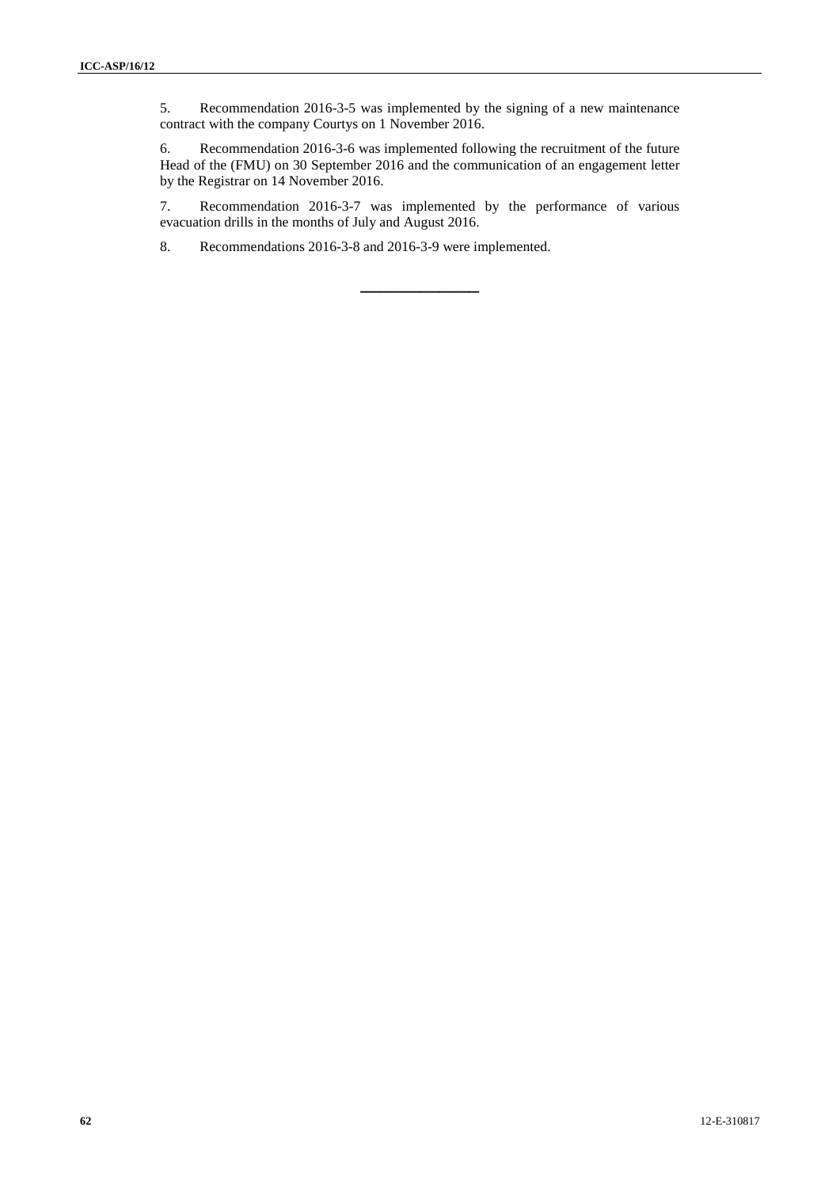5. Recommendation 2016-3-5 was implemented by the signing of a new maintenance contract with the company Courtys on 1 November 2016.

6. Recommendation 2016-3-6 was implemented following the recruitment of the future Head of the (FMU) on 30 September 2016 and the communication of an engagement letter by the Registrar on 14 November 2016.

7. Recommendation 2016-3-7 was implemented by the performance of various evacuation drills in the months of July and August 2016.

8. Recommendations 2016-3-8 and 2016-3-9 were implemented.

---